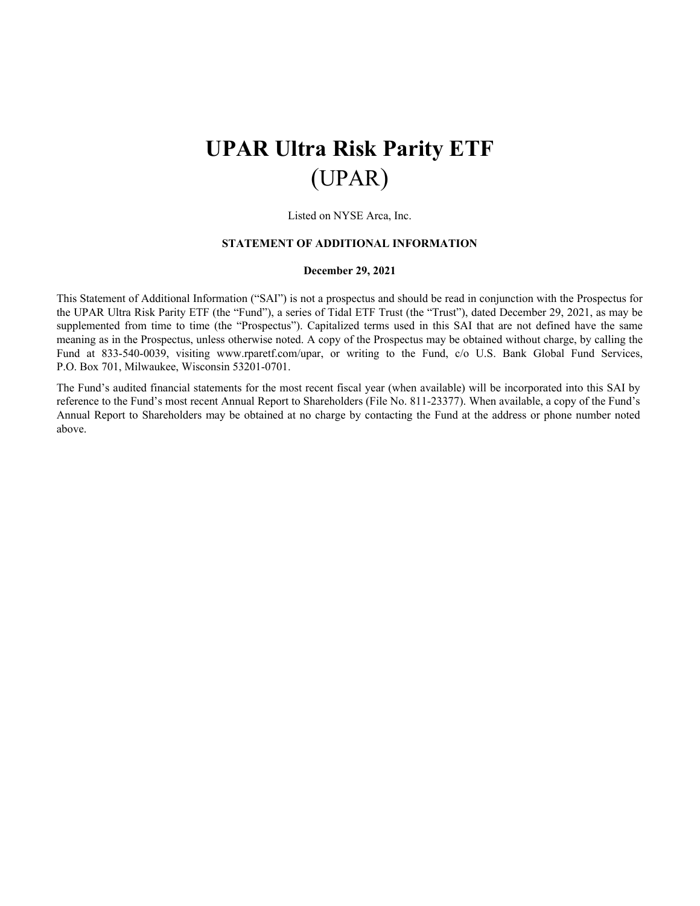# UPAR Ultra Risk Parity ETF
# (UPAR)

Listed on NYSE Arca, Inc.

**STATEMENT OF ADDITIONAL INFORMATION**

**December 29, 2021**

This Statement of Additional Information ("SAI") is not a prospectus and should be read in conjunction with the Prospectus for the UPAR Ultra Risk Parity ETF (the "Fund"), a series of Tidal ETF Trust (the "Trust"), dated December 29, 2021, as may be supplemented from time to time (the "Prospectus"). Capitalized terms used in this SAI that are not defined have the same meaning as in the Prospectus, unless otherwise noted. A copy of the Prospectus may be obtained without charge, by calling the Fund at 833-540-0039, visiting www.rparetf.com/upar, or writing to the Fund, c/o U.S. Bank Global Fund Services, P.O. Box 701, Milwaukee, Wisconsin 53201-0701.

The Fund's audited financial statements for the most recent fiscal year (when available) will be incorporated into this SAI by reference to the Fund's most recent Annual Report to Shareholders (File No. 811-23377). When available, a copy of the Fund's Annual Report to Shareholders may be obtained at no charge by contacting the Fund at the address or phone number noted above.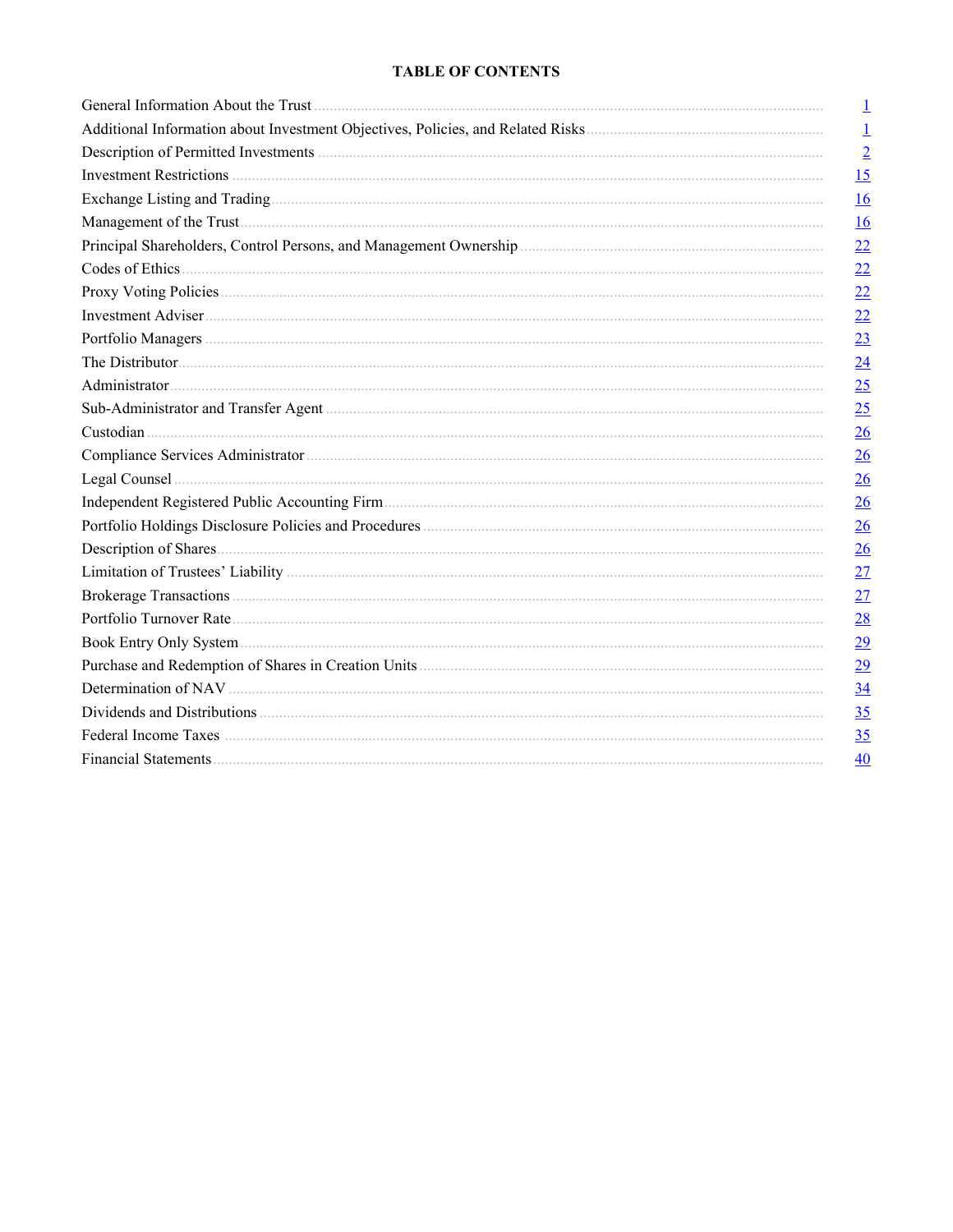# TABLE OF CONTENTS

| | |
|---|---|
| General Information About the Trust | 1 |
| Additional Information about Investment Objectives, Policies, and Related Risks | 1 |
| Description of Permitted Investments | 2 |
| Investment Restrictions | 15 |
| Exchange Listing and Trading | 16 |
| Management of the Trust | 16 |
| Principal Shareholders, Control Persons, and Management Ownership | 22 |
| Codes of Ethics | 22 |
| Proxy Voting Policies | 22 |
| Investment Adviser | 22 |
| Portfolio Managers | 23 |
| The Distributor | 24 |
| Administrator | 25 |
| Sub-Administrator and Transfer Agent | 25 |
| Custodian | 26 |
| Compliance Services Administrator | 26 |
| Legal Counsel | 26 |
| Independent Registered Public Accounting Firm | 26 |
| Portfolio Holdings Disclosure Policies and Procedures | 26 |
| Description of Shares | 26 |
| Limitation of Trustees' Liability | 27 |
| Brokerage Transactions | 27 |
| Portfolio Turnover Rate | 28 |
| Book Entry Only System | 29 |
| Purchase and Redemption of Shares in Creation Units | 29 |
| Determination of NAV | 34 |
| Dividends and Distributions | 35 |
| Federal Income Taxes | 35 |
| Financial Statements | 40 |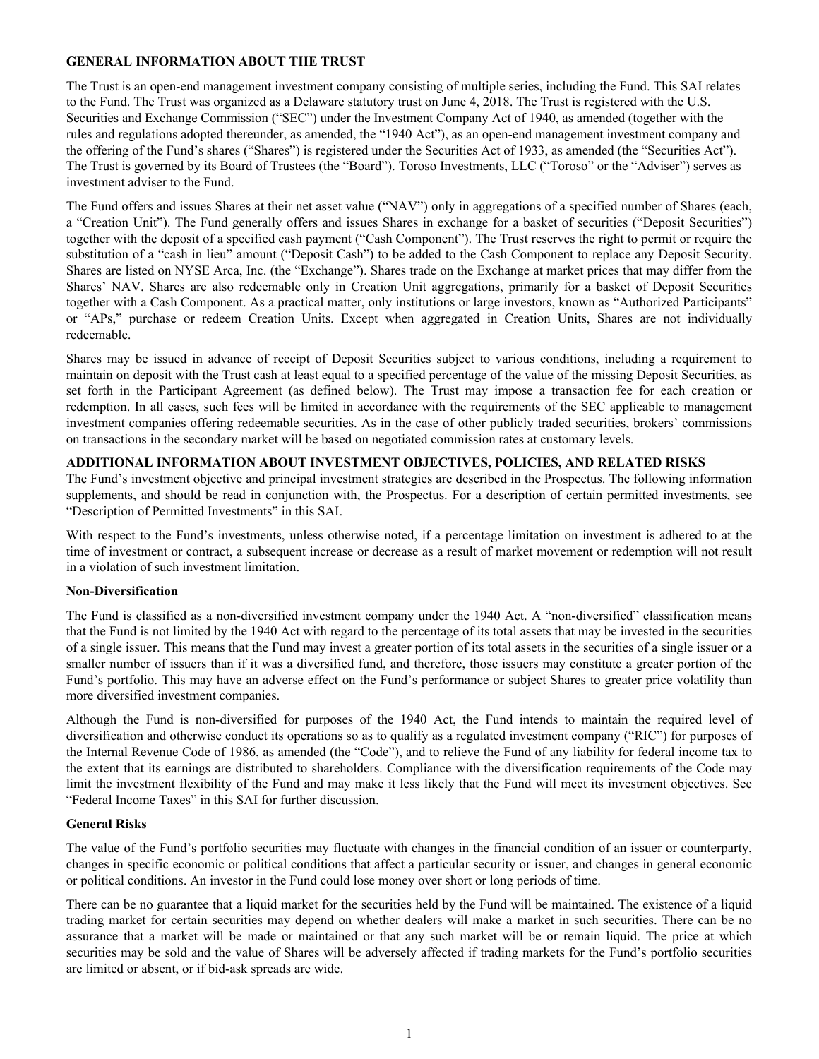## GENERAL INFORMATION ABOUT THE TRUST

The Trust is an open-end management investment company consisting of multiple series, including the Fund. This SAI relates to the Fund. The Trust was organized as a Delaware statutory trust on June 4, 2018. The Trust is registered with the U.S. Securities and Exchange Commission ("SEC") under the Investment Company Act of 1940, as amended (together with the rules and regulations adopted thereunder, as amended, the "1940 Act"), as an open-end management investment company and the offering of the Fund's shares ("Shares") is registered under the Securities Act of 1933, as amended (the "Securities Act"). The Trust is governed by its Board of Trustees (the "Board"). Toroso Investments, LLC ("Toroso" or the "Adviser") serves as investment adviser to the Fund.

The Fund offers and issues Shares at their net asset value ("NAV") only in aggregations of a specified number of Shares (each, a "Creation Unit"). The Fund generally offers and issues Shares in exchange for a basket of securities ("Deposit Securities") together with the deposit of a specified cash payment ("Cash Component"). The Trust reserves the right to permit or require the substitution of a "cash in lieu" amount ("Deposit Cash") to be added to the Cash Component to replace any Deposit Security. Shares are listed on NYSE Arca, Inc. (the "Exchange"). Shares trade on the Exchange at market prices that may differ from the Shares' NAV. Shares are also redeemable only in Creation Unit aggregations, primarily for a basket of Deposit Securities together with a Cash Component. As a practical matter, only institutions or large investors, known as "Authorized Participants" or "APs," purchase or redeem Creation Units. Except when aggregated in Creation Units, Shares are not individually redeemable.

Shares may be issued in advance of receipt of Deposit Securities subject to various conditions, including a requirement to maintain on deposit with the Trust cash at least equal to a specified percentage of the value of the missing Deposit Securities, as set forth in the Participant Agreement (as defined below). The Trust may impose a transaction fee for each creation or redemption. In all cases, such fees will be limited in accordance with the requirements of the SEC applicable to management investment companies offering redeemable securities. As in the case of other publicly traded securities, brokers' commissions on transactions in the secondary market will be based on negotiated commission rates at customary levels.

## ADDITIONAL INFORMATION ABOUT INVESTMENT OBJECTIVES, POLICIES, AND RELATED RISKS

The Fund's investment objective and principal investment strategies are described in the Prospectus. The following information supplements, and should be read in conjunction with, the Prospectus. For a description of certain permitted investments, see "Description of Permitted Investments" in this SAI.

With respect to the Fund's investments, unless otherwise noted, if a percentage limitation on investment is adhered to at the time of investment or contract, a subsequent increase or decrease as a result of market movement or redemption will not result in a violation of such investment limitation.

### Non-Diversification

The Fund is classified as a non-diversified investment company under the 1940 Act. A "non-diversified" classification means that the Fund is not limited by the 1940 Act with regard to the percentage of its total assets that may be invested in the securities of a single issuer. This means that the Fund may invest a greater portion of its total assets in the securities of a single issuer or a smaller number of issuers than if it was a diversified fund, and therefore, those issuers may constitute a greater portion of the Fund's portfolio. This may have an adverse effect on the Fund's performance or subject Shares to greater price volatility than more diversified investment companies.

Although the Fund is non-diversified for purposes of the 1940 Act, the Fund intends to maintain the required level of diversification and otherwise conduct its operations so as to qualify as a regulated investment company ("RIC") for purposes of the Internal Revenue Code of 1986, as amended (the "Code"), and to relieve the Fund of any liability for federal income tax to the extent that its earnings are distributed to shareholders. Compliance with the diversification requirements of the Code may limit the investment flexibility of the Fund and may make it less likely that the Fund will meet its investment objectives. See "Federal Income Taxes" in this SAI for further discussion.

### General Risks

The value of the Fund's portfolio securities may fluctuate with changes in the financial condition of an issuer or counterparty, changes in specific economic or political conditions that affect a particular security or issuer, and changes in general economic or political conditions. An investor in the Fund could lose money over short or long periods of time.

There can be no guarantee that a liquid market for the securities held by the Fund will be maintained. The existence of a liquid trading market for certain securities may depend on whether dealers will make a market in such securities. There can be no assurance that a market will be made or maintained or that any such market will be or remain liquid. The price at which securities may be sold and the value of Shares will be adversely affected if trading markets for the Fund's portfolio securities are limited or absent, or if bid-ask spreads are wide.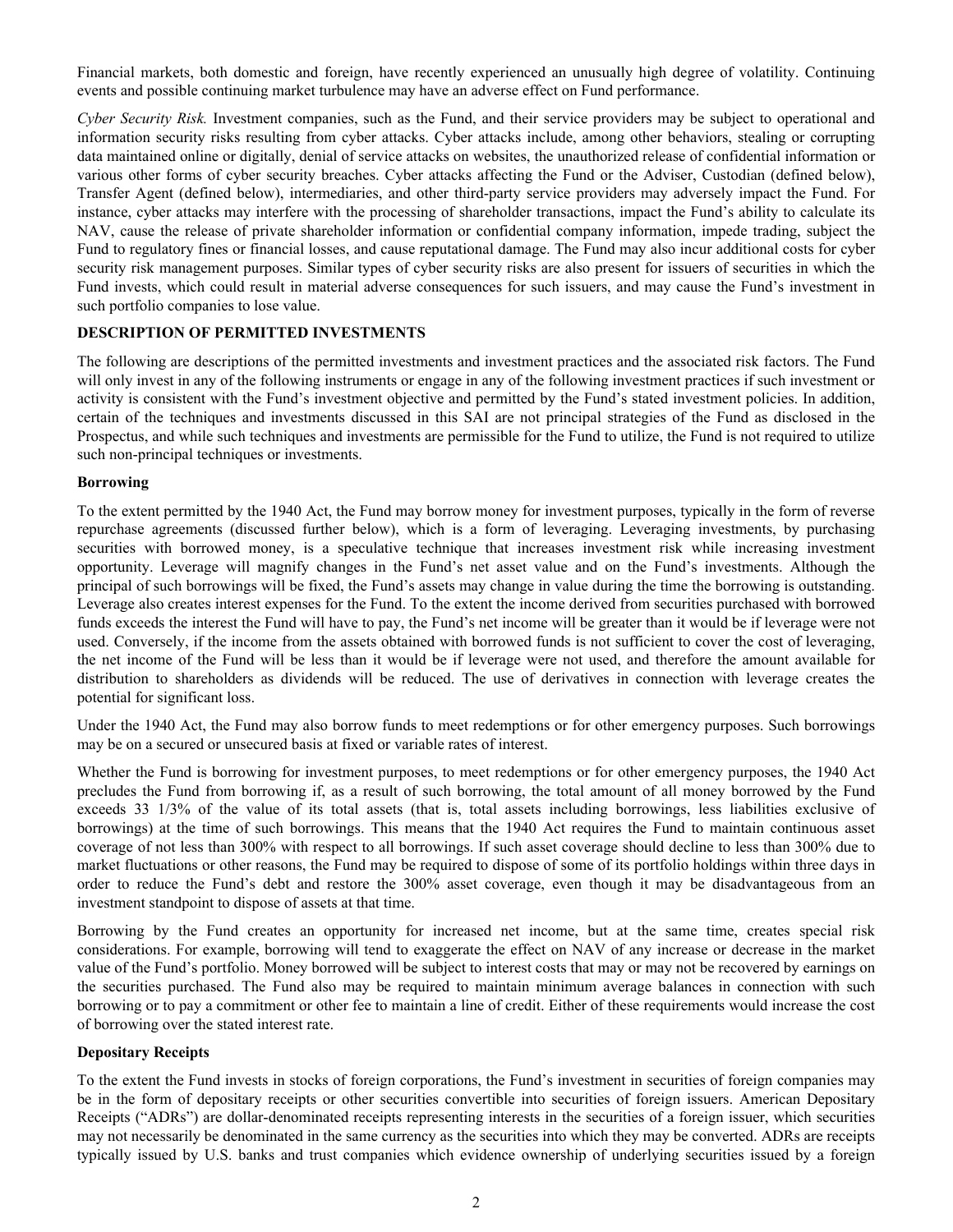Financial markets, both domestic and foreign, have recently experienced an unusually high degree of volatility. Continuing events and possible continuing market turbulence may have an adverse effect on Fund performance.

*Cyber Security Risk.* Investment companies, such as the Fund, and their service providers may be subject to operational and information security risks resulting from cyber attacks. Cyber attacks include, among other behaviors, stealing or corrupting data maintained online or digitally, denial of service attacks on websites, the unauthorized release of confidential information or various other forms of cyber security breaches. Cyber attacks affecting the Fund or the Adviser, Custodian (defined below), Transfer Agent (defined below), intermediaries, and other third-party service providers may adversely impact the Fund. For instance, cyber attacks may interfere with the processing of shareholder transactions, impact the Fund's ability to calculate its NAV, cause the release of private shareholder information or confidential company information, impede trading, subject the Fund to regulatory fines or financial losses, and cause reputational damage. The Fund may also incur additional costs for cyber security risk management purposes. Similar types of cyber security risks are also present for issuers of securities in which the Fund invests, which could result in material adverse consequences for such issuers, and may cause the Fund's investment in such portfolio companies to lose value.

## DESCRIPTION OF PERMITTED INVESTMENTS

The following are descriptions of the permitted investments and investment practices and the associated risk factors. The Fund will only invest in any of the following instruments or engage in any of the following investment practices if such investment or activity is consistent with the Fund's investment objective and permitted by the Fund's stated investment policies. In addition, certain of the techniques and investments discussed in this SAI are not principal strategies of the Fund as disclosed in the Prospectus, and while such techniques and investments are permissible for the Fund to utilize, the Fund is not required to utilize such non-principal techniques or investments.

### Borrowing

To the extent permitted by the 1940 Act, the Fund may borrow money for investment purposes, typically in the form of reverse repurchase agreements (discussed further below), which is a form of leveraging. Leveraging investments, by purchasing securities with borrowed money, is a speculative technique that increases investment risk while increasing investment opportunity. Leverage will magnify changes in the Fund's net asset value and on the Fund's investments. Although the principal of such borrowings will be fixed, the Fund's assets may change in value during the time the borrowing is outstanding. Leverage also creates interest expenses for the Fund. To the extent the income derived from securities purchased with borrowed funds exceeds the interest the Fund will have to pay, the Fund's net income will be greater than it would be if leverage were not used. Conversely, if the income from the assets obtained with borrowed funds is not sufficient to cover the cost of leveraging, the net income of the Fund will be less than it would be if leverage were not used, and therefore the amount available for distribution to shareholders as dividends will be reduced. The use of derivatives in connection with leverage creates the potential for significant loss.

Under the 1940 Act, the Fund may also borrow funds to meet redemptions or for other emergency purposes. Such borrowings may be on a secured or unsecured basis at fixed or variable rates of interest.

Whether the Fund is borrowing for investment purposes, to meet redemptions or for other emergency purposes, the 1940 Act precludes the Fund from borrowing if, as a result of such borrowing, the total amount of all money borrowed by the Fund exceeds 33 1/3% of the value of its total assets (that is, total assets including borrowings, less liabilities exclusive of borrowings) at the time of such borrowings. This means that the 1940 Act requires the Fund to maintain continuous asset coverage of not less than 300% with respect to all borrowings. If such asset coverage should decline to less than 300% due to market fluctuations or other reasons, the Fund may be required to dispose of some of its portfolio holdings within three days in order to reduce the Fund's debt and restore the 300% asset coverage, even though it may be disadvantageous from an investment standpoint to dispose of assets at that time.

Borrowing by the Fund creates an opportunity for increased net income, but at the same time, creates special risk considerations. For example, borrowing will tend to exaggerate the effect on NAV of any increase or decrease in the market value of the Fund's portfolio. Money borrowed will be subject to interest costs that may or may not be recovered by earnings on the securities purchased. The Fund also may be required to maintain minimum average balances in connection with such borrowing or to pay a commitment or other fee to maintain a line of credit. Either of these requirements would increase the cost of borrowing over the stated interest rate.

### Depositary Receipts

To the extent the Fund invests in stocks of foreign corporations, the Fund's investment in securities of foreign companies may be in the form of depositary receipts or other securities convertible into securities of foreign issuers. American Depositary Receipts ("ADRs") are dollar-denominated receipts representing interests in the securities of a foreign issuer, which securities may not necessarily be denominated in the same currency as the securities into which they may be converted. ADRs are receipts typically issued by U.S. banks and trust companies which evidence ownership of underlying securities issued by a foreign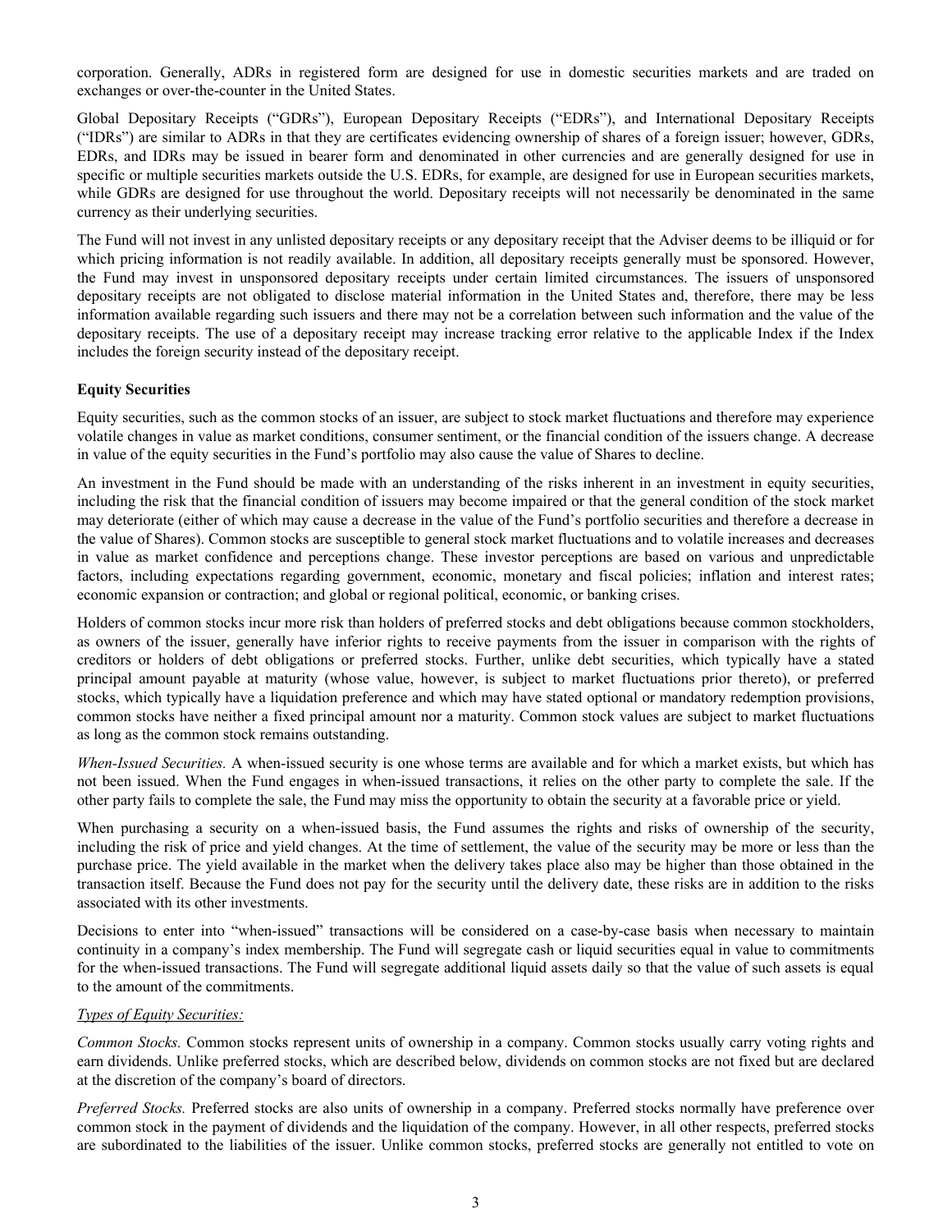corporation. Generally, ADRs in registered form are designed for use in domestic securities markets and are traded on exchanges or over-the-counter in the United States.

Global Depositary Receipts ("GDRs"), European Depositary Receipts ("EDRs"), and International Depositary Receipts ("IDRs") are similar to ADRs in that they are certificates evidencing ownership of shares of a foreign issuer; however, GDRs, EDRs, and IDRs may be issued in bearer form and denominated in other currencies and are generally designed for use in specific or multiple securities markets outside the U.S. EDRs, for example, are designed for use in European securities markets, while GDRs are designed for use throughout the world. Depositary receipts will not necessarily be denominated in the same currency as their underlying securities.

The Fund will not invest in any unlisted depositary receipts or any depositary receipt that the Adviser deems to be illiquid or for which pricing information is not readily available. In addition, all depositary receipts generally must be sponsored. However, the Fund may invest in unsponsored depositary receipts under certain limited circumstances. The issuers of unsponsored depositary receipts are not obligated to disclose material information in the United States and, therefore, there may be less information available regarding such issuers and there may not be a correlation between such information and the value of the depositary receipts. The use of a depositary receipt may increase tracking error relative to the applicable Index if the Index includes the foreign security instead of the depositary receipt.

**Equity Securities**

Equity securities, such as the common stocks of an issuer, are subject to stock market fluctuations and therefore may experience volatile changes in value as market conditions, consumer sentiment, or the financial condition of the issuers change. A decrease in value of the equity securities in the Fund's portfolio may also cause the value of Shares to decline.

An investment in the Fund should be made with an understanding of the risks inherent in an investment in equity securities, including the risk that the financial condition of issuers may become impaired or that the general condition of the stock market may deteriorate (either of which may cause a decrease in the value of the Fund's portfolio securities and therefore a decrease in the value of Shares). Common stocks are susceptible to general stock market fluctuations and to volatile increases and decreases in value as market confidence and perceptions change. These investor perceptions are based on various and unpredictable factors, including expectations regarding government, economic, monetary and fiscal policies; inflation and interest rates; economic expansion or contraction; and global or regional political, economic, or banking crises.

Holders of common stocks incur more risk than holders of preferred stocks and debt obligations because common stockholders, as owners of the issuer, generally have inferior rights to receive payments from the issuer in comparison with the rights of creditors or holders of debt obligations or preferred stocks. Further, unlike debt securities, which typically have a stated principal amount payable at maturity (whose value, however, is subject to market fluctuations prior thereto), or preferred stocks, which typically have a liquidation preference and which may have stated optional or mandatory redemption provisions, common stocks have neither a fixed principal amount nor a maturity. Common stock values are subject to market fluctuations as long as the common stock remains outstanding.

*When-Issued Securities.* A when-issued security is one whose terms are available and for which a market exists, but which has not been issued. When the Fund engages in when-issued transactions, it relies on the other party to complete the sale. If the other party fails to complete the sale, the Fund may miss the opportunity to obtain the security at a favorable price or yield.

When purchasing a security on a when-issued basis, the Fund assumes the rights and risks of ownership of the security, including the risk of price and yield changes. At the time of settlement, the value of the security may be more or less than the purchase price. The yield available in the market when the delivery takes place also may be higher than those obtained in the transaction itself. Because the Fund does not pay for the security until the delivery date, these risks are in addition to the risks associated with its other investments.

Decisions to enter into "when-issued" transactions will be considered on a case-by-case basis when necessary to maintain continuity in a company's index membership. The Fund will segregate cash or liquid securities equal in value to commitments for the when-issued transactions. The Fund will segregate additional liquid assets daily so that the value of such assets is equal to the amount of the commitments.

*Types of Equity Securities:*

*Common Stocks.* Common stocks represent units of ownership in a company. Common stocks usually carry voting rights and earn dividends. Unlike preferred stocks, which are described below, dividends on common stocks are not fixed but are declared at the discretion of the company's board of directors.

*Preferred Stocks.* Preferred stocks are also units of ownership in a company. Preferred stocks normally have preference over common stock in the payment of dividends and the liquidation of the company. However, in all other respects, preferred stocks are subordinated to the liabilities of the issuer. Unlike common stocks, preferred stocks are generally not entitled to vote on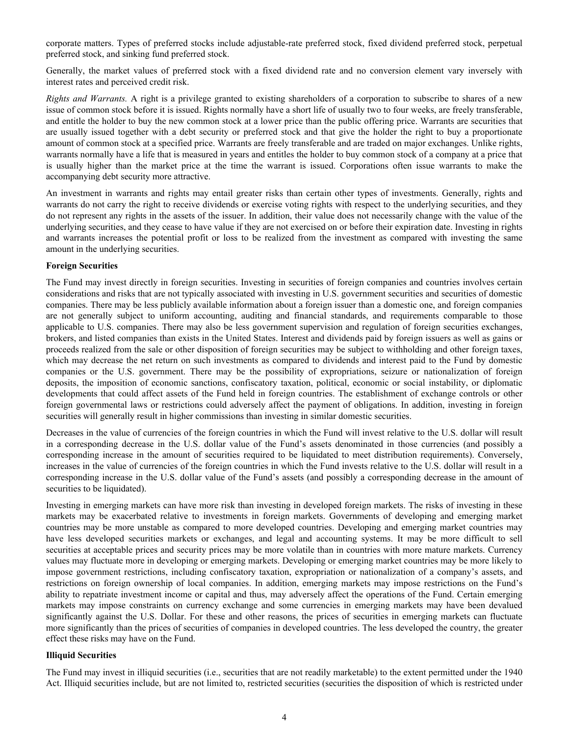corporate matters. Types of preferred stocks include adjustable-rate preferred stock, fixed dividend preferred stock, perpetual preferred stock, and sinking fund preferred stock.

Generally, the market values of preferred stock with a fixed dividend rate and no conversion element vary inversely with interest rates and perceived credit risk.

*Rights and Warrants.* A right is a privilege granted to existing shareholders of a corporation to subscribe to shares of a new issue of common stock before it is issued. Rights normally have a short life of usually two to four weeks, are freely transferable, and entitle the holder to buy the new common stock at a lower price than the public offering price. Warrants are securities that are usually issued together with a debt security or preferred stock and that give the holder the right to buy a proportionate amount of common stock at a specified price. Warrants are freely transferable and are traded on major exchanges. Unlike rights, warrants normally have a life that is measured in years and entitles the holder to buy common stock of a company at a price that is usually higher than the market price at the time the warrant is issued. Corporations often issue warrants to make the accompanying debt security more attractive.

An investment in warrants and rights may entail greater risks than certain other types of investments. Generally, rights and warrants do not carry the right to receive dividends or exercise voting rights with respect to the underlying securities, and they do not represent any rights in the assets of the issuer. In addition, their value does not necessarily change with the value of the underlying securities, and they cease to have value if they are not exercised on or before their expiration date. Investing in rights and warrants increases the potential profit or loss to be realized from the investment as compared with investing the same amount in the underlying securities.

**Foreign Securities**

The Fund may invest directly in foreign securities. Investing in securities of foreign companies and countries involves certain considerations and risks that are not typically associated with investing in U.S. government securities and securities of domestic companies. There may be less publicly available information about a foreign issuer than a domestic one, and foreign companies are not generally subject to uniform accounting, auditing and financial standards, and requirements comparable to those applicable to U.S. companies. There may also be less government supervision and regulation of foreign securities exchanges, brokers, and listed companies than exists in the United States. Interest and dividends paid by foreign issuers as well as gains or proceeds realized from the sale or other disposition of foreign securities may be subject to withholding and other foreign taxes, which may decrease the net return on such investments as compared to dividends and interest paid to the Fund by domestic companies or the U.S. government. There may be the possibility of expropriations, seizure or nationalization of foreign deposits, the imposition of economic sanctions, confiscatory taxation, political, economic or social instability, or diplomatic developments that could affect assets of the Fund held in foreign countries. The establishment of exchange controls or other foreign governmental laws or restrictions could adversely affect the payment of obligations. In addition, investing in foreign securities will generally result in higher commissions than investing in similar domestic securities.

Decreases in the value of currencies of the foreign countries in which the Fund will invest relative to the U.S. dollar will result in a corresponding decrease in the U.S. dollar value of the Fund's assets denominated in those currencies (and possibly a corresponding increase in the amount of securities required to be liquidated to meet distribution requirements). Conversely, increases in the value of currencies of the foreign countries in which the Fund invests relative to the U.S. dollar will result in a corresponding increase in the U.S. dollar value of the Fund's assets (and possibly a corresponding decrease in the amount of securities to be liquidated).

Investing in emerging markets can have more risk than investing in developed foreign markets. The risks of investing in these markets may be exacerbated relative to investments in foreign markets. Governments of developing and emerging market countries may be more unstable as compared to more developed countries. Developing and emerging market countries may have less developed securities markets or exchanges, and legal and accounting systems. It may be more difficult to sell securities at acceptable prices and security prices may be more volatile than in countries with more mature markets. Currency values may fluctuate more in developing or emerging markets. Developing or emerging market countries may be more likely to impose government restrictions, including confiscatory taxation, expropriation or nationalization of a company's assets, and restrictions on foreign ownership of local companies. In addition, emerging markets may impose restrictions on the Fund's ability to repatriate investment income or capital and thus, may adversely affect the operations of the Fund. Certain emerging markets may impose constraints on currency exchange and some currencies in emerging markets may have been devalued significantly against the U.S. Dollar. For these and other reasons, the prices of securities in emerging markets can fluctuate more significantly than the prices of securities of companies in developed countries. The less developed the country, the greater effect these risks may have on the Fund.

**Illiquid Securities**

The Fund may invest in illiquid securities (i.e., securities that are not readily marketable) to the extent permitted under the 1940 Act. Illiquid securities include, but are not limited to, restricted securities (securities the disposition of which is restricted under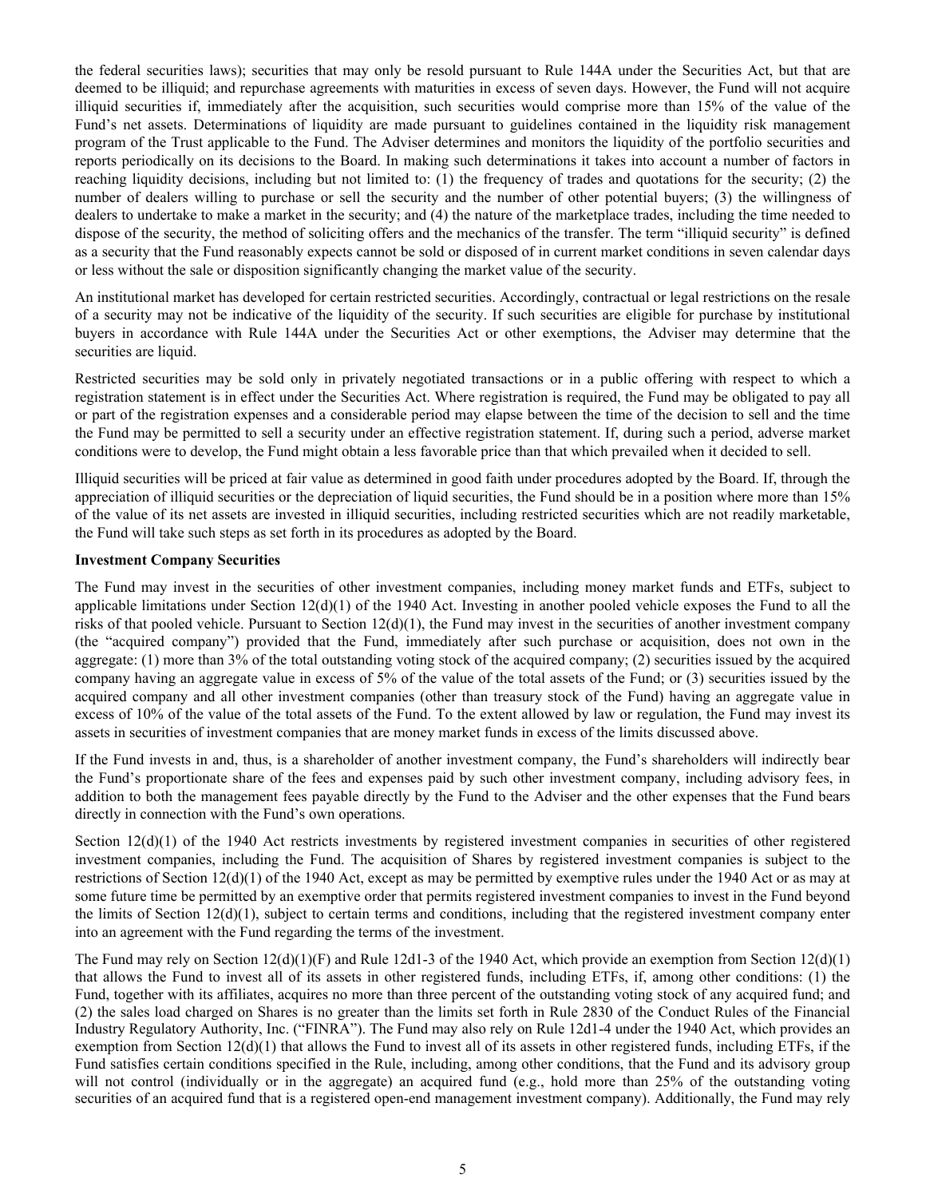the federal securities laws); securities that may only be resold pursuant to Rule 144A under the Securities Act, but that are deemed to be illiquid; and repurchase agreements with maturities in excess of seven days. However, the Fund will not acquire illiquid securities if, immediately after the acquisition, such securities would comprise more than 15% of the value of the Fund's net assets. Determinations of liquidity are made pursuant to guidelines contained in the liquidity risk management program of the Trust applicable to the Fund. The Adviser determines and monitors the liquidity of the portfolio securities and reports periodically on its decisions to the Board. In making such determinations it takes into account a number of factors in reaching liquidity decisions, including but not limited to: (1) the frequency of trades and quotations for the security; (2) the number of dealers willing to purchase or sell the security and the number of other potential buyers; (3) the willingness of dealers to undertake to make a market in the security; and (4) the nature of the marketplace trades, including the time needed to dispose of the security, the method of soliciting offers and the mechanics of the transfer. The term "illiquid security" is defined as a security that the Fund reasonably expects cannot be sold or disposed of in current market conditions in seven calendar days or less without the sale or disposition significantly changing the market value of the security.

An institutional market has developed for certain restricted securities. Accordingly, contractual or legal restrictions on the resale of a security may not be indicative of the liquidity of the security. If such securities are eligible for purchase by institutional buyers in accordance with Rule 144A under the Securities Act or other exemptions, the Adviser may determine that the securities are liquid.

Restricted securities may be sold only in privately negotiated transactions or in a public offering with respect to which a registration statement is in effect under the Securities Act. Where registration is required, the Fund may be obligated to pay all or part of the registration expenses and a considerable period may elapse between the time of the decision to sell and the time the Fund may be permitted to sell a security under an effective registration statement. If, during such a period, adverse market conditions were to develop, the Fund might obtain a less favorable price than that which prevailed when it decided to sell.

Illiquid securities will be priced at fair value as determined in good faith under procedures adopted by the Board. If, through the appreciation of illiquid securities or the depreciation of liquid securities, the Fund should be in a position where more than 15% of the value of its net assets are invested in illiquid securities, including restricted securities which are not readily marketable, the Fund will take such steps as set forth in its procedures as adopted by the Board.

**Investment Company Securities**

The Fund may invest in the securities of other investment companies, including money market funds and ETFs, subject to applicable limitations under Section 12(d)(1) of the 1940 Act. Investing in another pooled vehicle exposes the Fund to all the risks of that pooled vehicle. Pursuant to Section 12(d)(1), the Fund may invest in the securities of another investment company (the "acquired company") provided that the Fund, immediately after such purchase or acquisition, does not own in the aggregate: (1) more than 3% of the total outstanding voting stock of the acquired company; (2) securities issued by the acquired company having an aggregate value in excess of 5% of the value of the total assets of the Fund; or (3) securities issued by the acquired company and all other investment companies (other than treasury stock of the Fund) having an aggregate value in excess of 10% of the value of the total assets of the Fund. To the extent allowed by law or regulation, the Fund may invest its assets in securities of investment companies that are money market funds in excess of the limits discussed above.

If the Fund invests in and, thus, is a shareholder of another investment company, the Fund's shareholders will indirectly bear the Fund's proportionate share of the fees and expenses paid by such other investment company, including advisory fees, in addition to both the management fees payable directly by the Fund to the Adviser and the other expenses that the Fund bears directly in connection with the Fund's own operations.

Section 12(d)(1) of the 1940 Act restricts investments by registered investment companies in securities of other registered investment companies, including the Fund. The acquisition of Shares by registered investment companies is subject to the restrictions of Section 12(d)(1) of the 1940 Act, except as may be permitted by exemptive rules under the 1940 Act or as may at some future time be permitted by an exemptive order that permits registered investment companies to invest in the Fund beyond the limits of Section 12(d)(1), subject to certain terms and conditions, including that the registered investment company enter into an agreement with the Fund regarding the terms of the investment.

The Fund may rely on Section 12(d)(1)(F) and Rule 12d1-3 of the 1940 Act, which provide an exemption from Section 12(d)(1) that allows the Fund to invest all of its assets in other registered funds, including ETFs, if, among other conditions: (1) the Fund, together with its affiliates, acquires no more than three percent of the outstanding voting stock of any acquired fund; and (2) the sales load charged on Shares is no greater than the limits set forth in Rule 2830 of the Conduct Rules of the Financial Industry Regulatory Authority, Inc. ("FINRA"). The Fund may also rely on Rule 12d1-4 under the 1940 Act, which provides an exemption from Section 12(d)(1) that allows the Fund to invest all of its assets in other registered funds, including ETFs, if the Fund satisfies certain conditions specified in the Rule, including, among other conditions, that the Fund and its advisory group will not control (individually or in the aggregate) an acquired fund (e.g., hold more than 25% of the outstanding voting securities of an acquired fund that is a registered open-end management investment company). Additionally, the Fund may rely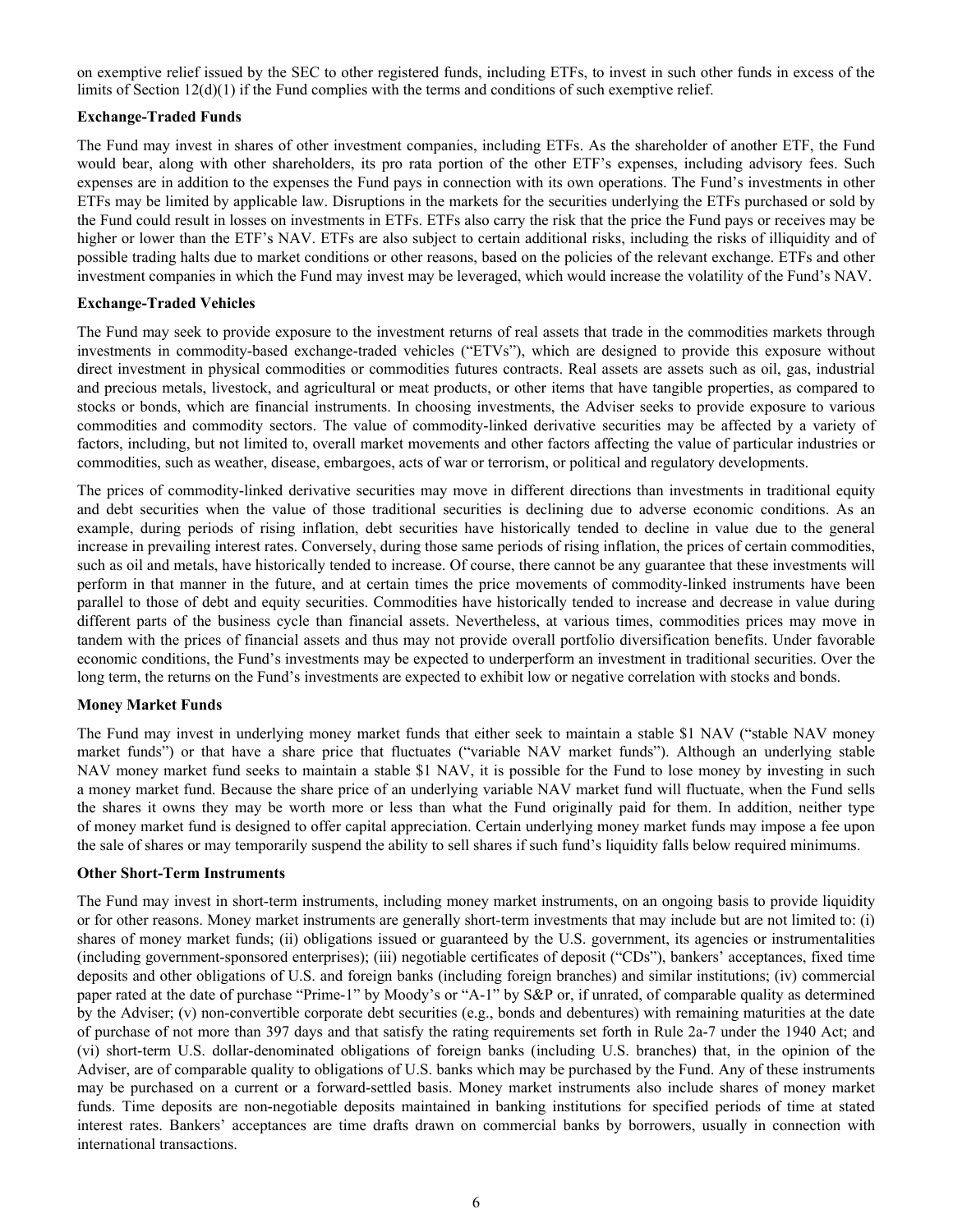on exemptive relief issued by the SEC to other registered funds, including ETFs, to invest in such other funds in excess of the limits of Section 12(d)(1) if the Fund complies with the terms and conditions of such exemptive relief.

**Exchange-Traded Funds**

The Fund may invest in shares of other investment companies, including ETFs. As the shareholder of another ETF, the Fund would bear, along with other shareholders, its pro rata portion of the other ETF's expenses, including advisory fees. Such expenses are in addition to the expenses the Fund pays in connection with its own operations. The Fund's investments in other ETFs may be limited by applicable law. Disruptions in the markets for the securities underlying the ETFs purchased or sold by the Fund could result in losses on investments in ETFs. ETFs also carry the risk that the price the Fund pays or receives may be higher or lower than the ETF's NAV. ETFs are also subject to certain additional risks, including the risks of illiquidity and of possible trading halts due to market conditions or other reasons, based on the policies of the relevant exchange. ETFs and other investment companies in which the Fund may invest may be leveraged, which would increase the volatility of the Fund's NAV.

**Exchange-Traded Vehicles**

The Fund may seek to provide exposure to the investment returns of real assets that trade in the commodities markets through investments in commodity-based exchange-traded vehicles ("ETVs"), which are designed to provide this exposure without direct investment in physical commodities or commodities futures contracts. Real assets are assets such as oil, gas, industrial and precious metals, livestock, and agricultural or meat products, or other items that have tangible properties, as compared to stocks or bonds, which are financial instruments. In choosing investments, the Adviser seeks to provide exposure to various commodities and commodity sectors. The value of commodity-linked derivative securities may be affected by a variety of factors, including, but not limited to, overall market movements and other factors affecting the value of particular industries or commodities, such as weather, disease, embargoes, acts of war or terrorism, or political and regulatory developments.

The prices of commodity-linked derivative securities may move in different directions than investments in traditional equity and debt securities when the value of those traditional securities is declining due to adverse economic conditions. As an example, during periods of rising inflation, debt securities have historically tended to decline in value due to the general increase in prevailing interest rates. Conversely, during those same periods of rising inflation, the prices of certain commodities, such as oil and metals, have historically tended to increase. Of course, there cannot be any guarantee that these investments will perform in that manner in the future, and at certain times the price movements of commodity-linked instruments have been parallel to those of debt and equity securities. Commodities have historically tended to increase and decrease in value during different parts of the business cycle than financial assets. Nevertheless, at various times, commodities prices may move in tandem with the prices of financial assets and thus may not provide overall portfolio diversification benefits. Under favorable economic conditions, the Fund's investments may be expected to underperform an investment in traditional securities. Over the long term, the returns on the Fund's investments are expected to exhibit low or negative correlation with stocks and bonds.

**Money Market Funds**

The Fund may invest in underlying money market funds that either seek to maintain a stable $1 NAV ("stable NAV money market funds") or that have a share price that fluctuates ("variable NAV market funds"). Although an underlying stable NAV money market fund seeks to maintain a stable $1 NAV, it is possible for the Fund to lose money by investing in such a money market fund. Because the share price of an underlying variable NAV market fund will fluctuate, when the Fund sells the shares it owns they may be worth more or less than what the Fund originally paid for them. In addition, neither type of money market fund is designed to offer capital appreciation. Certain underlying money market funds may impose a fee upon the sale of shares or may temporarily suspend the ability to sell shares if such fund's liquidity falls below required minimums.

**Other Short-Term Instruments**

The Fund may invest in short-term instruments, including money market instruments, on an ongoing basis to provide liquidity or for other reasons. Money market instruments are generally short-term investments that may include but are not limited to: (i) shares of money market funds; (ii) obligations issued or guaranteed by the U.S. government, its agencies or instrumentalities (including government-sponsored enterprises); (iii) negotiable certificates of deposit ("CDs"), bankers' acceptances, fixed time deposits and other obligations of U.S. and foreign banks (including foreign branches) and similar institutions; (iv) commercial paper rated at the date of purchase "Prime-1" by Moody's or "A-1" by S&P or, if unrated, of comparable quality as determined by the Adviser; (v) non-convertible corporate debt securities (e.g., bonds and debentures) with remaining maturities at the date of purchase of not more than 397 days and that satisfy the rating requirements set forth in Rule 2a-7 under the 1940 Act; and (vi) short-term U.S. dollar-denominated obligations of foreign banks (including U.S. branches) that, in the opinion of the Adviser, are of comparable quality to obligations of U.S. banks which may be purchased by the Fund. Any of these instruments may be purchased on a current or a forward-settled basis. Money market instruments also include shares of money market funds. Time deposits are non-negotiable deposits maintained in banking institutions for specified periods of time at stated interest rates. Bankers' acceptances are time drafts drawn on commercial banks by borrowers, usually in connection with international transactions.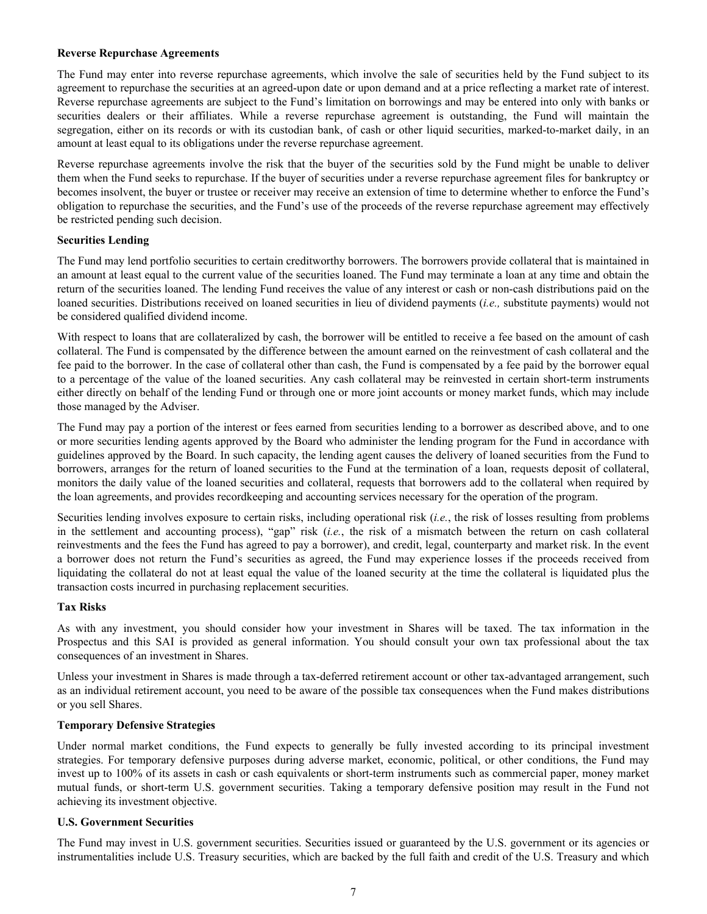**Reverse Repurchase Agreements**

The Fund may enter into reverse repurchase agreements, which involve the sale of securities held by the Fund subject to its agreement to repurchase the securities at an agreed-upon date or upon demand and at a price reflecting a market rate of interest. Reverse repurchase agreements are subject to the Fund's limitation on borrowings and may be entered into only with banks or securities dealers or their affiliates. While a reverse repurchase agreement is outstanding, the Fund will maintain the segregation, either on its records or with its custodian bank, of cash or other liquid securities, marked-to-market daily, in an amount at least equal to its obligations under the reverse repurchase agreement.

Reverse repurchase agreements involve the risk that the buyer of the securities sold by the Fund might be unable to deliver them when the Fund seeks to repurchase. If the buyer of securities under a reverse repurchase agreement files for bankruptcy or becomes insolvent, the buyer or trustee or receiver may receive an extension of time to determine whether to enforce the Fund's obligation to repurchase the securities, and the Fund's use of the proceeds of the reverse repurchase agreement may effectively be restricted pending such decision.

**Securities Lending**

The Fund may lend portfolio securities to certain creditworthy borrowers. The borrowers provide collateral that is maintained in an amount at least equal to the current value of the securities loaned. The Fund may terminate a loan at any time and obtain the return of the securities loaned. The lending Fund receives the value of any interest or cash or non-cash distributions paid on the loaned securities. Distributions received on loaned securities in lieu of dividend payments (*i.e.,* substitute payments) would not be considered qualified dividend income.

With respect to loans that are collateralized by cash, the borrower will be entitled to receive a fee based on the amount of cash collateral. The Fund is compensated by the difference between the amount earned on the reinvestment of cash collateral and the fee paid to the borrower. In the case of collateral other than cash, the Fund is compensated by a fee paid by the borrower equal to a percentage of the value of the loaned securities. Any cash collateral may be reinvested in certain short-term instruments either directly on behalf of the lending Fund or through one or more joint accounts or money market funds, which may include those managed by the Adviser.

The Fund may pay a portion of the interest or fees earned from securities lending to a borrower as described above, and to one or more securities lending agents approved by the Board who administer the lending program for the Fund in accordance with guidelines approved by the Board. In such capacity, the lending agent causes the delivery of loaned securities from the Fund to borrowers, arranges for the return of loaned securities to the Fund at the termination of a loan, requests deposit of collateral, monitors the daily value of the loaned securities and collateral, requests that borrowers add to the collateral when required by the loan agreements, and provides recordkeeping and accounting services necessary for the operation of the program.

Securities lending involves exposure to certain risks, including operational risk (*i.e.*, the risk of losses resulting from problems in the settlement and accounting process), "gap" risk (*i.e.*, the risk of a mismatch between the return on cash collateral reinvestments and the fees the Fund has agreed to pay a borrower), and credit, legal, counterparty and market risk. In the event a borrower does not return the Fund's securities as agreed, the Fund may experience losses if the proceeds received from liquidating the collateral do not at least equal the value of the loaned security at the time the collateral is liquidated plus the transaction costs incurred in purchasing replacement securities.

**Tax Risks**

As with any investment, you should consider how your investment in Shares will be taxed. The tax information in the Prospectus and this SAI is provided as general information. You should consult your own tax professional about the tax consequences of an investment in Shares.

Unless your investment in Shares is made through a tax-deferred retirement account or other tax-advantaged arrangement, such as an individual retirement account, you need to be aware of the possible tax consequences when the Fund makes distributions or you sell Shares.

**Temporary Defensive Strategies**

Under normal market conditions, the Fund expects to generally be fully invested according to its principal investment strategies. For temporary defensive purposes during adverse market, economic, political, or other conditions, the Fund may invest up to 100% of its assets in cash or cash equivalents or short-term instruments such as commercial paper, money market mutual funds, or short-term U.S. government securities. Taking a temporary defensive position may result in the Fund not achieving its investment objective.

**U.S. Government Securities**

The Fund may invest in U.S. government securities. Securities issued or guaranteed by the U.S. government or its agencies or instrumentalities include U.S. Treasury securities, which are backed by the full faith and credit of the U.S. Treasury and which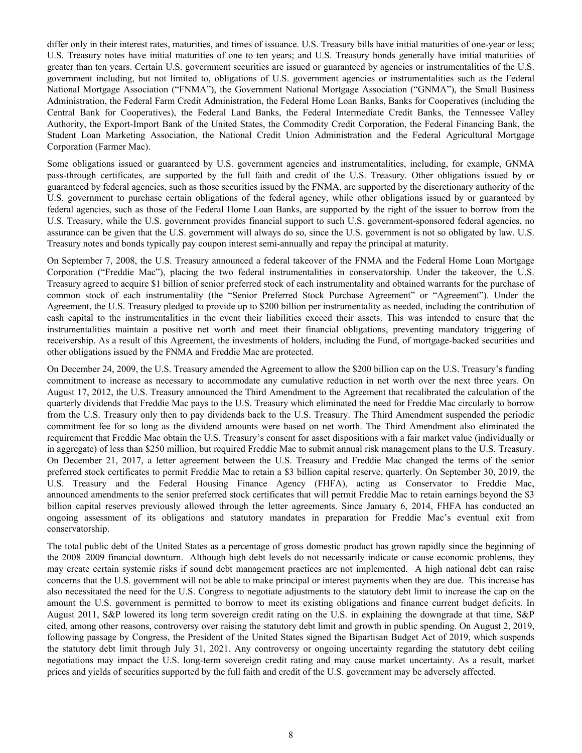differ only in their interest rates, maturities, and times of issuance. U.S. Treasury bills have initial maturities of one-year or less; U.S. Treasury notes have initial maturities of one to ten years; and U.S. Treasury bonds generally have initial maturities of greater than ten years. Certain U.S. government securities are issued or guaranteed by agencies or instrumentalities of the U.S. government including, but not limited to, obligations of U.S. government agencies or instrumentalities such as the Federal National Mortgage Association ("FNMA"), the Government National Mortgage Association ("GNMA"), the Small Business Administration, the Federal Farm Credit Administration, the Federal Home Loan Banks, Banks for Cooperatives (including the Central Bank for Cooperatives), the Federal Land Banks, the Federal Intermediate Credit Banks, the Tennessee Valley Authority, the Export-Import Bank of the United States, the Commodity Credit Corporation, the Federal Financing Bank, the Student Loan Marketing Association, the National Credit Union Administration and the Federal Agricultural Mortgage Corporation (Farmer Mac).

Some obligations issued or guaranteed by U.S. government agencies and instrumentalities, including, for example, GNMA pass-through certificates, are supported by the full faith and credit of the U.S. Treasury. Other obligations issued by or guaranteed by federal agencies, such as those securities issued by the FNMA, are supported by the discretionary authority of the U.S. government to purchase certain obligations of the federal agency, while other obligations issued by or guaranteed by federal agencies, such as those of the Federal Home Loan Banks, are supported by the right of the issuer to borrow from the U.S. Treasury, while the U.S. government provides financial support to such U.S. government-sponsored federal agencies, no assurance can be given that the U.S. government will always do so, since the U.S. government is not so obligated by law. U.S. Treasury notes and bonds typically pay coupon interest semi-annually and repay the principal at maturity.

On September 7, 2008, the U.S. Treasury announced a federal takeover of the FNMA and the Federal Home Loan Mortgage Corporation ("Freddie Mac"), placing the two federal instrumentalities in conservatorship. Under the takeover, the U.S. Treasury agreed to acquire $1 billion of senior preferred stock of each instrumentality and obtained warrants for the purchase of common stock of each instrumentality (the "Senior Preferred Stock Purchase Agreement" or "Agreement"). Under the Agreement, the U.S. Treasury pledged to provide up to $200 billion per instrumentality as needed, including the contribution of cash capital to the instrumentalities in the event their liabilities exceed their assets. This was intended to ensure that the instrumentalities maintain a positive net worth and meet their financial obligations, preventing mandatory triggering of receivership. As a result of this Agreement, the investments of holders, including the Fund, of mortgage-backed securities and other obligations issued by the FNMA and Freddie Mac are protected.

On December 24, 2009, the U.S. Treasury amended the Agreement to allow the $200 billion cap on the U.S. Treasury's funding commitment to increase as necessary to accommodate any cumulative reduction in net worth over the next three years. On August 17, 2012, the U.S. Treasury announced the Third Amendment to the Agreement that recalibrated the calculation of the quarterly dividends that Freddie Mac pays to the U.S. Treasury which eliminated the need for Freddie Mac circularly to borrow from the U.S. Treasury only then to pay dividends back to the U.S. Treasury. The Third Amendment suspended the periodic commitment fee for so long as the dividend amounts were based on net worth. The Third Amendment also eliminated the requirement that Freddie Mac obtain the U.S. Treasury's consent for asset dispositions with a fair market value (individually or in aggregate) of less than $250 million, but required Freddie Mac to submit annual risk management plans to the U.S. Treasury. On December 21, 2017, a letter agreement between the U.S. Treasury and Freddie Mac changed the terms of the senior preferred stock certificates to permit Freddie Mac to retain a $3 billion capital reserve, quarterly. On September 30, 2019, the U.S. Treasury and the Federal Housing Finance Agency (FHFA), acting as Conservator to Freddie Mac, announced amendments to the senior preferred stock certificates that will permit Freddie Mac to retain earnings beyond the $3 billion capital reserves previously allowed through the letter agreements. Since January 6, 2014, FHFA has conducted an ongoing assessment of its obligations and statutory mandates in preparation for Freddie Mac's eventual exit from conservatorship.

The total public debt of the United States as a percentage of gross domestic product has grown rapidly since the beginning of the 2008–2009 financial downturn. Although high debt levels do not necessarily indicate or cause economic problems, they may create certain systemic risks if sound debt management practices are not implemented. A high national debt can raise concerns that the U.S. government will not be able to make principal or interest payments when they are due. This increase has also necessitated the need for the U.S. Congress to negotiate adjustments to the statutory debt limit to increase the cap on the amount the U.S. government is permitted to borrow to meet its existing obligations and finance current budget deficits. In August 2011, S&P lowered its long term sovereign credit rating on the U.S. in explaining the downgrade at that time, S&P cited, among other reasons, controversy over raising the statutory debt limit and growth in public spending. On August 2, 2019, following passage by Congress, the President of the United States signed the Bipartisan Budget Act of 2019, which suspends the statutory debt limit through July 31, 2021. Any controversy or ongoing uncertainty regarding the statutory debt ceiling negotiations may impact the U.S. long-term sovereign credit rating and may cause market uncertainty. As a result, market prices and yields of securities supported by the full faith and credit of the U.S. government may be adversely affected.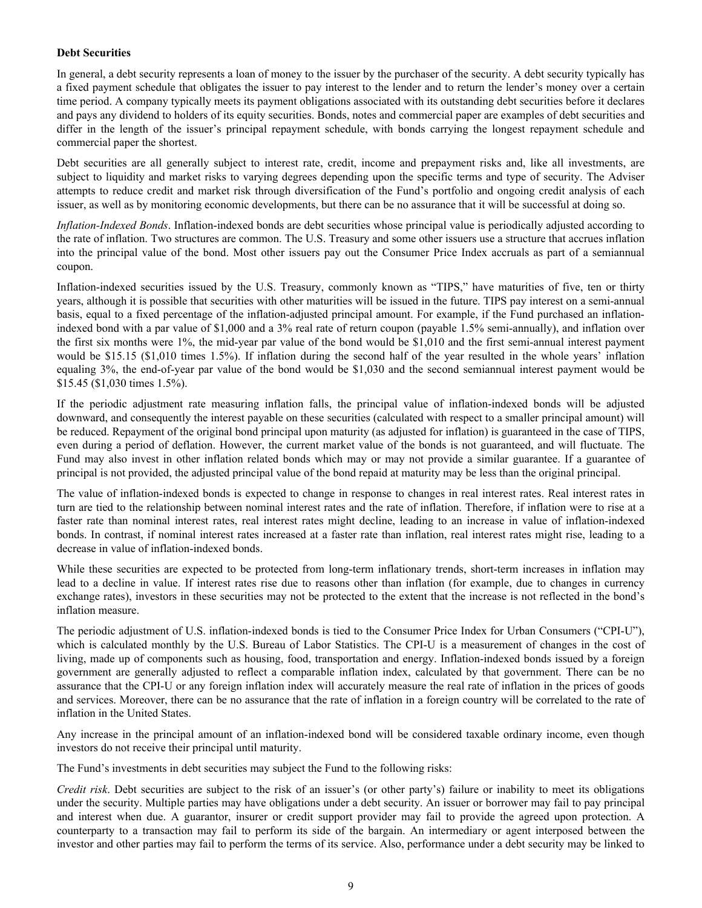**Debt Securities**

In general, a debt security represents a loan of money to the issuer by the purchaser of the security. A debt security typically has a fixed payment schedule that obligates the issuer to pay interest to the lender and to return the lender's money over a certain time period. A company typically meets its payment obligations associated with its outstanding debt securities before it declares and pays any dividend to holders of its equity securities. Bonds, notes and commercial paper are examples of debt securities and differ in the length of the issuer's principal repayment schedule, with bonds carrying the longest repayment schedule and commercial paper the shortest.

Debt securities are all generally subject to interest rate, credit, income and prepayment risks and, like all investments, are subject to liquidity and market risks to varying degrees depending upon the specific terms and type of security. The Adviser attempts to reduce credit and market risk through diversification of the Fund's portfolio and ongoing credit analysis of each issuer, as well as by monitoring economic developments, but there can be no assurance that it will be successful at doing so.

*Inflation-Indexed Bonds*. Inflation-indexed bonds are debt securities whose principal value is periodically adjusted according to the rate of inflation. Two structures are common. The U.S. Treasury and some other issuers use a structure that accrues inflation into the principal value of the bond. Most other issuers pay out the Consumer Price Index accruals as part of a semiannual coupon.

Inflation-indexed securities issued by the U.S. Treasury, commonly known as "TIPS," have maturities of five, ten or thirty years, although it is possible that securities with other maturities will be issued in the future. TIPS pay interest on a semi-annual basis, equal to a fixed percentage of the inflation-adjusted principal amount. For example, if the Fund purchased an inflation-indexed bond with a par value of $1,000 and a 3% real rate of return coupon (payable 1.5% semi-annually), and inflation over the first six months were 1%, the mid-year par value of the bond would be $1,010 and the first semi-annual interest payment would be $15.15 ($1,010 times 1.5%). If inflation during the second half of the year resulted in the whole years' inflation equaling 3%, the end-of-year par value of the bond would be $1,030 and the second semiannual interest payment would be $15.45 ($1,030 times 1.5%).

If the periodic adjustment rate measuring inflation falls, the principal value of inflation-indexed bonds will be adjusted downward, and consequently the interest payable on these securities (calculated with respect to a smaller principal amount) will be reduced. Repayment of the original bond principal upon maturity (as adjusted for inflation) is guaranteed in the case of TIPS, even during a period of deflation. However, the current market value of the bonds is not guaranteed, and will fluctuate. The Fund may also invest in other inflation related bonds which may or may not provide a similar guarantee. If a guarantee of principal is not provided, the adjusted principal value of the bond repaid at maturity may be less than the original principal.

The value of inflation-indexed bonds is expected to change in response to changes in real interest rates. Real interest rates in turn are tied to the relationship between nominal interest rates and the rate of inflation. Therefore, if inflation were to rise at a faster rate than nominal interest rates, real interest rates might decline, leading to an increase in value of inflation-indexed bonds. In contrast, if nominal interest rates increased at a faster rate than inflation, real interest rates might rise, leading to a decrease in value of inflation-indexed bonds.

While these securities are expected to be protected from long-term inflationary trends, short-term increases in inflation may lead to a decline in value. If interest rates rise due to reasons other than inflation (for example, due to changes in currency exchange rates), investors in these securities may not be protected to the extent that the increase is not reflected in the bond's inflation measure.

The periodic adjustment of U.S. inflation-indexed bonds is tied to the Consumer Price Index for Urban Consumers ("CPI-U"), which is calculated monthly by the U.S. Bureau of Labor Statistics. The CPI-U is a measurement of changes in the cost of living, made up of components such as housing, food, transportation and energy. Inflation-indexed bonds issued by a foreign government are generally adjusted to reflect a comparable inflation index, calculated by that government. There can be no assurance that the CPI-U or any foreign inflation index will accurately measure the real rate of inflation in the prices of goods and services. Moreover, there can be no assurance that the rate of inflation in a foreign country will be correlated to the rate of inflation in the United States.

Any increase in the principal amount of an inflation-indexed bond will be considered taxable ordinary income, even though investors do not receive their principal until maturity.

The Fund's investments in debt securities may subject the Fund to the following risks:

*Credit risk*. Debt securities are subject to the risk of an issuer's (or other party's) failure or inability to meet its obligations under the security. Multiple parties may have obligations under a debt security. An issuer or borrower may fail to pay principal and interest when due. A guarantor, insurer or credit support provider may fail to provide the agreed upon protection. A counterparty to a transaction may fail to perform its side of the bargain. An intermediary or agent interposed between the investor and other parties may fail to perform the terms of its service. Also, performance under a debt security may be linked to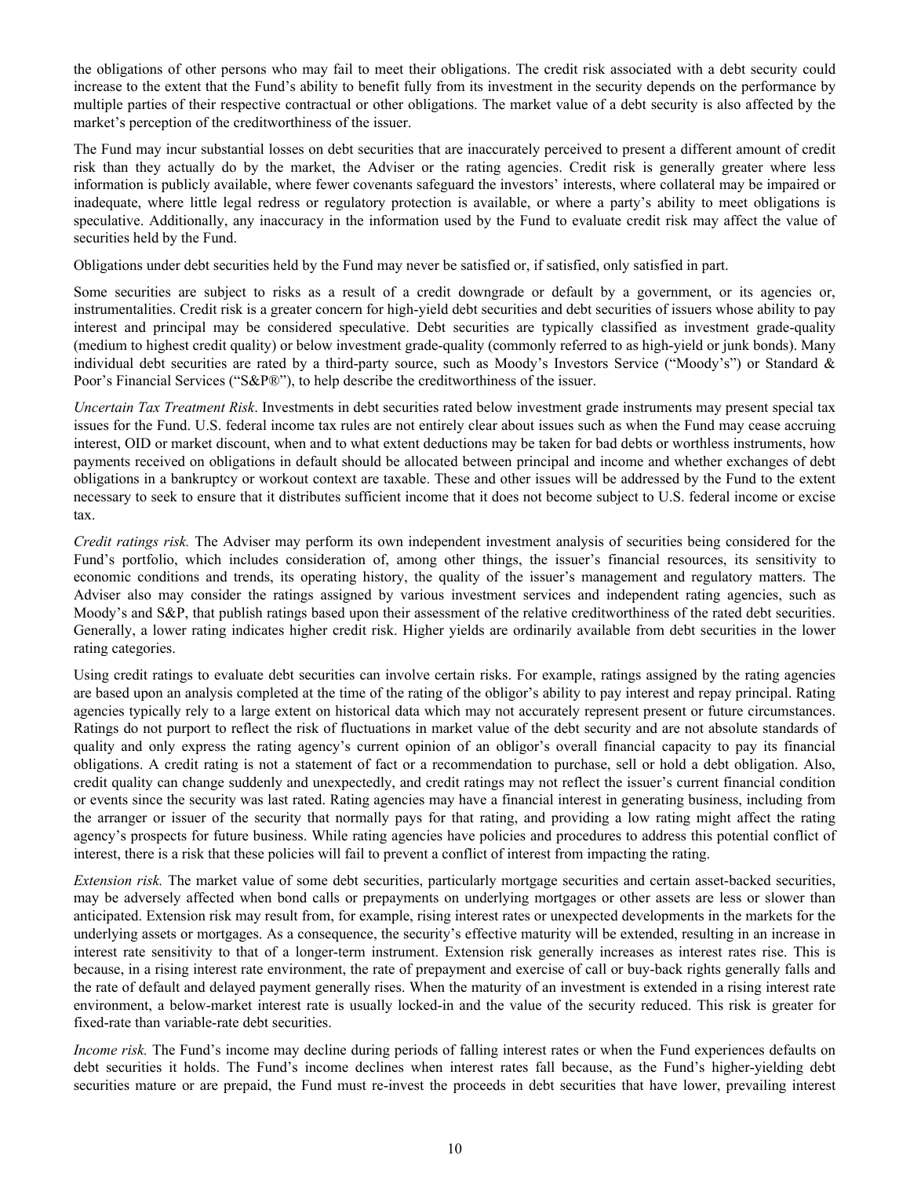the obligations of other persons who may fail to meet their obligations. The credit risk associated with a debt security could increase to the extent that the Fund's ability to benefit fully from its investment in the security depends on the performance by multiple parties of their respective contractual or other obligations. The market value of a debt security is also affected by the market's perception of the creditworthiness of the issuer.

The Fund may incur substantial losses on debt securities that are inaccurately perceived to present a different amount of credit risk than they actually do by the market, the Adviser or the rating agencies. Credit risk is generally greater where less information is publicly available, where fewer covenants safeguard the investors' interests, where collateral may be impaired or inadequate, where little legal redress or regulatory protection is available, or where a party's ability to meet obligations is speculative. Additionally, any inaccuracy in the information used by the Fund to evaluate credit risk may affect the value of securities held by the Fund.

Obligations under debt securities held by the Fund may never be satisfied or, if satisfied, only satisfied in part.

Some securities are subject to risks as a result of a credit downgrade or default by a government, or its agencies or, instrumentalities. Credit risk is a greater concern for high-yield debt securities and debt securities of issuers whose ability to pay interest and principal may be considered speculative. Debt securities are typically classified as investment grade-quality (medium to highest credit quality) or below investment grade-quality (commonly referred to as high-yield or junk bonds). Many individual debt securities are rated by a third-party source, such as Moody's Investors Service ("Moody's") or Standard & Poor's Financial Services ("S&P®"), to help describe the creditworthiness of the issuer.

*Uncertain Tax Treatment Risk*. Investments in debt securities rated below investment grade instruments may present special tax issues for the Fund. U.S. federal income tax rules are not entirely clear about issues such as when the Fund may cease accruing interest, OID or market discount, when and to what extent deductions may be taken for bad debts or worthless instruments, how payments received on obligations in default should be allocated between principal and income and whether exchanges of debt obligations in a bankruptcy or workout context are taxable. These and other issues will be addressed by the Fund to the extent necessary to seek to ensure that it distributes sufficient income that it does not become subject to U.S. federal income or excise tax.

*Credit ratings risk.* The Adviser may perform its own independent investment analysis of securities being considered for the Fund's portfolio, which includes consideration of, among other things, the issuer's financial resources, its sensitivity to economic conditions and trends, its operating history, the quality of the issuer's management and regulatory matters. The Adviser also may consider the ratings assigned by various investment services and independent rating agencies, such as Moody's and S&P, that publish ratings based upon their assessment of the relative creditworthiness of the rated debt securities. Generally, a lower rating indicates higher credit risk. Higher yields are ordinarily available from debt securities in the lower rating categories.

Using credit ratings to evaluate debt securities can involve certain risks. For example, ratings assigned by the rating agencies are based upon an analysis completed at the time of the rating of the obligor's ability to pay interest and repay principal. Rating agencies typically rely to a large extent on historical data which may not accurately represent present or future circumstances. Ratings do not purport to reflect the risk of fluctuations in market value of the debt security and are not absolute standards of quality and only express the rating agency's current opinion of an obligor's overall financial capacity to pay its financial obligations. A credit rating is not a statement of fact or a recommendation to purchase, sell or hold a debt obligation. Also, credit quality can change suddenly and unexpectedly, and credit ratings may not reflect the issuer's current financial condition or events since the security was last rated. Rating agencies may have a financial interest in generating business, including from the arranger or issuer of the security that normally pays for that rating, and providing a low rating might affect the rating agency's prospects for future business. While rating agencies have policies and procedures to address this potential conflict of interest, there is a risk that these policies will fail to prevent a conflict of interest from impacting the rating.

*Extension risk.* The market value of some debt securities, particularly mortgage securities and certain asset-backed securities, may be adversely affected when bond calls or prepayments on underlying mortgages or other assets are less or slower than anticipated. Extension risk may result from, for example, rising interest rates or unexpected developments in the markets for the underlying assets or mortgages. As a consequence, the security's effective maturity will be extended, resulting in an increase in interest rate sensitivity to that of a longer-term instrument. Extension risk generally increases as interest rates rise. This is because, in a rising interest rate environment, the rate of prepayment and exercise of call or buy-back rights generally falls and the rate of default and delayed payment generally rises. When the maturity of an investment is extended in a rising interest rate environment, a below-market interest rate is usually locked-in and the value of the security reduced. This risk is greater for fixed-rate than variable-rate debt securities.

*Income risk.* The Fund's income may decline during periods of falling interest rates or when the Fund experiences defaults on debt securities it holds. The Fund's income declines when interest rates fall because, as the Fund's higher-yielding debt securities mature or are prepaid, the Fund must re-invest the proceeds in debt securities that have lower, prevailing interest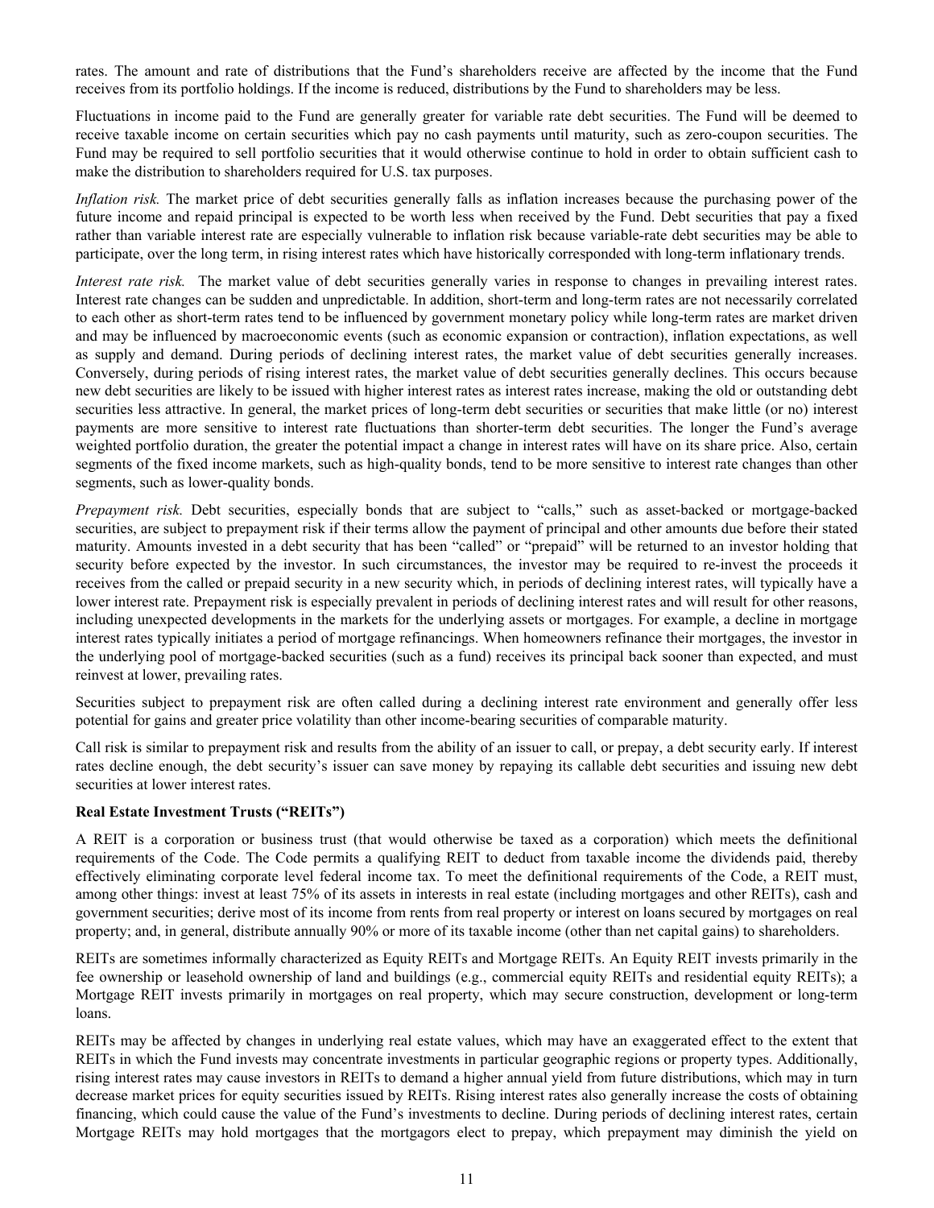rates. The amount and rate of distributions that the Fund's shareholders receive are affected by the income that the Fund receives from its portfolio holdings. If the income is reduced, distributions by the Fund to shareholders may be less.

Fluctuations in income paid to the Fund are generally greater for variable rate debt securities. The Fund will be deemed to receive taxable income on certain securities which pay no cash payments until maturity, such as zero-coupon securities. The Fund may be required to sell portfolio securities that it would otherwise continue to hold in order to obtain sufficient cash to make the distribution to shareholders required for U.S. tax purposes.

*Inflation risk.* The market price of debt securities generally falls as inflation increases because the purchasing power of the future income and repaid principal is expected to be worth less when received by the Fund. Debt securities that pay a fixed rather than variable interest rate are especially vulnerable to inflation risk because variable-rate debt securities may be able to participate, over the long term, in rising interest rates which have historically corresponded with long-term inflationary trends.

*Interest rate risk.* The market value of debt securities generally varies in response to changes in prevailing interest rates. Interest rate changes can be sudden and unpredictable. In addition, short-term and long-term rates are not necessarily correlated to each other as short-term rates tend to be influenced by government monetary policy while long-term rates are market driven and may be influenced by macroeconomic events (such as economic expansion or contraction), inflation expectations, as well as supply and demand. During periods of declining interest rates, the market value of debt securities generally increases. Conversely, during periods of rising interest rates, the market value of debt securities generally declines. This occurs because new debt securities are likely to be issued with higher interest rates as interest rates increase, making the old or outstanding debt securities less attractive. In general, the market prices of long-term debt securities or securities that make little (or no) interest payments are more sensitive to interest rate fluctuations than shorter-term debt securities. The longer the Fund's average weighted portfolio duration, the greater the potential impact a change in interest rates will have on its share price. Also, certain segments of the fixed income markets, such as high-quality bonds, tend to be more sensitive to interest rate changes than other segments, such as lower-quality bonds.

*Prepayment risk.* Debt securities, especially bonds that are subject to "calls," such as asset-backed or mortgage-backed securities, are subject to prepayment risk if their terms allow the payment of principal and other amounts due before their stated maturity. Amounts invested in a debt security that has been "called" or "prepaid" will be returned to an investor holding that security before expected by the investor. In such circumstances, the investor may be required to re-invest the proceeds it receives from the called or prepaid security in a new security which, in periods of declining interest rates, will typically have a lower interest rate. Prepayment risk is especially prevalent in periods of declining interest rates and will result for other reasons, including unexpected developments in the markets for the underlying assets or mortgages. For example, a decline in mortgage interest rates typically initiates a period of mortgage refinancings. When homeowners refinance their mortgages, the investor in the underlying pool of mortgage-backed securities (such as a fund) receives its principal back sooner than expected, and must reinvest at lower, prevailing rates.

Securities subject to prepayment risk are often called during a declining interest rate environment and generally offer less potential for gains and greater price volatility than other income-bearing securities of comparable maturity.

Call risk is similar to prepayment risk and results from the ability of an issuer to call, or prepay, a debt security early. If interest rates decline enough, the debt security's issuer can save money by repaying its callable debt securities and issuing new debt securities at lower interest rates.

**Real Estate Investment Trusts ("REITs")**

A REIT is a corporation or business trust (that would otherwise be taxed as a corporation) which meets the definitional requirements of the Code. The Code permits a qualifying REIT to deduct from taxable income the dividends paid, thereby effectively eliminating corporate level federal income tax. To meet the definitional requirements of the Code, a REIT must, among other things: invest at least 75% of its assets in interests in real estate (including mortgages and other REITs), cash and government securities; derive most of its income from rents from real property or interest on loans secured by mortgages on real property; and, in general, distribute annually 90% or more of its taxable income (other than net capital gains) to shareholders.

REITs are sometimes informally characterized as Equity REITs and Mortgage REITs. An Equity REIT invests primarily in the fee ownership or leasehold ownership of land and buildings (e.g., commercial equity REITs and residential equity REITs); a Mortgage REIT invests primarily in mortgages on real property, which may secure construction, development or long-term loans.

REITs may be affected by changes in underlying real estate values, which may have an exaggerated effect to the extent that REITs in which the Fund invests may concentrate investments in particular geographic regions or property types. Additionally, rising interest rates may cause investors in REITs to demand a higher annual yield from future distributions, which may in turn decrease market prices for equity securities issued by REITs. Rising interest rates also generally increase the costs of obtaining financing, which could cause the value of the Fund's investments to decline. During periods of declining interest rates, certain Mortgage REITs may hold mortgages that the mortgagors elect to prepay, which prepayment may diminish the yield on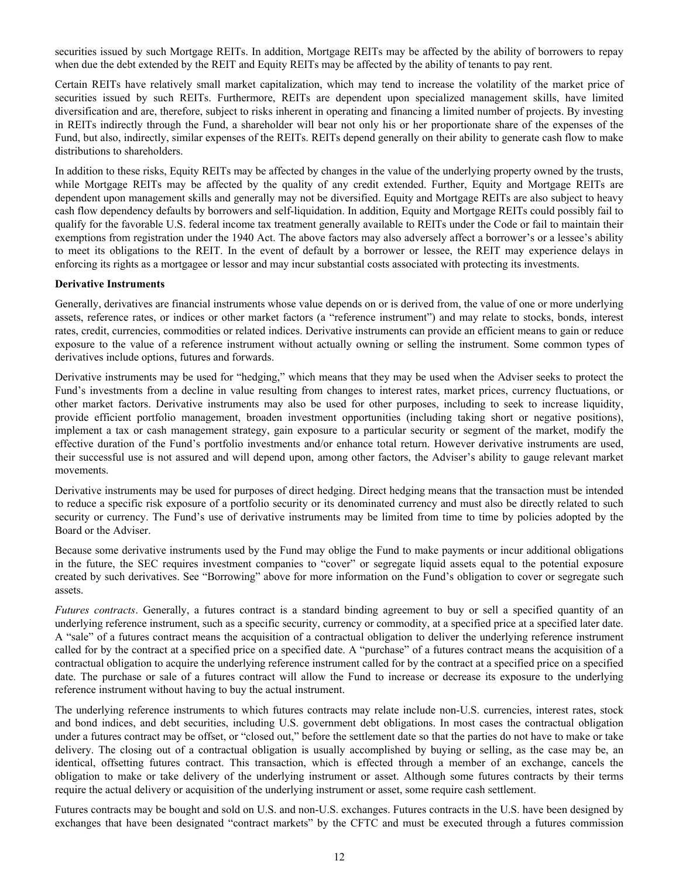securities issued by such Mortgage REITs. In addition, Mortgage REITs may be affected by the ability of borrowers to repay when due the debt extended by the REIT and Equity REITs may be affected by the ability of tenants to pay rent.

Certain REITs have relatively small market capitalization, which may tend to increase the volatility of the market price of securities issued by such REITs. Furthermore, REITs are dependent upon specialized management skills, have limited diversification and are, therefore, subject to risks inherent in operating and financing a limited number of projects. By investing in REITs indirectly through the Fund, a shareholder will bear not only his or her proportionate share of the expenses of the Fund, but also, indirectly, similar expenses of the REITs. REITs depend generally on their ability to generate cash flow to make distributions to shareholders.

In addition to these risks, Equity REITs may be affected by changes in the value of the underlying property owned by the trusts, while Mortgage REITs may be affected by the quality of any credit extended. Further, Equity and Mortgage REITs are dependent upon management skills and generally may not be diversified. Equity and Mortgage REITs are also subject to heavy cash flow dependency defaults by borrowers and self-liquidation. In addition, Equity and Mortgage REITs could possibly fail to qualify for the favorable U.S. federal income tax treatment generally available to REITs under the Code or fail to maintain their exemptions from registration under the 1940 Act. The above factors may also adversely affect a borrower's or a lessee's ability to meet its obligations to the REIT. In the event of default by a borrower or lessee, the REIT may experience delays in enforcing its rights as a mortgagee or lessor and may incur substantial costs associated with protecting its investments.

**Derivative Instruments**

Generally, derivatives are financial instruments whose value depends on or is derived from, the value of one or more underlying assets, reference rates, or indices or other market factors (a "reference instrument") and may relate to stocks, bonds, interest rates, credit, currencies, commodities or related indices. Derivative instruments can provide an efficient means to gain or reduce exposure to the value of a reference instrument without actually owning or selling the instrument. Some common types of derivatives include options, futures and forwards.

Derivative instruments may be used for "hedging," which means that they may be used when the Adviser seeks to protect the Fund's investments from a decline in value resulting from changes to interest rates, market prices, currency fluctuations, or other market factors. Derivative instruments may also be used for other purposes, including to seek to increase liquidity, provide efficient portfolio management, broaden investment opportunities (including taking short or negative positions), implement a tax or cash management strategy, gain exposure to a particular security or segment of the market, modify the effective duration of the Fund's portfolio investments and/or enhance total return. However derivative instruments are used, their successful use is not assured and will depend upon, among other factors, the Adviser's ability to gauge relevant market movements.

Derivative instruments may be used for purposes of direct hedging. Direct hedging means that the transaction must be intended to reduce a specific risk exposure of a portfolio security or its denominated currency and must also be directly related to such security or currency. The Fund's use of derivative instruments may be limited from time to time by policies adopted by the Board or the Adviser.

Because some derivative instruments used by the Fund may oblige the Fund to make payments or incur additional obligations in the future, the SEC requires investment companies to "cover" or segregate liquid assets equal to the potential exposure created by such derivatives. See "Borrowing" above for more information on the Fund's obligation to cover or segregate such assets.

*Futures contracts*. Generally, a futures contract is a standard binding agreement to buy or sell a specified quantity of an underlying reference instrument, such as a specific security, currency or commodity, at a specified price at a specified later date. A "sale" of a futures contract means the acquisition of a contractual obligation to deliver the underlying reference instrument called for by the contract at a specified price on a specified date. A "purchase" of a futures contract means the acquisition of a contractual obligation to acquire the underlying reference instrument called for by the contract at a specified price on a specified date. The purchase or sale of a futures contract will allow the Fund to increase or decrease its exposure to the underlying reference instrument without having to buy the actual instrument.

The underlying reference instruments to which futures contracts may relate include non-U.S. currencies, interest rates, stock and bond indices, and debt securities, including U.S. government debt obligations. In most cases the contractual obligation under a futures contract may be offset, or "closed out," before the settlement date so that the parties do not have to make or take delivery. The closing out of a contractual obligation is usually accomplished by buying or selling, as the case may be, an identical, offsetting futures contract. This transaction, which is effected through a member of an exchange, cancels the obligation to make or take delivery of the underlying instrument or asset. Although some futures contracts by their terms require the actual delivery or acquisition of the underlying instrument or asset, some require cash settlement.

Futures contracts may be bought and sold on U.S. and non-U.S. exchanges. Futures contracts in the U.S. have been designed by exchanges that have been designated "contract markets" by the CFTC and must be executed through a futures commission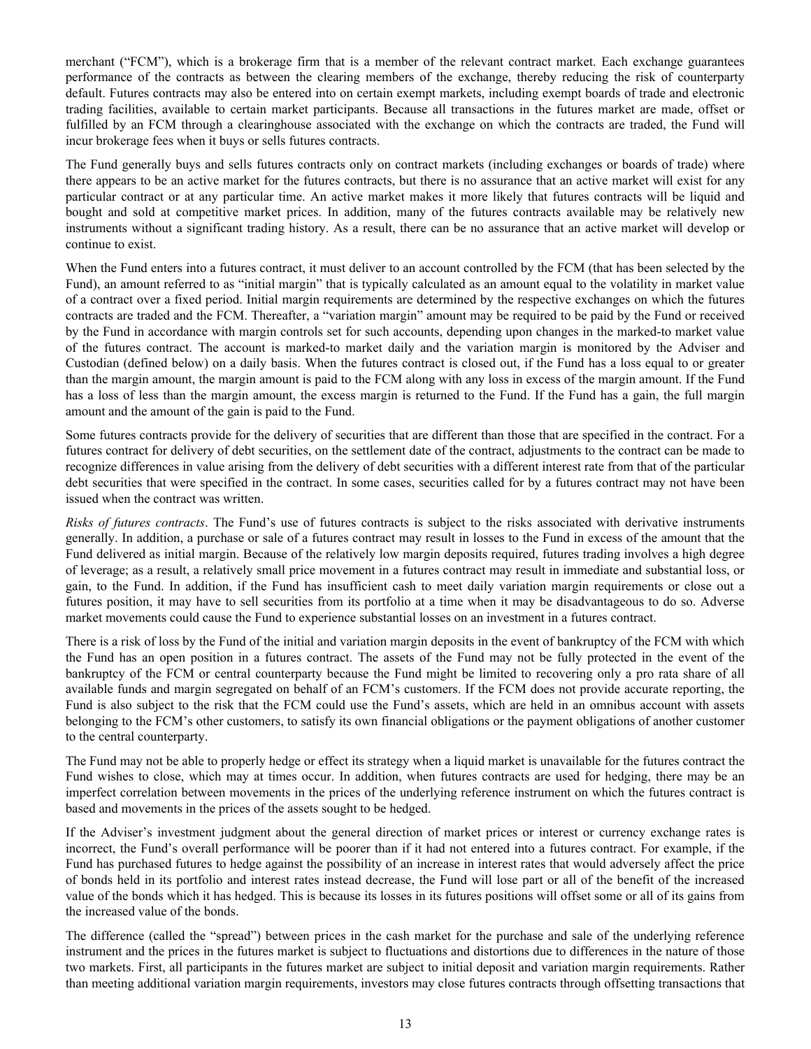merchant ("FCM"), which is a brokerage firm that is a member of the relevant contract market. Each exchange guarantees performance of the contracts as between the clearing members of the exchange, thereby reducing the risk of counterparty default. Futures contracts may also be entered into on certain exempt markets, including exempt boards of trade and electronic trading facilities, available to certain market participants. Because all transactions in the futures market are made, offset or fulfilled by an FCM through a clearinghouse associated with the exchange on which the contracts are traded, the Fund will incur brokerage fees when it buys or sells futures contracts.

The Fund generally buys and sells futures contracts only on contract markets (including exchanges or boards of trade) where there appears to be an active market for the futures contracts, but there is no assurance that an active market will exist for any particular contract or at any particular time. An active market makes it more likely that futures contracts will be liquid and bought and sold at competitive market prices. In addition, many of the futures contracts available may be relatively new instruments without a significant trading history. As a result, there can be no assurance that an active market will develop or continue to exist.

When the Fund enters into a futures contract, it must deliver to an account controlled by the FCM (that has been selected by the Fund), an amount referred to as "initial margin" that is typically calculated as an amount equal to the volatility in market value of a contract over a fixed period. Initial margin requirements are determined by the respective exchanges on which the futures contracts are traded and the FCM. Thereafter, a "variation margin" amount may be required to be paid by the Fund or received by the Fund in accordance with margin controls set for such accounts, depending upon changes in the marked-to market value of the futures contract. The account is marked-to market daily and the variation margin is monitored by the Adviser and Custodian (defined below) on a daily basis. When the futures contract is closed out, if the Fund has a loss equal to or greater than the margin amount, the margin amount is paid to the FCM along with any loss in excess of the margin amount. If the Fund has a loss of less than the margin amount, the excess margin is returned to the Fund. If the Fund has a gain, the full margin amount and the amount of the gain is paid to the Fund.

Some futures contracts provide for the delivery of securities that are different than those that are specified in the contract. For a futures contract for delivery of debt securities, on the settlement date of the contract, adjustments to the contract can be made to recognize differences in value arising from the delivery of debt securities with a different interest rate from that of the particular debt securities that were specified in the contract. In some cases, securities called for by a futures contract may not have been issued when the contract was written.

*Risks of futures contracts*. The Fund's use of futures contracts is subject to the risks associated with derivative instruments generally. In addition, a purchase or sale of a futures contract may result in losses to the Fund in excess of the amount that the Fund delivered as initial margin. Because of the relatively low margin deposits required, futures trading involves a high degree of leverage; as a result, a relatively small price movement in a futures contract may result in immediate and substantial loss, or gain, to the Fund. In addition, if the Fund has insufficient cash to meet daily variation margin requirements or close out a futures position, it may have to sell securities from its portfolio at a time when it may be disadvantageous to do so. Adverse market movements could cause the Fund to experience substantial losses on an investment in a futures contract.

There is a risk of loss by the Fund of the initial and variation margin deposits in the event of bankruptcy of the FCM with which the Fund has an open position in a futures contract. The assets of the Fund may not be fully protected in the event of the bankruptcy of the FCM or central counterparty because the Fund might be limited to recovering only a pro rata share of all available funds and margin segregated on behalf of an FCM's customers. If the FCM does not provide accurate reporting, the Fund is also subject to the risk that the FCM could use the Fund's assets, which are held in an omnibus account with assets belonging to the FCM's other customers, to satisfy its own financial obligations or the payment obligations of another customer to the central counterparty.

The Fund may not be able to properly hedge or effect its strategy when a liquid market is unavailable for the futures contract the Fund wishes to close, which may at times occur. In addition, when futures contracts are used for hedging, there may be an imperfect correlation between movements in the prices of the underlying reference instrument on which the futures contract is based and movements in the prices of the assets sought to be hedged.

If the Adviser's investment judgment about the general direction of market prices or interest or currency exchange rates is incorrect, the Fund's overall performance will be poorer than if it had not entered into a futures contract. For example, if the Fund has purchased futures to hedge against the possibility of an increase in interest rates that would adversely affect the price of bonds held in its portfolio and interest rates instead decrease, the Fund will lose part or all of the benefit of the increased value of the bonds which it has hedged. This is because its losses in its futures positions will offset some or all of its gains from the increased value of the bonds.

The difference (called the "spread") between prices in the cash market for the purchase and sale of the underlying reference instrument and the prices in the futures market is subject to fluctuations and distortions due to differences in the nature of those two markets. First, all participants in the futures market are subject to initial deposit and variation margin requirements. Rather than meeting additional variation margin requirements, investors may close futures contracts through offsetting transactions that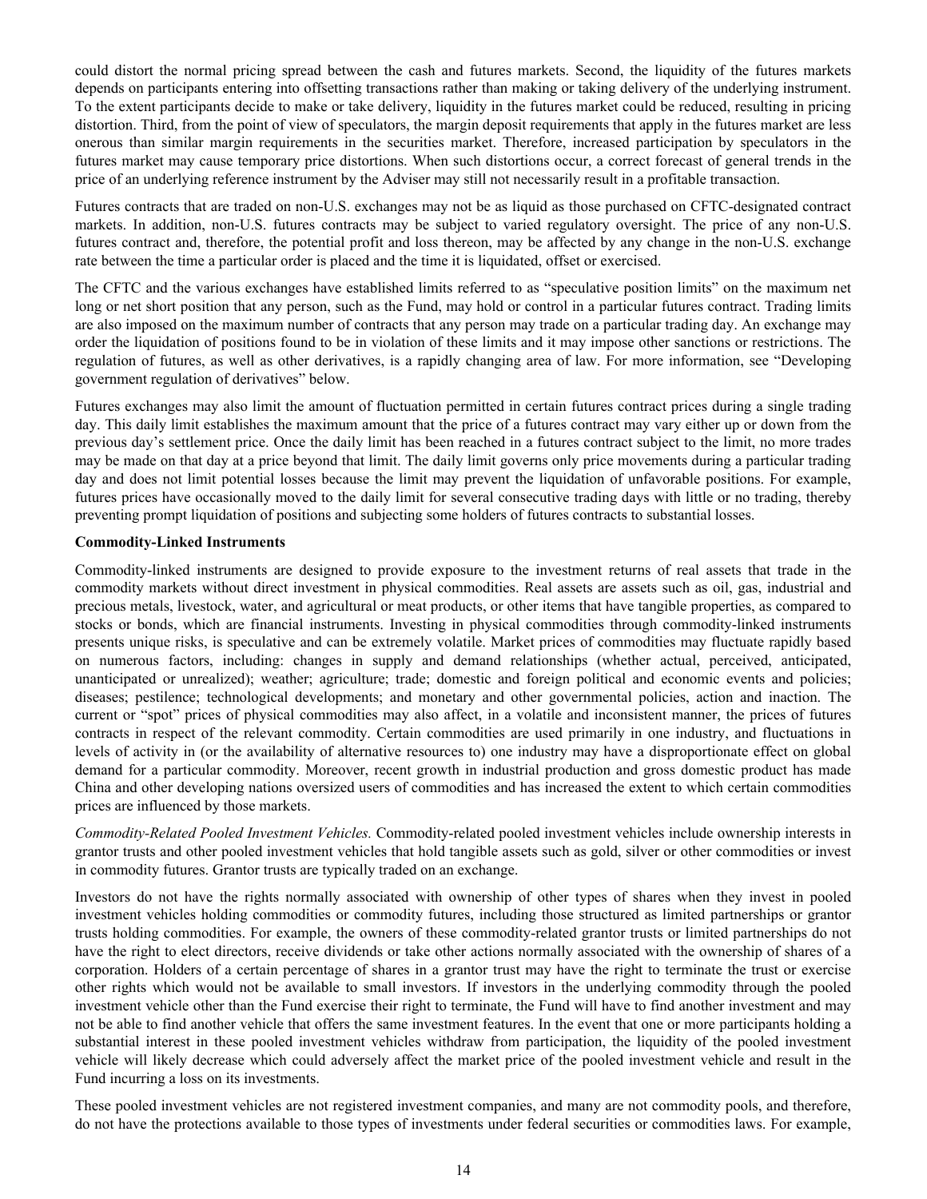could distort the normal pricing spread between the cash and futures markets. Second, the liquidity of the futures markets depends on participants entering into offsetting transactions rather than making or taking delivery of the underlying instrument. To the extent participants decide to make or take delivery, liquidity in the futures market could be reduced, resulting in pricing distortion. Third, from the point of view of speculators, the margin deposit requirements that apply in the futures market are less onerous than similar margin requirements in the securities market. Therefore, increased participation by speculators in the futures market may cause temporary price distortions. When such distortions occur, a correct forecast of general trends in the price of an underlying reference instrument by the Adviser may still not necessarily result in a profitable transaction.

Futures contracts that are traded on non-U.S. exchanges may not be as liquid as those purchased on CFTC-designated contract markets. In addition, non-U.S. futures contracts may be subject to varied regulatory oversight. The price of any non-U.S. futures contract and, therefore, the potential profit and loss thereon, may be affected by any change in the non-U.S. exchange rate between the time a particular order is placed and the time it is liquidated, offset or exercised.

The CFTC and the various exchanges have established limits referred to as "speculative position limits" on the maximum net long or net short position that any person, such as the Fund, may hold or control in a particular futures contract. Trading limits are also imposed on the maximum number of contracts that any person may trade on a particular trading day. An exchange may order the liquidation of positions found to be in violation of these limits and it may impose other sanctions or restrictions. The regulation of futures, as well as other derivatives, is a rapidly changing area of law. For more information, see "Developing government regulation of derivatives" below.

Futures exchanges may also limit the amount of fluctuation permitted in certain futures contract prices during a single trading day. This daily limit establishes the maximum amount that the price of a futures contract may vary either up or down from the previous day's settlement price. Once the daily limit has been reached in a futures contract subject to the limit, no more trades may be made on that day at a price beyond that limit. The daily limit governs only price movements during a particular trading day and does not limit potential losses because the limit may prevent the liquidation of unfavorable positions. For example, futures prices have occasionally moved to the daily limit for several consecutive trading days with little or no trading, thereby preventing prompt liquidation of positions and subjecting some holders of futures contracts to substantial losses.

**Commodity-Linked Instruments**

Commodity-linked instruments are designed to provide exposure to the investment returns of real assets that trade in the commodity markets without direct investment in physical commodities. Real assets are assets such as oil, gas, industrial and precious metals, livestock, water, and agricultural or meat products, or other items that have tangible properties, as compared to stocks or bonds, which are financial instruments. Investing in physical commodities through commodity-linked instruments presents unique risks, is speculative and can be extremely volatile. Market prices of commodities may fluctuate rapidly based on numerous factors, including: changes in supply and demand relationships (whether actual, perceived, anticipated, unanticipated or unrealized); weather; agriculture; trade; domestic and foreign political and economic events and policies; diseases; pestilence; technological developments; and monetary and other governmental policies, action and inaction. The current or "spot" prices of physical commodities may also affect, in a volatile and inconsistent manner, the prices of futures contracts in respect of the relevant commodity. Certain commodities are used primarily in one industry, and fluctuations in levels of activity in (or the availability of alternative resources to) one industry may have a disproportionate effect on global demand for a particular commodity. Moreover, recent growth in industrial production and gross domestic product has made China and other developing nations oversized users of commodities and has increased the extent to which certain commodities prices are influenced by those markets.

*Commodity-Related Pooled Investment Vehicles.* Commodity-related pooled investment vehicles include ownership interests in grantor trusts and other pooled investment vehicles that hold tangible assets such as gold, silver or other commodities or invest in commodity futures. Grantor trusts are typically traded on an exchange.

Investors do not have the rights normally associated with ownership of other types of shares when they invest in pooled investment vehicles holding commodities or commodity futures, including those structured as limited partnerships or grantor trusts holding commodities. For example, the owners of these commodity-related grantor trusts or limited partnerships do not have the right to elect directors, receive dividends or take other actions normally associated with the ownership of shares of a corporation. Holders of a certain percentage of shares in a grantor trust may have the right to terminate the trust or exercise other rights which would not be available to small investors. If investors in the underlying commodity through the pooled investment vehicle other than the Fund exercise their right to terminate, the Fund will have to find another investment and may not be able to find another vehicle that offers the same investment features. In the event that one or more participants holding a substantial interest in these pooled investment vehicles withdraw from participation, the liquidity of the pooled investment vehicle will likely decrease which could adversely affect the market price of the pooled investment vehicle and result in the Fund incurring a loss on its investments.

These pooled investment vehicles are not registered investment companies, and many are not commodity pools, and therefore, do not have the protections available to those types of investments under federal securities or commodities laws. For example,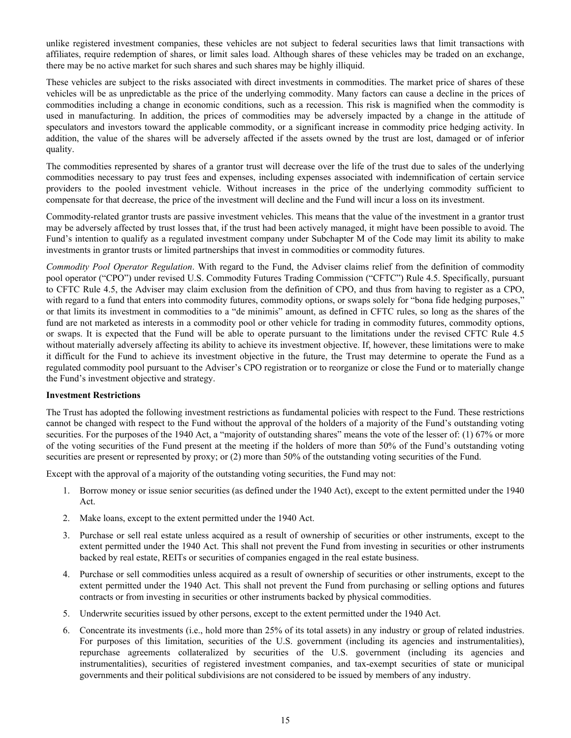unlike registered investment companies, these vehicles are not subject to federal securities laws that limit transactions with affiliates, require redemption of shares, or limit sales load. Although shares of these vehicles may be traded on an exchange, there may be no active market for such shares and such shares may be highly illiquid.

These vehicles are subject to the risks associated with direct investments in commodities. The market price of shares of these vehicles will be as unpredictable as the price of the underlying commodity. Many factors can cause a decline in the prices of commodities including a change in economic conditions, such as a recession. This risk is magnified when the commodity is used in manufacturing. In addition, the prices of commodities may be adversely impacted by a change in the attitude of speculators and investors toward the applicable commodity, or a significant increase in commodity price hedging activity. In addition, the value of the shares will be adversely affected if the assets owned by the trust are lost, damaged or of inferior quality.

The commodities represented by shares of a grantor trust will decrease over the life of the trust due to sales of the underlying commodities necessary to pay trust fees and expenses, including expenses associated with indemnification of certain service providers to the pooled investment vehicle. Without increases in the price of the underlying commodity sufficient to compensate for that decrease, the price of the investment will decline and the Fund will incur a loss on its investment.

Commodity-related grantor trusts are passive investment vehicles. This means that the value of the investment in a grantor trust may be adversely affected by trust losses that, if the trust had been actively managed, it might have been possible to avoid. The Fund's intention to qualify as a regulated investment company under Subchapter M of the Code may limit its ability to make investments in grantor trusts or limited partnerships that invest in commodities or commodity futures.

*Commodity Pool Operator Regulation*. With regard to the Fund, the Adviser claims relief from the definition of commodity pool operator ("CPO") under revised U.S. Commodity Futures Trading Commission ("CFTC") Rule 4.5. Specifically, pursuant to CFTC Rule 4.5, the Adviser may claim exclusion from the definition of CPO, and thus from having to register as a CPO, with regard to a fund that enters into commodity futures, commodity options, or swaps solely for "bona fide hedging purposes," or that limits its investment in commodities to a "de minimis" amount, as defined in CFTC rules, so long as the shares of the fund are not marketed as interests in a commodity pool or other vehicle for trading in commodity futures, commodity options, or swaps. It is expected that the Fund will be able to operate pursuant to the limitations under the revised CFTC Rule 4.5 without materially adversely affecting its ability to achieve its investment objective. If, however, these limitations were to make it difficult for the Fund to achieve its investment objective in the future, the Trust may determine to operate the Fund as a regulated commodity pool pursuant to the Adviser's CPO registration or to reorganize or close the Fund or to materially change the Fund's investment objective and strategy.

**Investment Restrictions**

The Trust has adopted the following investment restrictions as fundamental policies with respect to the Fund. These restrictions cannot be changed with respect to the Fund without the approval of the holders of a majority of the Fund's outstanding voting securities. For the purposes of the 1940 Act, a "majority of outstanding shares" means the vote of the lesser of: (1) 67% or more of the voting securities of the Fund present at the meeting if the holders of more than 50% of the Fund's outstanding voting securities are present or represented by proxy; or (2) more than 50% of the outstanding voting securities of the Fund.

Except with the approval of a majority of the outstanding voting securities, the Fund may not:

1. Borrow money or issue senior securities (as defined under the 1940 Act), except to the extent permitted under the 1940 Act.
2. Make loans, except to the extent permitted under the 1940 Act.
3. Purchase or sell real estate unless acquired as a result of ownership of securities or other instruments, except to the extent permitted under the 1940 Act. This shall not prevent the Fund from investing in securities or other instruments backed by real estate, REITs or securities of companies engaged in the real estate business.
4. Purchase or sell commodities unless acquired as a result of ownership of securities or other instruments, except to the extent permitted under the 1940 Act. This shall not prevent the Fund from purchasing or selling options and futures contracts or from investing in securities or other instruments backed by physical commodities.
5. Underwrite securities issued by other persons, except to the extent permitted under the 1940 Act.
6. Concentrate its investments (i.e., hold more than 25% of its total assets) in any industry or group of related industries. For purposes of this limitation, securities of the U.S. government (including its agencies and instrumentalities), repurchase agreements collateralized by securities of the U.S. government (including its agencies and instrumentalities), securities of registered investment companies, and tax-exempt securities of state or municipal governments and their political subdivisions are not considered to be issued by members of any industry.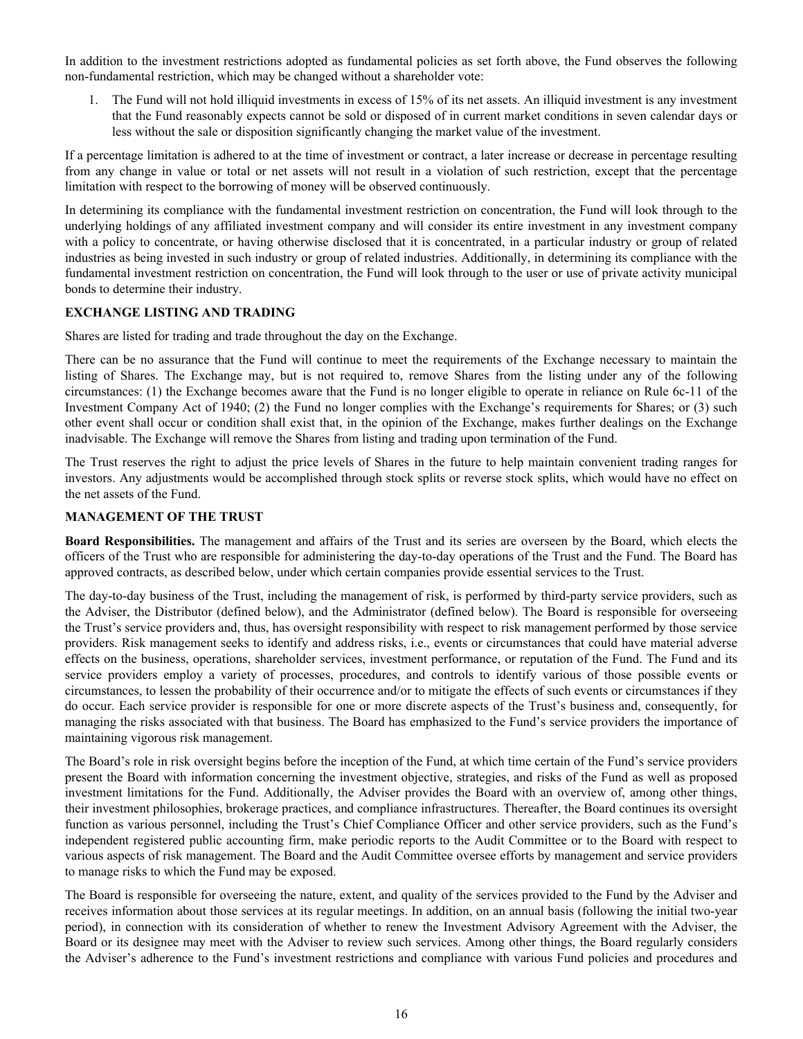In addition to the investment restrictions adopted as fundamental policies as set forth above, the Fund observes the following non-fundamental restriction, which may be changed without a shareholder vote:

1. The Fund will not hold illiquid investments in excess of 15% of its net assets. An illiquid investment is any investment that the Fund reasonably expects cannot be sold or disposed of in current market conditions in seven calendar days or less without the sale or disposition significantly changing the market value of the investment.

If a percentage limitation is adhered to at the time of investment or contract, a later increase or decrease in percentage resulting from any change in value or total or net assets will not result in a violation of such restriction, except that the percentage limitation with respect to the borrowing of money will be observed continuously.

In determining its compliance with the fundamental investment restriction on concentration, the Fund will look through to the underlying holdings of any affiliated investment company and will consider its entire investment in any investment company with a policy to concentrate, or having otherwise disclosed that it is concentrated, in a particular industry or group of related industries as being invested in such industry or group of related industries. Additionally, in determining its compliance with the fundamental investment restriction on concentration, the Fund will look through to the user or use of private activity municipal bonds to determine their industry.

**EXCHANGE LISTING AND TRADING**

Shares are listed for trading and trade throughout the day on the Exchange.

There can be no assurance that the Fund will continue to meet the requirements of the Exchange necessary to maintain the listing of Shares. The Exchange may, but is not required to, remove Shares from the listing under any of the following circumstances: (1) the Exchange becomes aware that the Fund is no longer eligible to operate in reliance on Rule 6c-11 of the Investment Company Act of 1940; (2) the Fund no longer complies with the Exchange's requirements for Shares; or (3) such other event shall occur or condition shall exist that, in the opinion of the Exchange, makes further dealings on the Exchange inadvisable. The Exchange will remove the Shares from listing and trading upon termination of the Fund.

The Trust reserves the right to adjust the price levels of Shares in the future to help maintain convenient trading ranges for investors. Any adjustments would be accomplished through stock splits or reverse stock splits, which would have no effect on the net assets of the Fund.

**MANAGEMENT OF THE TRUST**

**Board Responsibilities.** The management and affairs of the Trust and its series are overseen by the Board, which elects the officers of the Trust who are responsible for administering the day-to-day operations of the Trust and the Fund. The Board has approved contracts, as described below, under which certain companies provide essential services to the Trust.

The day-to-day business of the Trust, including the management of risk, is performed by third-party service providers, such as the Adviser, the Distributor (defined below), and the Administrator (defined below). The Board is responsible for overseeing the Trust's service providers and, thus, has oversight responsibility with respect to risk management performed by those service providers. Risk management seeks to identify and address risks, i.e., events or circumstances that could have material adverse effects on the business, operations, shareholder services, investment performance, or reputation of the Fund. The Fund and its service providers employ a variety of processes, procedures, and controls to identify various of those possible events or circumstances, to lessen the probability of their occurrence and/or to mitigate the effects of such events or circumstances if they do occur. Each service provider is responsible for one or more discrete aspects of the Trust's business and, consequently, for managing the risks associated with that business. The Board has emphasized to the Fund's service providers the importance of maintaining vigorous risk management.

The Board's role in risk oversight begins before the inception of the Fund, at which time certain of the Fund's service providers present the Board with information concerning the investment objective, strategies, and risks of the Fund as well as proposed investment limitations for the Fund. Additionally, the Adviser provides the Board with an overview of, among other things, their investment philosophies, brokerage practices, and compliance infrastructures. Thereafter, the Board continues its oversight function as various personnel, including the Trust's Chief Compliance Officer and other service providers, such as the Fund's independent registered public accounting firm, make periodic reports to the Audit Committee or to the Board with respect to various aspects of risk management. The Board and the Audit Committee oversee efforts by management and service providers to manage risks to which the Fund may be exposed.

The Board is responsible for overseeing the nature, extent, and quality of the services provided to the Fund by the Adviser and receives information about those services at its regular meetings. In addition, on an annual basis (following the initial two-year period), in connection with its consideration of whether to renew the Investment Advisory Agreement with the Adviser, the Board or its designee may meet with the Adviser to review such services. Among other things, the Board regularly considers the Adviser's adherence to the Fund's investment restrictions and compliance with various Fund policies and procedures and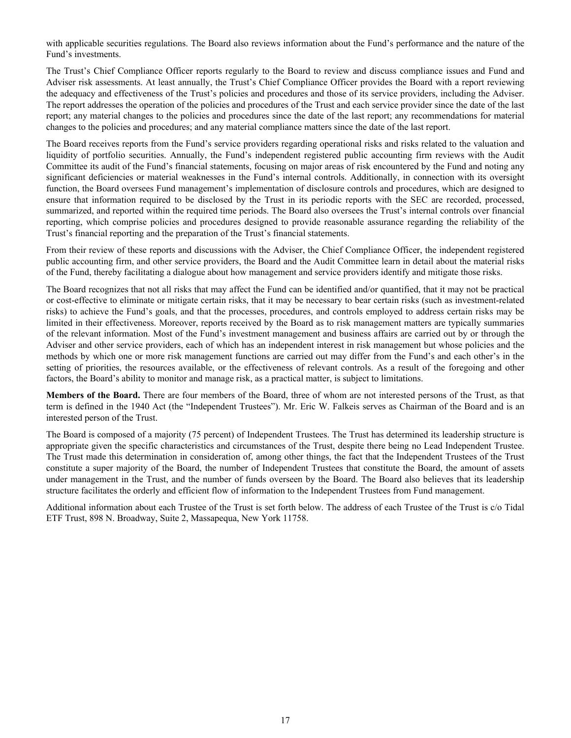with applicable securities regulations. The Board also reviews information about the Fund's performance and the nature of the Fund's investments.

The Trust's Chief Compliance Officer reports regularly to the Board to review and discuss compliance issues and Fund and Adviser risk assessments. At least annually, the Trust's Chief Compliance Officer provides the Board with a report reviewing the adequacy and effectiveness of the Trust's policies and procedures and those of its service providers, including the Adviser. The report addresses the operation of the policies and procedures of the Trust and each service provider since the date of the last report; any material changes to the policies and procedures since the date of the last report; any recommendations for material changes to the policies and procedures; and any material compliance matters since the date of the last report.

The Board receives reports from the Fund's service providers regarding operational risks and risks related to the valuation and liquidity of portfolio securities. Annually, the Fund's independent registered public accounting firm reviews with the Audit Committee its audit of the Fund's financial statements, focusing on major areas of risk encountered by the Fund and noting any significant deficiencies or material weaknesses in the Fund's internal controls. Additionally, in connection with its oversight function, the Board oversees Fund management's implementation of disclosure controls and procedures, which are designed to ensure that information required to be disclosed by the Trust in its periodic reports with the SEC are recorded, processed, summarized, and reported within the required time periods. The Board also oversees the Trust's internal controls over financial reporting, which comprise policies and procedures designed to provide reasonable assurance regarding the reliability of the Trust's financial reporting and the preparation of the Trust's financial statements.

From their review of these reports and discussions with the Adviser, the Chief Compliance Officer, the independent registered public accounting firm, and other service providers, the Board and the Audit Committee learn in detail about the material risks of the Fund, thereby facilitating a dialogue about how management and service providers identify and mitigate those risks.

The Board recognizes that not all risks that may affect the Fund can be identified and/or quantified, that it may not be practical or cost-effective to eliminate or mitigate certain risks, that it may be necessary to bear certain risks (such as investment-related risks) to achieve the Fund's goals, and that the processes, procedures, and controls employed to address certain risks may be limited in their effectiveness. Moreover, reports received by the Board as to risk management matters are typically summaries of the relevant information. Most of the Fund's investment management and business affairs are carried out by or through the Adviser and other service providers, each of which has an independent interest in risk management but whose policies and the methods by which one or more risk management functions are carried out may differ from the Fund's and each other's in the setting of priorities, the resources available, or the effectiveness of relevant controls. As a result of the foregoing and other factors, the Board's ability to monitor and manage risk, as a practical matter, is subject to limitations.

**Members of the Board.** There are four members of the Board, three of whom are not interested persons of the Trust, as that term is defined in the 1940 Act (the "Independent Trustees"). Mr. Eric W. Falkeis serves as Chairman of the Board and is an interested person of the Trust.

The Board is composed of a majority (75 percent) of Independent Trustees. The Trust has determined its leadership structure is appropriate given the specific characteristics and circumstances of the Trust, despite there being no Lead Independent Trustee. The Trust made this determination in consideration of, among other things, the fact that the Independent Trustees of the Trust constitute a super majority of the Board, the number of Independent Trustees that constitute the Board, the amount of assets under management in the Trust, and the number of funds overseen by the Board. The Board also believes that its leadership structure facilitates the orderly and efficient flow of information to the Independent Trustees from Fund management.

Additional information about each Trustee of the Trust is set forth below. The address of each Trustee of the Trust is c/o Tidal ETF Trust, 898 N. Broadway, Suite 2, Massapequa, New York 11758.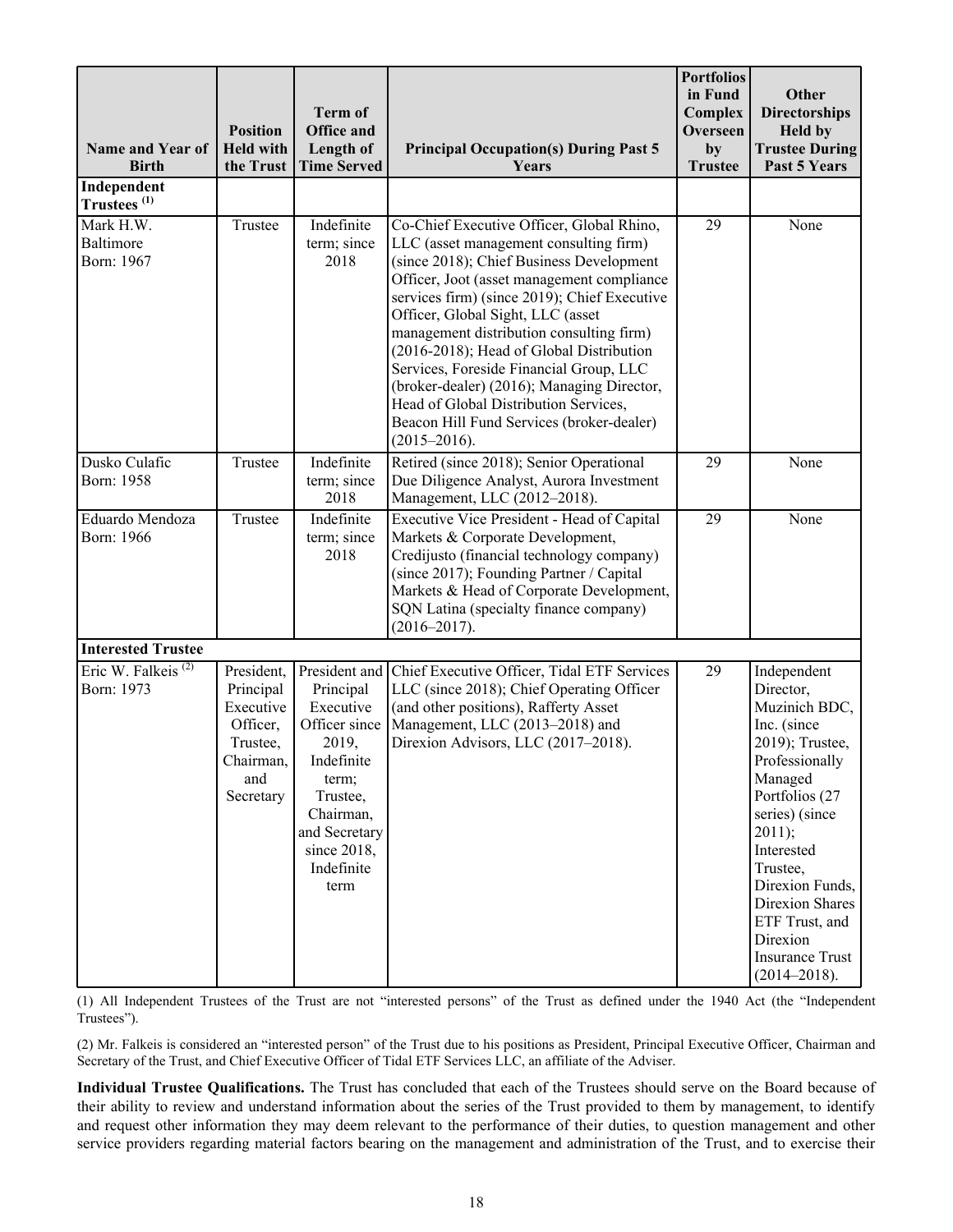| Name and Year of Birth | Position Held with the Trust | Term of Office and Length of Time Served | Principal Occupation(s) During Past 5 Years | Portfolios in Fund Complex Overseen by Trustee | Other Directorships Held by Trustee During Past 5 Years |
|---|---|---|---|---|---|
| **Independent Trustees** [(1)] | | | | | |
| Mark H.W. Baltimore Born: 1967 | Trustee | Indefinite term; since 2018 | Co-Chief Executive Officer, Global Rhino, LLC (asset management consulting firm) (since 2018); Chief Business Development Officer, Joot (asset management compliance services firm) (since 2019); Chief Executive Officer, Global Sight, LLC (asset management distribution consulting firm) (2016-2018); Head of Global Distribution Services, Foreside Financial Group, LLC (broker-dealer) (2016); Managing Director, Head of Global Distribution Services, Beacon Hill Fund Services (broker-dealer) (2015–2016). | 29 | None |
| Dusko Culafic Born: 1958 | Trustee | Indefinite term; since 2018 | Retired (since 2018); Senior Operational Due Diligence Analyst, Aurora Investment Management, LLC (2012–2018). | 29 | None |
| Eduardo Mendoza Born: 1966 | Trustee | Indefinite term; since 2018 | Executive Vice President - Head of Capital Markets & Corporate Development, Credijusto (financial technology company) (since 2017); Founding Partner / Capital Markets & Head of Corporate Development, SQN Latina (specialty finance company) (2016–2017). | 29 | None |
| **Interested Trustee** | | | | | |
| Eric W. Falkeis [(2)] Born: 1973 | President, Principal Executive Officer, Trustee, Chairman, and Secretary | President and Principal Executive Officer since 2019, Indefinite term; Trustee, Chairman, and Secretary since 2018, Indefinite term | Chief Executive Officer, Tidal ETF Services LLC (since 2018); Chief Operating Officer (and other positions), Rafferty Asset Management, LLC (2013–2018) and Direxion Advisors, LLC (2017–2018). | 29 | Independent Director, Muzinich BDC, Inc. (since 2019); Trustee, Professionally Managed Portfolios (27 series) (since 2011); Interested Trustee, Direxion Funds, Direxion Shares ETF Trust, and Direxion Insurance Trust (2014–2018). |

(1) All Independent Trustees of the Trust are not "interested persons" of the Trust as defined under the 1940 Act (the "Independent Trustees").

(2) Mr. Falkeis is considered an "interested person" of the Trust due to his positions as President, Principal Executive Officer, Chairman and Secretary of the Trust, and Chief Executive Officer of Tidal ETF Services LLC, an affiliate of the Adviser.

**Individual Trustee Qualifications.** The Trust has concluded that each of the Trustees should serve on the Board because of their ability to review and understand information about the series of the Trust provided to them by management, to identify and request other information they may deem relevant to the performance of their duties, to question management and other service providers regarding material factors bearing on the management and administration of the Trust, and to exercise their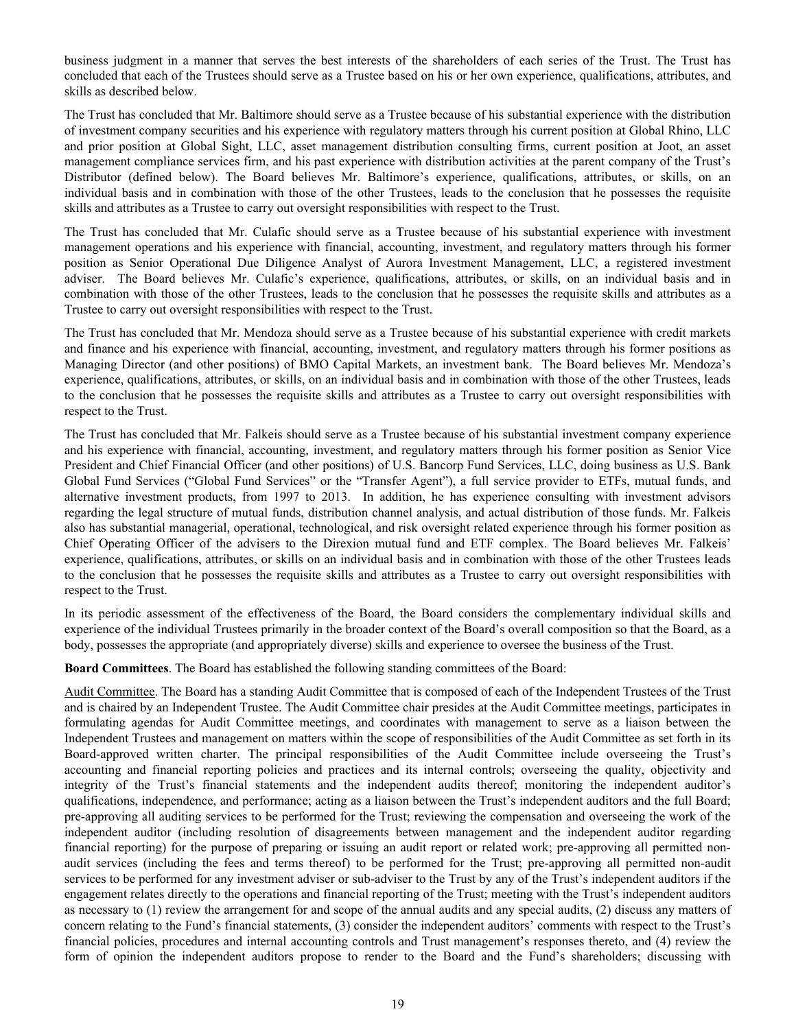business judgment in a manner that serves the best interests of the shareholders of each series of the Trust. The Trust has concluded that each of the Trustees should serve as a Trustee based on his or her own experience, qualifications, attributes, and skills as described below.

The Trust has concluded that Mr. Baltimore should serve as a Trustee because of his substantial experience with the distribution of investment company securities and his experience with regulatory matters through his current position at Global Rhino, LLC and prior position at Global Sight, LLC, asset management distribution consulting firms, current position at Joot, an asset management compliance services firm, and his past experience with distribution activities at the parent company of the Trust's Distributor (defined below). The Board believes Mr. Baltimore's experience, qualifications, attributes, or skills, on an individual basis and in combination with those of the other Trustees, leads to the conclusion that he possesses the requisite skills and attributes as a Trustee to carry out oversight responsibilities with respect to the Trust.

The Trust has concluded that Mr. Culafic should serve as a Trustee because of his substantial experience with investment management operations and his experience with financial, accounting, investment, and regulatory matters through his former position as Senior Operational Due Diligence Analyst of Aurora Investment Management, LLC, a registered investment adviser. The Board believes Mr. Culafic's experience, qualifications, attributes, or skills, on an individual basis and in combination with those of the other Trustees, leads to the conclusion that he possesses the requisite skills and attributes as a Trustee to carry out oversight responsibilities with respect to the Trust.

The Trust has concluded that Mr. Mendoza should serve as a Trustee because of his substantial experience with credit markets and finance and his experience with financial, accounting, investment, and regulatory matters through his former positions as Managing Director (and other positions) of BMO Capital Markets, an investment bank. The Board believes Mr. Mendoza's experience, qualifications, attributes, or skills, on an individual basis and in combination with those of the other Trustees, leads to the conclusion that he possesses the requisite skills and attributes as a Trustee to carry out oversight responsibilities with respect to the Trust.

The Trust has concluded that Mr. Falkeis should serve as a Trustee because of his substantial investment company experience and his experience with financial, accounting, investment, and regulatory matters through his former position as Senior Vice President and Chief Financial Officer (and other positions) of U.S. Bancorp Fund Services, LLC, doing business as U.S. Bank Global Fund Services ("Global Fund Services" or the "Transfer Agent"), a full service provider to ETFs, mutual funds, and alternative investment products, from 1997 to 2013. In addition, he has experience consulting with investment advisors regarding the legal structure of mutual funds, distribution channel analysis, and actual distribution of those funds. Mr. Falkeis also has substantial managerial, operational, technological, and risk oversight related experience through his former position as Chief Operating Officer of the advisers to the Direxion mutual fund and ETF complex. The Board believes Mr. Falkeis' experience, qualifications, attributes, or skills on an individual basis and in combination with those of the other Trustees leads to the conclusion that he possesses the requisite skills and attributes as a Trustee to carry out oversight responsibilities with respect to the Trust.

In its periodic assessment of the effectiveness of the Board, the Board considers the complementary individual skills and experience of the individual Trustees primarily in the broader context of the Board's overall composition so that the Board, as a body, possesses the appropriate (and appropriately diverse) skills and experience to oversee the business of the Trust.

**Board Committees**. The Board has established the following standing committees of the Board:

Audit Committee. The Board has a standing Audit Committee that is composed of each of the Independent Trustees of the Trust and is chaired by an Independent Trustee. The Audit Committee chair presides at the Audit Committee meetings, participates in formulating agendas for Audit Committee meetings, and coordinates with management to serve as a liaison between the Independent Trustees and management on matters within the scope of responsibilities of the Audit Committee as set forth in its Board-approved written charter. The principal responsibilities of the Audit Committee include overseeing the Trust's accounting and financial reporting policies and practices and its internal controls; overseeing the quality, objectivity and integrity of the Trust's financial statements and the independent audits thereof; monitoring the independent auditor's qualifications, independence, and performance; acting as a liaison between the Trust's independent auditors and the full Board; pre-approving all auditing services to be performed for the Trust; reviewing the compensation and overseeing the work of the independent auditor (including resolution of disagreements between management and the independent auditor regarding financial reporting) for the purpose of preparing or issuing an audit report or related work; pre-approving all permitted non-audit services (including the fees and terms thereof) to be performed for the Trust; pre-approving all permitted non-audit services to be performed for any investment adviser or sub-adviser to the Trust by any of the Trust's independent auditors if the engagement relates directly to the operations and financial reporting of the Trust; meeting with the Trust's independent auditors as necessary to (1) review the arrangement for and scope of the annual audits and any special audits, (2) discuss any matters of concern relating to the Fund's financial statements, (3) consider the independent auditors' comments with respect to the Trust's financial policies, procedures and internal accounting controls and Trust management's responses thereto, and (4) review the form of opinion the independent auditors propose to render to the Board and the Fund's shareholders; discussing with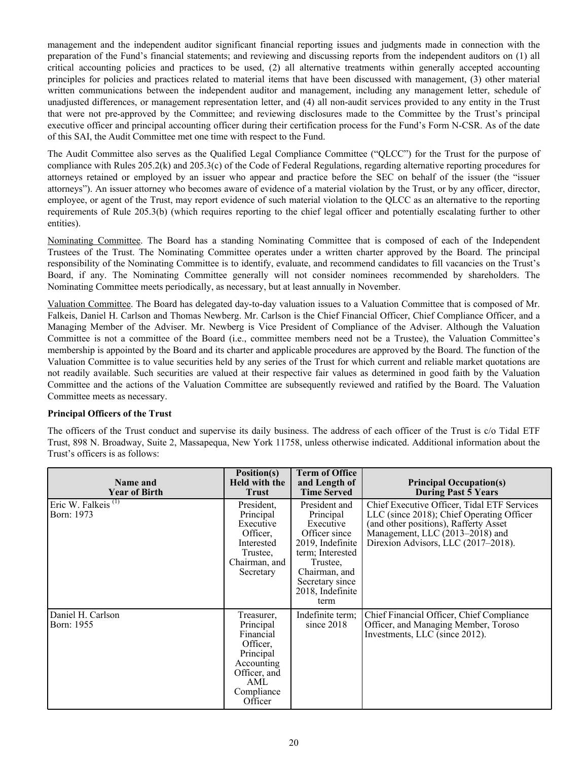management and the independent auditor significant financial reporting issues and judgments made in connection with the preparation of the Fund's financial statements; and reviewing and discussing reports from the independent auditors on (1) all critical accounting policies and practices to be used, (2) all alternative treatments within generally accepted accounting principles for policies and practices related to material items that have been discussed with management, (3) other material written communications between the independent auditor and management, including any management letter, schedule of unadjusted differences, or management representation letter, and (4) all non-audit services provided to any entity in the Trust that were not pre-approved by the Committee; and reviewing disclosures made to the Committee by the Trust's principal executive officer and principal accounting officer during their certification process for the Fund's Form N-CSR. As of the date of this SAI, the Audit Committee met one time with respect to the Fund.

The Audit Committee also serves as the Qualified Legal Compliance Committee ("QLCC") for the Trust for the purpose of compliance with Rules 205.2(k) and 205.3(c) of the Code of Federal Regulations, regarding alternative reporting procedures for attorneys retained or employed by an issuer who appear and practice before the SEC on behalf of the issuer (the "issuer attorneys"). An issuer attorney who becomes aware of evidence of a material violation by the Trust, or by any officer, director, employee, or agent of the Trust, may report evidence of such material violation to the QLCC as an alternative to the reporting requirements of Rule 205.3(b) (which requires reporting to the chief legal officer and potentially escalating further to other entities).

Nominating Committee. The Board has a standing Nominating Committee that is composed of each of the Independent Trustees of the Trust. The Nominating Committee operates under a written charter approved by the Board. The principal responsibility of the Nominating Committee is to identify, evaluate, and recommend candidates to fill vacancies on the Trust's Board, if any. The Nominating Committee generally will not consider nominees recommended by shareholders. The Nominating Committee meets periodically, as necessary, but at least annually in November.

Valuation Committee. The Board has delegated day-to-day valuation issues to a Valuation Committee that is composed of Mr. Falkeis, Daniel H. Carlson and Thomas Newberg. Mr. Carlson is the Chief Financial Officer, Chief Compliance Officer, and a Managing Member of the Adviser. Mr. Newberg is Vice President of Compliance of the Adviser. Although the Valuation Committee is not a committee of the Board (i.e., committee members need not be a Trustee), the Valuation Committee's membership is appointed by the Board and its charter and applicable procedures are approved by the Board. The function of the Valuation Committee is to value securities held by any series of the Trust for which current and reliable market quotations are not readily available. Such securities are valued at their respective fair values as determined in good faith by the Valuation Committee and the actions of the Valuation Committee are subsequently reviewed and ratified by the Board. The Valuation Committee meets as necessary.

**Principal Officers of the Trust**

The officers of the Trust conduct and supervise its daily business. The address of each officer of the Trust is c/o Tidal ETF Trust, 898 N. Broadway, Suite 2, Massapequa, New York 11758, unless otherwise indicated. Additional information about the Trust's officers is as follows:

| Name and Year of Birth | Position(s) Held with the Trust | Term of Office and Length of Time Served | Principal Occupation(s) During Past 5 Years |
|---|---|---|---|
| Eric W. Falkeis [(1)] Born: 1973 | President, Principal Executive Officer, Interested Trustee, Chairman, and Secretary | President and Principal Executive Officer since 2019, Indefinite term; Interested Trustee, Chairman, and Secretary since 2018, Indefinite term | Chief Executive Officer, Tidal ETF Services LLC (since 2018); Chief Operating Officer (and other positions), Rafferty Asset Management, LLC (2013–2018) and Direxion Advisors, LLC (2017–2018). |
| Daniel H. Carlson Born: 1955 | Treasurer, Principal Financial Officer, Principal Accounting Officer, and AML Compliance Officer | Indefinite term; since 2018 | Chief Financial Officer, Chief Compliance Officer, and Managing Member, Toroso Investments, LLC (since 2012). |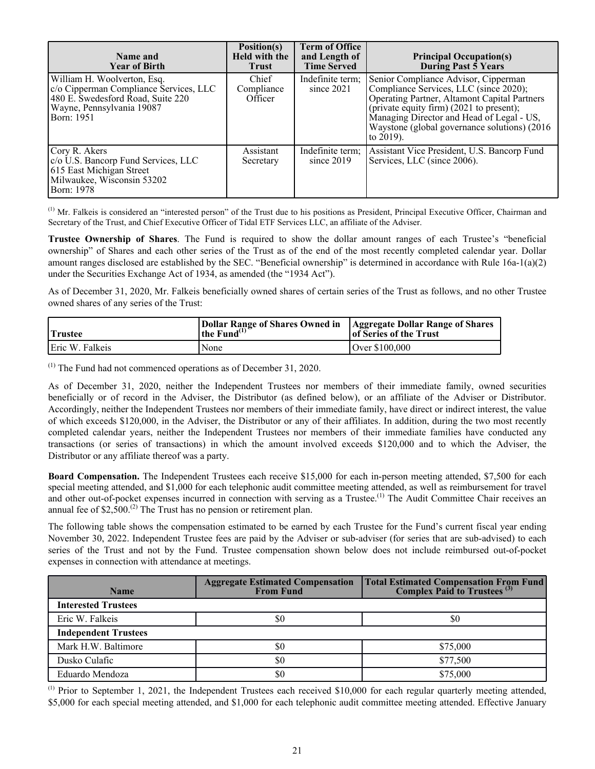| Name and Year of Birth | Position(s) Held with the Trust | Term of Office and Length of Time Served | Principal Occupation(s) During Past 5 Years |
|---|---|---|---|
| William H. Woolverton, Esq. c/o Cipperman Compliance Services, LLC 480 E. Swedesford Road, Suite 220 Wayne, Pennsylvania 19087 Born: 1951 | Chief Compliance Officer | Indefinite term; since 2021 | Senior Compliance Advisor, Cipperman Compliance Services, LLC (since 2020); Operating Partner, Altamont Capital Partners (private equity firm) (2021 to present); Managing Director and Head of Legal - US, Waystone (global governance solutions) (2016 to 2019). |
| Cory R. Akers c/o U.S. Bancorp Fund Services, LLC 615 East Michigan Street Milwaukee, Wisconsin 53202 Born: 1978 | Assistant Secretary | Indefinite term; since 2019 | Assistant Vice President, U.S. Bancorp Fund Services, LLC (since 2006). |

(1) Mr. Falkeis is considered an "interested person" of the Trust due to his positions as President, Principal Executive Officer, Chairman and Secretary of the Trust, and Chief Executive Officer of Tidal ETF Services LLC, an affiliate of the Adviser.

**Trustee Ownership of Shares**. The Fund is required to show the dollar amount ranges of each Trustee's "beneficial ownership" of Shares and each other series of the Trust as of the end of the most recently completed calendar year. Dollar amount ranges disclosed are established by the SEC. "Beneficial ownership" is determined in accordance with Rule 16a-1(a)(2) under the Securities Exchange Act of 1934, as amended (the "1934 Act").

As of December 31, 2020, Mr. Falkeis beneficially owned shares of certain series of the Trust as follows, and no other Trustee owned shares of any series of the Trust:

| Trustee | Dollar Range of Shares Owned in the Fund(1) | Aggregate Dollar Range of Shares of Series of the Trust |
|---|---|---|
| Eric W. Falkeis | None | Over $100,000 |

(1) The Fund had not commenced operations as of December 31, 2020.

As of December 31, 2020, neither the Independent Trustees nor members of their immediate family, owned securities beneficially or of record in the Adviser, the Distributor (as defined below), or an affiliate of the Adviser or Distributor. Accordingly, neither the Independent Trustees nor members of their immediate family, have direct or indirect interest, the value of which exceeds $120,000, in the Adviser, the Distributor or any of their affiliates. In addition, during the two most recently completed calendar years, neither the Independent Trustees nor members of their immediate families have conducted any transactions (or series of transactions) in which the amount involved exceeds $120,000 and to which the Adviser, the Distributor or any affiliate thereof was a party.

**Board Compensation.** The Independent Trustees each receive $15,000 for each in-person meeting attended, $7,500 for each special meeting attended, and $1,000 for each telephonic audit committee meeting attended, as well as reimbursement for travel and other out-of-pocket expenses incurred in connection with serving as a Trustee.(1) The Audit Committee Chair receives an annual fee of $2,500.(2) The Trust has no pension or retirement plan.

The following table shows the compensation estimated to be earned by each Trustee for the Fund's current fiscal year ending November 30, 2022. Independent Trustee fees are paid by the Adviser or sub-adviser (for series that are sub-advised) to each series of the Trust and not by the Fund. Trustee compensation shown below does not include reimbursed out-of-pocket expenses in connection with attendance at meetings.

| Name | Aggregate Estimated Compensation From Fund | Total Estimated Compensation From Fund Complex Paid to Trustees (3) |
|---|---|---|
| **Interested Trustees** | | |
| Eric W. Falkeis | $0 | $0 |
| **Independent Trustees** | | |
| Mark H.W. Baltimore | $0 | $75,000 |
| Dusko Culafic | $0 | $77,500 |
| Eduardo Mendoza | $0 | $75,000 |

(1) Prior to September 1, 2021, the Independent Trustees each received $10,000 for each regular quarterly meeting attended, $5,000 for each special meeting attended, and $1,000 for each telephonic audit committee meeting attended. Effective January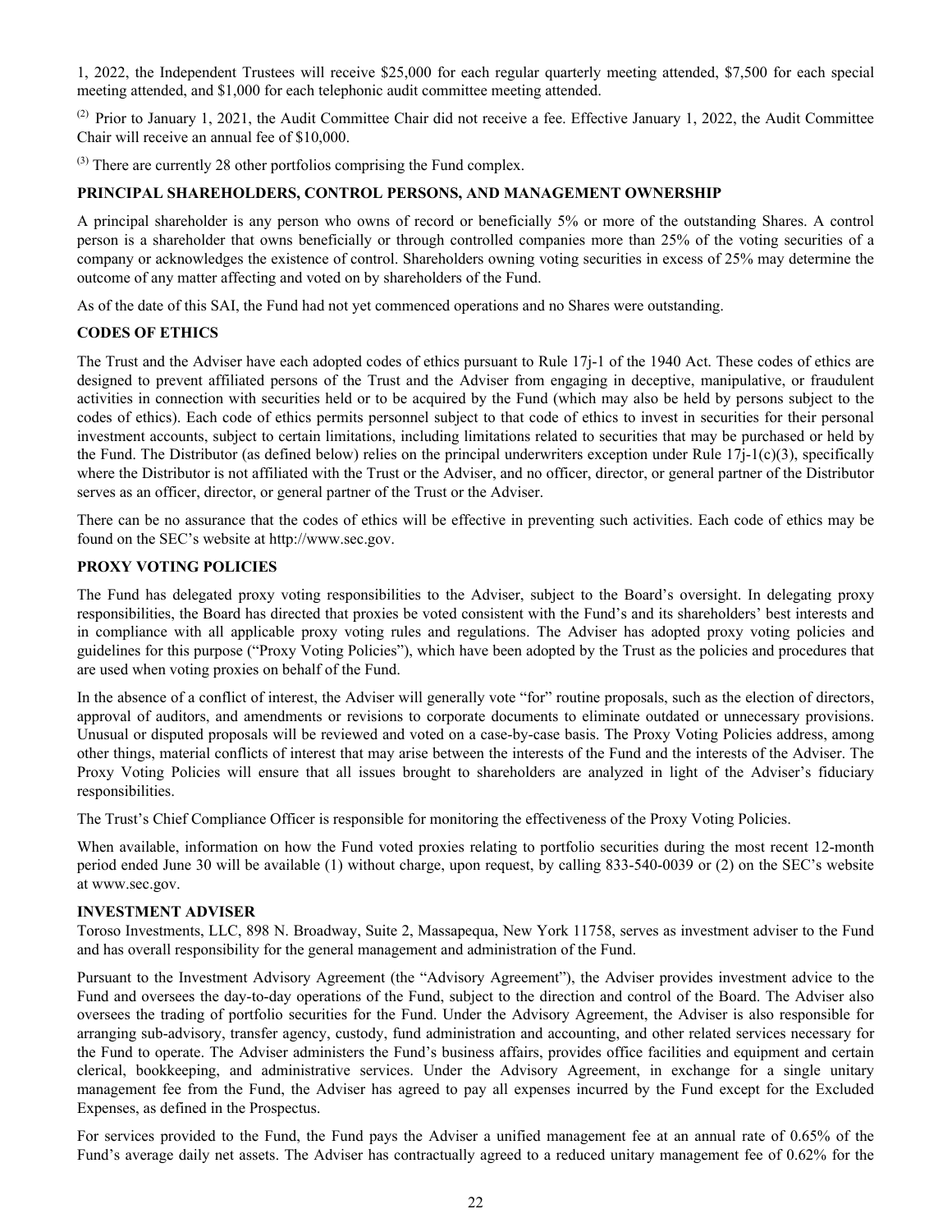1, 2022, the Independent Trustees will receive $25,000 for each regular quarterly meeting attended, $7,500 for each special meeting attended, and $1,000 for each telephonic audit committee meeting attended.

[2] Prior to January 1, 2021, the Audit Committee Chair did not receive a fee. Effective January 1, 2022, the Audit Committee Chair will receive an annual fee of $10,000.

[3] There are currently 28 other portfolios comprising the Fund complex.

## PRINCIPAL SHAREHOLDERS, CONTROL PERSONS, AND MANAGEMENT OWNERSHIP

A principal shareholder is any person who owns of record or beneficially 5% or more of the outstanding Shares. A control person is a shareholder that owns beneficially or through controlled companies more than 25% of the voting securities of a company or acknowledges the existence of control. Shareholders owning voting securities in excess of 25% may determine the outcome of any matter affecting and voted on by shareholders of the Fund.

As of the date of this SAI, the Fund had not yet commenced operations and no Shares were outstanding.

## CODES OF ETHICS

The Trust and the Adviser have each adopted codes of ethics pursuant to Rule 17j-1 of the 1940 Act. These codes of ethics are designed to prevent affiliated persons of the Trust and the Adviser from engaging in deceptive, manipulative, or fraudulent activities in connection with securities held or to be acquired by the Fund (which may also be held by persons subject to the codes of ethics). Each code of ethics permits personnel subject to that code of ethics to invest in securities for their personal investment accounts, subject to certain limitations, including limitations related to securities that may be purchased or held by the Fund. The Distributor (as defined below) relies on the principal underwriters exception under Rule 17j-1(c)(3), specifically where the Distributor is not affiliated with the Trust or the Adviser, and no officer, director, or general partner of the Distributor serves as an officer, director, or general partner of the Trust or the Adviser.

There can be no assurance that the codes of ethics will be effective in preventing such activities. Each code of ethics may be found on the SEC's website at http://www.sec.gov.

## PROXY VOTING POLICIES

The Fund has delegated proxy voting responsibilities to the Adviser, subject to the Board's oversight. In delegating proxy responsibilities, the Board has directed that proxies be voted consistent with the Fund's and its shareholders' best interests and in compliance with all applicable proxy voting rules and regulations. The Adviser has adopted proxy voting policies and guidelines for this purpose ("Proxy Voting Policies"), which have been adopted by the Trust as the policies and procedures that are used when voting proxies on behalf of the Fund.

In the absence of a conflict of interest, the Adviser will generally vote "for" routine proposals, such as the election of directors, approval of auditors, and amendments or revisions to corporate documents to eliminate outdated or unnecessary provisions. Unusual or disputed proposals will be reviewed and voted on a case-by-case basis. The Proxy Voting Policies address, among other things, material conflicts of interest that may arise between the interests of the Fund and the interests of the Adviser. The Proxy Voting Policies will ensure that all issues brought to shareholders are analyzed in light of the Adviser's fiduciary responsibilities.

The Trust's Chief Compliance Officer is responsible for monitoring the effectiveness of the Proxy Voting Policies.

When available, information on how the Fund voted proxies relating to portfolio securities during the most recent 12-month period ended June 30 will be available (1) without charge, upon request, by calling 833-540-0039 or (2) on the SEC's website at www.sec.gov.

## INVESTMENT ADVISER

Toroso Investments, LLC, 898 N. Broadway, Suite 2, Massapequa, New York 11758, serves as investment adviser to the Fund and has overall responsibility for the general management and administration of the Fund.

Pursuant to the Investment Advisory Agreement (the "Advisory Agreement"), the Adviser provides investment advice to the Fund and oversees the day-to-day operations of the Fund, subject to the direction and control of the Board. The Adviser also oversees the trading of portfolio securities for the Fund. Under the Advisory Agreement, the Adviser is also responsible for arranging sub-advisory, transfer agency, custody, fund administration and accounting, and other related services necessary for the Fund to operate. The Adviser administers the Fund's business affairs, provides office facilities and equipment and certain clerical, bookkeeping, and administrative services. Under the Advisory Agreement, in exchange for a single unitary management fee from the Fund, the Adviser has agreed to pay all expenses incurred by the Fund except for the Excluded Expenses, as defined in the Prospectus.

For services provided to the Fund, the Fund pays the Adviser a unified management fee at an annual rate of 0.65% of the Fund's average daily net assets. The Adviser has contractually agreed to a reduced unitary management fee of 0.62% for the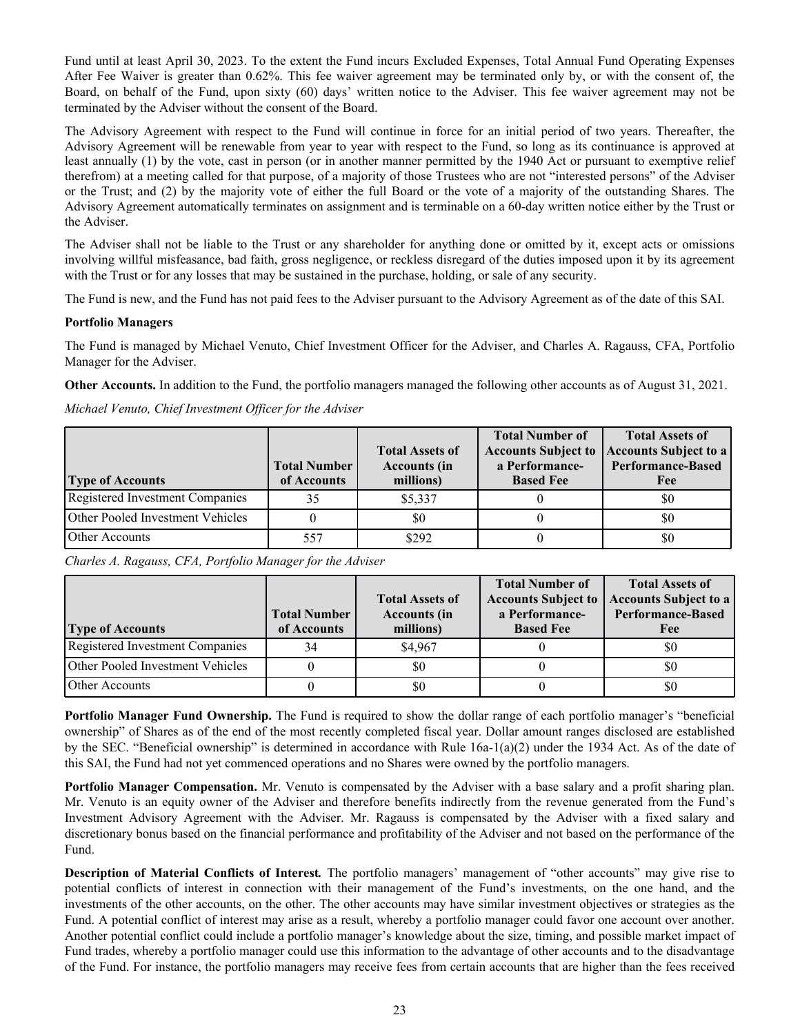Fund until at least April 30, 2023. To the extent the Fund incurs Excluded Expenses, Total Annual Fund Operating Expenses After Fee Waiver is greater than 0.62%. This fee waiver agreement may be terminated only by, or with the consent of, the Board, on behalf of the Fund, upon sixty (60) days' written notice to the Adviser. This fee waiver agreement may not be terminated by the Adviser without the consent of the Board.

The Advisory Agreement with respect to the Fund will continue in force for an initial period of two years. Thereafter, the Advisory Agreement will be renewable from year to year with respect to the Fund, so long as its continuance is approved at least annually (1) by the vote, cast in person (or in another manner permitted by the 1940 Act or pursuant to exemptive relief therefrom) at a meeting called for that purpose, of a majority of those Trustees who are not "interested persons" of the Adviser or the Trust; and (2) by the majority vote of either the full Board or the vote of a majority of the outstanding Shares. The Advisory Agreement automatically terminates on assignment and is terminable on a 60-day written notice either by the Trust or the Adviser.

The Adviser shall not be liable to the Trust or any shareholder for anything done or omitted by it, except acts or omissions involving willful misfeasance, bad faith, gross negligence, or reckless disregard of the duties imposed upon it by its agreement with the Trust or for any losses that may be sustained in the purchase, holding, or sale of any security.

The Fund is new, and the Fund has not paid fees to the Adviser pursuant to the Advisory Agreement as of the date of this SAI.

**Portfolio Managers**

The Fund is managed by Michael Venuto, Chief Investment Officer for the Adviser, and Charles A. Ragauss, CFA, Portfolio Manager for the Adviser.

**Other Accounts.** In addition to the Fund, the portfolio managers managed the following other accounts as of August 31, 2021.

*Michael Venuto, Chief Investment Officer for the Adviser*

| Type of Accounts | Total Number of Accounts | Total Assets of Accounts (in millions) | Total Number of Accounts Subject to a Performance-Based Fee | Total Assets of Accounts Subject to a Performance-Based Fee |
|---|---|---|---|---|
| Registered Investment Companies | 35 | $5,337 | 0 | $0 |
| Other Pooled Investment Vehicles | 0 | $0 | 0 | $0 |
| Other Accounts | 557 | $292 | 0 | $0 |

*Charles A. Ragauss, CFA, Portfolio Manager for the Adviser*

| Type of Accounts | Total Number of Accounts | Total Assets of Accounts (in millions) | Total Number of Accounts Subject to a Performance-Based Fee | Total Assets of Accounts Subject to a Performance-Based Fee |
|---|---|---|---|---|
| Registered Investment Companies | 34 | $4,967 | 0 | $0 |
| Other Pooled Investment Vehicles | 0 | $0 | 0 | $0 |
| Other Accounts | 0 | $0 | 0 | $0 |

**Portfolio Manager Fund Ownership.** The Fund is required to show the dollar range of each portfolio manager's "beneficial ownership" of Shares as of the end of the most recently completed fiscal year. Dollar amount ranges disclosed are established by the SEC. "Beneficial ownership" is determined in accordance with Rule 16a-1(a)(2) under the 1934 Act. As of the date of this SAI, the Fund had not yet commenced operations and no Shares were owned by the portfolio managers.

**Portfolio Manager Compensation.** Mr. Venuto is compensated by the Adviser with a base salary and a profit sharing plan. Mr. Venuto is an equity owner of the Adviser and therefore benefits indirectly from the revenue generated from the Fund's Investment Advisory Agreement with the Adviser. Mr. Ragauss is compensated by the Adviser with a fixed salary and discretionary bonus based on the financial performance and profitability of the Adviser and not based on the performance of the Fund.

***Description of Material Conflicts of Interest.*** The portfolio managers' management of "other accounts" may give rise to potential conflicts of interest in connection with their management of the Fund's investments, on the one hand, and the investments of the other accounts, on the other. The other accounts may have similar investment objectives or strategies as the Fund. A potential conflict of interest may arise as a result, whereby a portfolio manager could favor one account over another. Another potential conflict could include a portfolio manager's knowledge about the size, timing, and possible market impact of Fund trades, whereby a portfolio manager could use this information to the advantage of other accounts and to the disadvantage of the Fund. For instance, the portfolio managers may receive fees from certain accounts that are higher than the fees received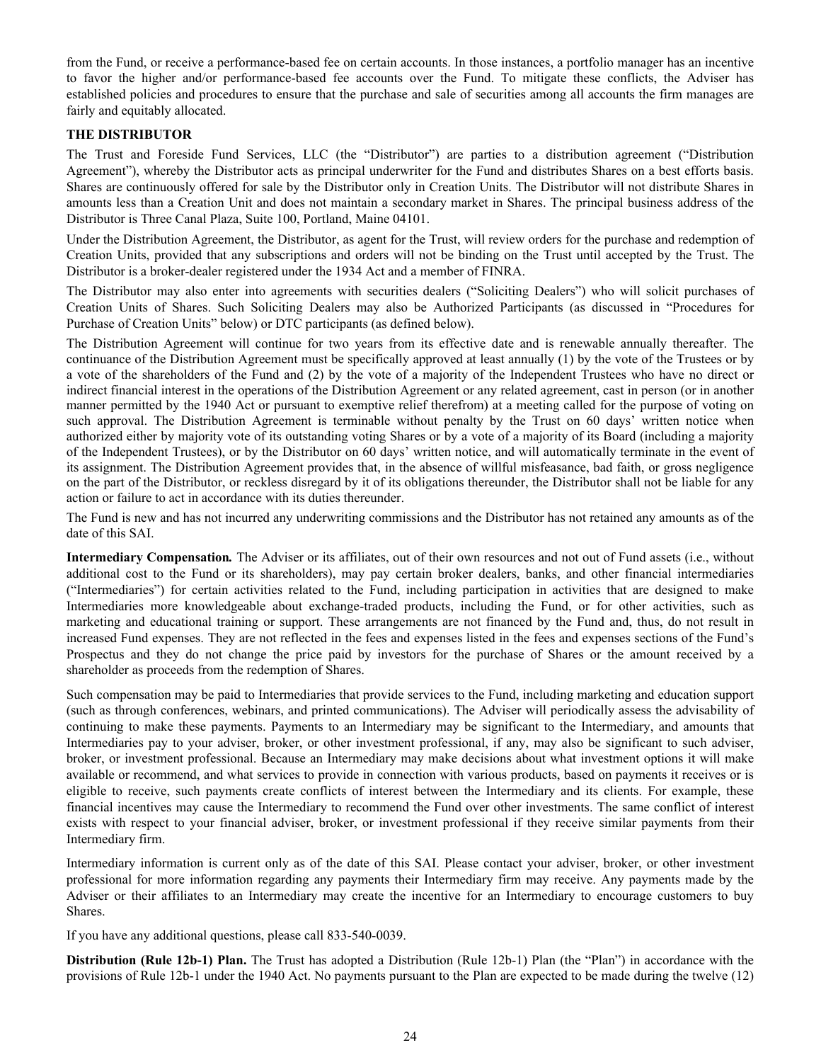from the Fund, or receive a performance-based fee on certain accounts. In those instances, a portfolio manager has an incentive to favor the higher and/or performance-based fee accounts over the Fund. To mitigate these conflicts, the Adviser has established policies and procedures to ensure that the purchase and sale of securities among all accounts the firm manages are fairly and equitably allocated.

**THE DISTRIBUTOR**

The Trust and Foreside Fund Services, LLC (the "Distributor") are parties to a distribution agreement ("Distribution Agreement"), whereby the Distributor acts as principal underwriter for the Fund and distributes Shares on a best efforts basis. Shares are continuously offered for sale by the Distributor only in Creation Units. The Distributor will not distribute Shares in amounts less than a Creation Unit and does not maintain a secondary market in Shares. The principal business address of the Distributor is Three Canal Plaza, Suite 100, Portland, Maine 04101.

Under the Distribution Agreement, the Distributor, as agent for the Trust, will review orders for the purchase and redemption of Creation Units, provided that any subscriptions and orders will not be binding on the Trust until accepted by the Trust. The Distributor is a broker-dealer registered under the 1934 Act and a member of FINRA.

The Distributor may also enter into agreements with securities dealers ("Soliciting Dealers") who will solicit purchases of Creation Units of Shares. Such Soliciting Dealers may also be Authorized Participants (as discussed in "Procedures for Purchase of Creation Units" below) or DTC participants (as defined below).

The Distribution Agreement will continue for two years from its effective date and is renewable annually thereafter. The continuance of the Distribution Agreement must be specifically approved at least annually (1) by the vote of the Trustees or by a vote of the shareholders of the Fund and (2) by the vote of a majority of the Independent Trustees who have no direct or indirect financial interest in the operations of the Distribution Agreement or any related agreement, cast in person (or in another manner permitted by the 1940 Act or pursuant to exemptive relief therefrom) at a meeting called for the purpose of voting on such approval. The Distribution Agreement is terminable without penalty by the Trust on 60 days' written notice when authorized either by majority vote of its outstanding voting Shares or by a vote of a majority of its Board (including a majority of the Independent Trustees), or by the Distributor on 60 days' written notice, and will automatically terminate in the event of its assignment. The Distribution Agreement provides that, in the absence of willful misfeasance, bad faith, or gross negligence on the part of the Distributor, or reckless disregard by it of its obligations thereunder, the Distributor shall not be liable for any action or failure to act in accordance with its duties thereunder.

The Fund is new and has not incurred any underwriting commissions and the Distributor has not retained any amounts as of the date of this SAI.

***Intermediary Compensation.*** The Adviser or its affiliates, out of their own resources and not out of Fund assets (i.e., without additional cost to the Fund or its shareholders), may pay certain broker dealers, banks, and other financial intermediaries ("Intermediaries") for certain activities related to the Fund, including participation in activities that are designed to make Intermediaries more knowledgeable about exchange-traded products, including the Fund, or for other activities, such as marketing and educational training or support. These arrangements are not financed by the Fund and, thus, do not result in increased Fund expenses. They are not reflected in the fees and expenses listed in the fees and expenses sections of the Fund's Prospectus and they do not change the price paid by investors for the purchase of Shares or the amount received by a shareholder as proceeds from the redemption of Shares.

Such compensation may be paid to Intermediaries that provide services to the Fund, including marketing and education support (such as through conferences, webinars, and printed communications). The Adviser will periodically assess the advisability of continuing to make these payments. Payments to an Intermediary may be significant to the Intermediary, and amounts that Intermediaries pay to your adviser, broker, or other investment professional, if any, may also be significant to such adviser, broker, or investment professional. Because an Intermediary may make decisions about what investment options it will make available or recommend, and what services to provide in connection with various products, based on payments it receives or is eligible to receive, such payments create conflicts of interest between the Intermediary and its clients. For example, these financial incentives may cause the Intermediary to recommend the Fund over other investments. The same conflict of interest exists with respect to your financial adviser, broker, or investment professional if they receive similar payments from their Intermediary firm.

Intermediary information is current only as of the date of this SAI. Please contact your adviser, broker, or other investment professional for more information regarding any payments their Intermediary firm may receive. Any payments made by the Adviser or their affiliates to an Intermediary may create the incentive for an Intermediary to encourage customers to buy Shares.

If you have any additional questions, please call 833-540-0039.

**Distribution (Rule 12b-1) Plan.** The Trust has adopted a Distribution (Rule 12b-1) Plan (the "Plan") in accordance with the provisions of Rule 12b-1 under the 1940 Act. No payments pursuant to the Plan are expected to be made during the twelve (12)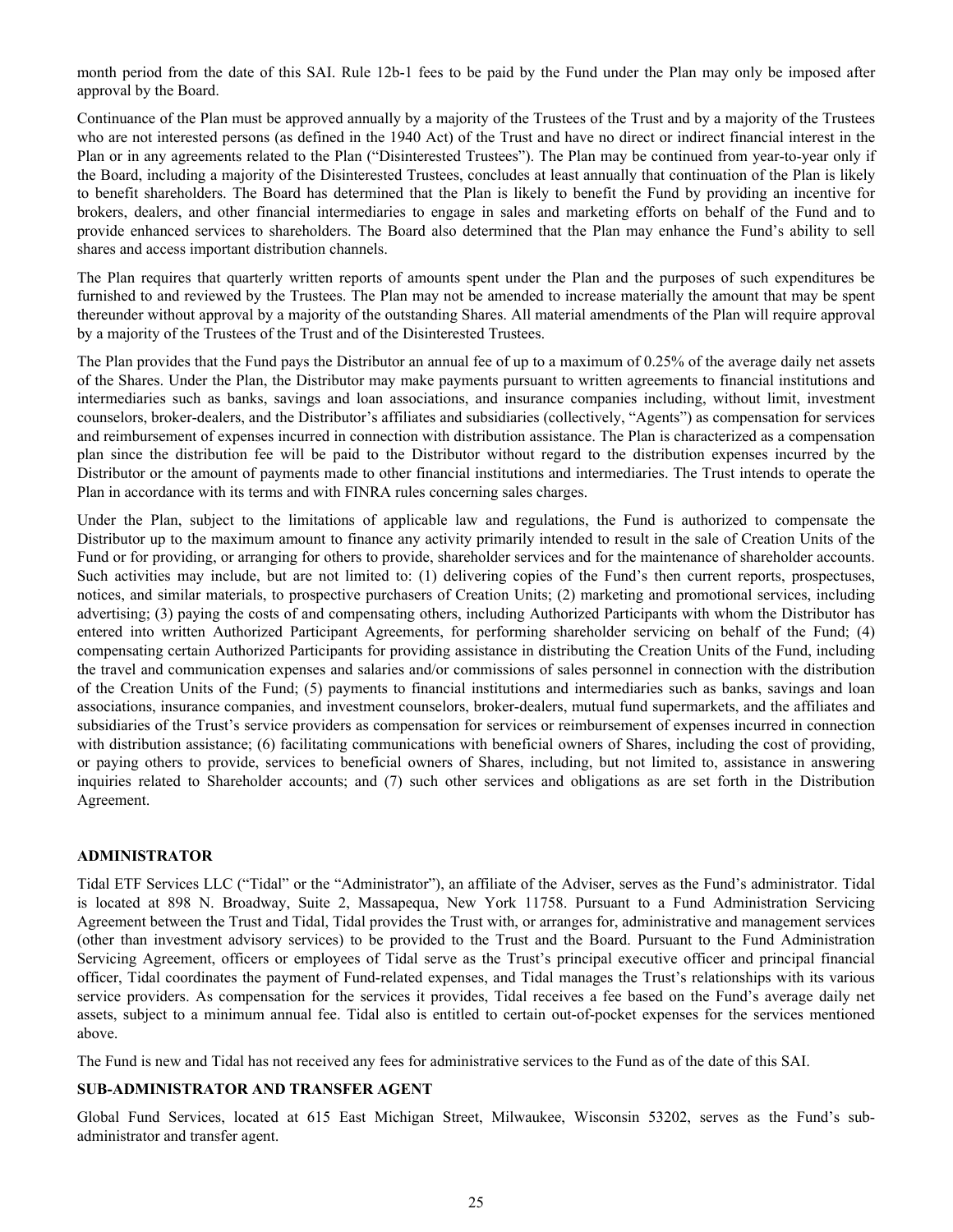month period from the date of this SAI. Rule 12b-1 fees to be paid by the Fund under the Plan may only be imposed after approval by the Board.

Continuance of the Plan must be approved annually by a majority of the Trustees of the Trust and by a majority of the Trustees who are not interested persons (as defined in the 1940 Act) of the Trust and have no direct or indirect financial interest in the Plan or in any agreements related to the Plan ("Disinterested Trustees"). The Plan may be continued from year-to-year only if the Board, including a majority of the Disinterested Trustees, concludes at least annually that continuation of the Plan is likely to benefit shareholders. The Board has determined that the Plan is likely to benefit the Fund by providing an incentive for brokers, dealers, and other financial intermediaries to engage in sales and marketing efforts on behalf of the Fund and to provide enhanced services to shareholders. The Board also determined that the Plan may enhance the Fund's ability to sell shares and access important distribution channels.

The Plan requires that quarterly written reports of amounts spent under the Plan and the purposes of such expenditures be furnished to and reviewed by the Trustees. The Plan may not be amended to increase materially the amount that may be spent thereunder without approval by a majority of the outstanding Shares. All material amendments of the Plan will require approval by a majority of the Trustees of the Trust and of the Disinterested Trustees.

The Plan provides that the Fund pays the Distributor an annual fee of up to a maximum of 0.25% of the average daily net assets of the Shares. Under the Plan, the Distributor may make payments pursuant to written agreements to financial institutions and intermediaries such as banks, savings and loan associations, and insurance companies including, without limit, investment counselors, broker-dealers, and the Distributor's affiliates and subsidiaries (collectively, "Agents") as compensation for services and reimbursement of expenses incurred in connection with distribution assistance. The Plan is characterized as a compensation plan since the distribution fee will be paid to the Distributor without regard to the distribution expenses incurred by the Distributor or the amount of payments made to other financial institutions and intermediaries. The Trust intends to operate the Plan in accordance with its terms and with FINRA rules concerning sales charges.

Under the Plan, subject to the limitations of applicable law and regulations, the Fund is authorized to compensate the Distributor up to the maximum amount to finance any activity primarily intended to result in the sale of Creation Units of the Fund or for providing, or arranging for others to provide, shareholder services and for the maintenance of shareholder accounts. Such activities may include, but are not limited to: (1) delivering copies of the Fund's then current reports, prospectuses, notices, and similar materials, to prospective purchasers of Creation Units; (2) marketing and promotional services, including advertising; (3) paying the costs of and compensating others, including Authorized Participants with whom the Distributor has entered into written Authorized Participant Agreements, for performing shareholder servicing on behalf of the Fund; (4) compensating certain Authorized Participants for providing assistance in distributing the Creation Units of the Fund, including the travel and communication expenses and salaries and/or commissions of sales personnel in connection with the distribution of the Creation Units of the Fund; (5) payments to financial institutions and intermediaries such as banks, savings and loan associations, insurance companies, and investment counselors, broker-dealers, mutual fund supermarkets, and the affiliates and subsidiaries of the Trust's service providers as compensation for services or reimbursement of expenses incurred in connection with distribution assistance; (6) facilitating communications with beneficial owners of Shares, including the cost of providing, or paying others to provide, services to beneficial owners of Shares, including, but not limited to, assistance in answering inquiries related to Shareholder accounts; and (7) such other services and obligations as are set forth in the Distribution Agreement.

## ADMINISTRATOR

Tidal ETF Services LLC ("Tidal" or the "Administrator"), an affiliate of the Adviser, serves as the Fund's administrator. Tidal is located at 898 N. Broadway, Suite 2, Massapequa, New York 11758. Pursuant to a Fund Administration Servicing Agreement between the Trust and Tidal, Tidal provides the Trust with, or arranges for, administrative and management services (other than investment advisory services) to be provided to the Trust and the Board. Pursuant to the Fund Administration Servicing Agreement, officers or employees of Tidal serve as the Trust's principal executive officer and principal financial officer, Tidal coordinates the payment of Fund-related expenses, and Tidal manages the Trust's relationships with its various service providers. As compensation for the services it provides, Tidal receives a fee based on the Fund's average daily net assets, subject to a minimum annual fee. Tidal also is entitled to certain out-of-pocket expenses for the services mentioned above.

The Fund is new and Tidal has not received any fees for administrative services to the Fund as of the date of this SAI.

## SUB-ADMINISTRATOR AND TRANSFER AGENT

Global Fund Services, located at 615 East Michigan Street, Milwaukee, Wisconsin 53202, serves as the Fund's sub-administrator and transfer agent.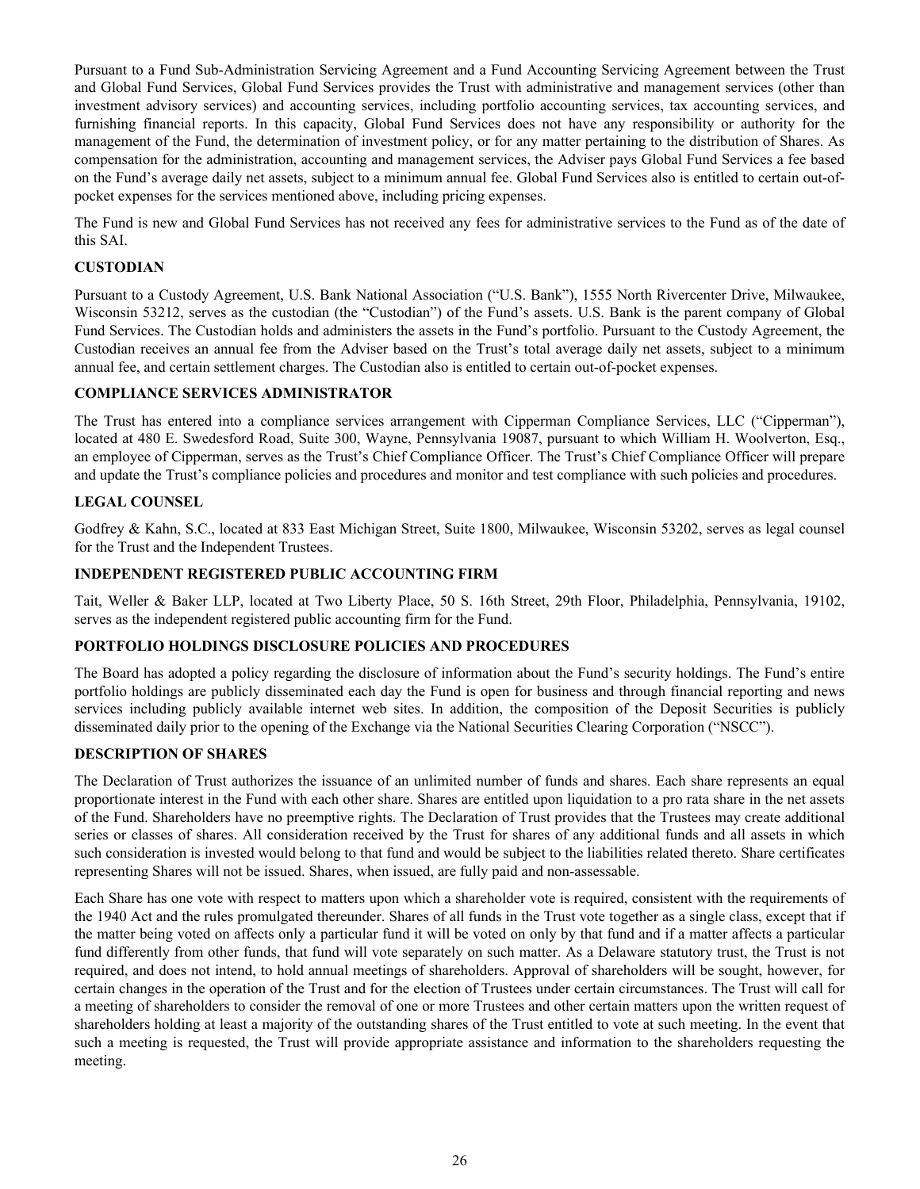Pursuant to a Fund Sub-Administration Servicing Agreement and a Fund Accounting Servicing Agreement between the Trust and Global Fund Services, Global Fund Services provides the Trust with administrative and management services (other than investment advisory services) and accounting services, including portfolio accounting services, tax accounting services, and furnishing financial reports. In this capacity, Global Fund Services does not have any responsibility or authority for the management of the Fund, the determination of investment policy, or for any matter pertaining to the distribution of Shares. As compensation for the administration, accounting and management services, the Adviser pays Global Fund Services a fee based on the Fund's average daily net assets, subject to a minimum annual fee. Global Fund Services also is entitled to certain out-of-pocket expenses for the services mentioned above, including pricing expenses.

The Fund is new and Global Fund Services has not received any fees for administrative services to the Fund as of the date of this SAI.

## CUSTODIAN

Pursuant to a Custody Agreement, U.S. Bank National Association ("U.S. Bank"), 1555 North Rivercenter Drive, Milwaukee, Wisconsin 53212, serves as the custodian (the "Custodian") of the Fund's assets. U.S. Bank is the parent company of Global Fund Services. The Custodian holds and administers the assets in the Fund's portfolio. Pursuant to the Custody Agreement, the Custodian receives an annual fee from the Adviser based on the Trust's total average daily net assets, subject to a minimum annual fee, and certain settlement charges. The Custodian also is entitled to certain out-of-pocket expenses.

## COMPLIANCE SERVICES ADMINISTRATOR

The Trust has entered into a compliance services arrangement with Cipperman Compliance Services, LLC ("Cipperman"), located at 480 E. Swedesford Road, Suite 300, Wayne, Pennsylvania 19087, pursuant to which William H. Woolverton, Esq., an employee of Cipperman, serves as the Trust's Chief Compliance Officer. The Trust's Chief Compliance Officer will prepare and update the Trust's compliance policies and procedures and monitor and test compliance with such policies and procedures.

## LEGAL COUNSEL

Godfrey & Kahn, S.C., located at 833 East Michigan Street, Suite 1800, Milwaukee, Wisconsin 53202, serves as legal counsel for the Trust and the Independent Trustees.

## INDEPENDENT REGISTERED PUBLIC ACCOUNTING FIRM

Tait, Weller & Baker LLP, located at Two Liberty Place, 50 S. 16th Street, 29th Floor, Philadelphia, Pennsylvania, 19102, serves as the independent registered public accounting firm for the Fund.

## PORTFOLIO HOLDINGS DISCLOSURE POLICIES AND PROCEDURES

The Board has adopted a policy regarding the disclosure of information about the Fund's security holdings. The Fund's entire portfolio holdings are publicly disseminated each day the Fund is open for business and through financial reporting and news services including publicly available internet web sites. In addition, the composition of the Deposit Securities is publicly disseminated daily prior to the opening of the Exchange via the National Securities Clearing Corporation ("NSCC").

## DESCRIPTION OF SHARES

The Declaration of Trust authorizes the issuance of an unlimited number of funds and shares. Each share represents an equal proportionate interest in the Fund with each other share. Shares are entitled upon liquidation to a pro rata share in the net assets of the Fund. Shareholders have no preemptive rights. The Declaration of Trust provides that the Trustees may create additional series or classes of shares. All consideration received by the Trust for shares of any additional funds and all assets in which such consideration is invested would belong to that fund and would be subject to the liabilities related thereto. Share certificates representing Shares will not be issued. Shares, when issued, are fully paid and non-assessable.

Each Share has one vote with respect to matters upon which a shareholder vote is required, consistent with the requirements of the 1940 Act and the rules promulgated thereunder. Shares of all funds in the Trust vote together as a single class, except that if the matter being voted on affects only a particular fund it will be voted on only by that fund and if a matter affects a particular fund differently from other funds, that fund will vote separately on such matter. As a Delaware statutory trust, the Trust is not required, and does not intend, to hold annual meetings of shareholders. Approval of shareholders will be sought, however, for certain changes in the operation of the Trust and for the election of Trustees under certain circumstances. The Trust will call for a meeting of shareholders to consider the removal of one or more Trustees and other certain matters upon the written request of shareholders holding at least a majority of the outstanding shares of the Trust entitled to vote at such meeting. In the event that such a meeting is requested, the Trust will provide appropriate assistance and information to the shareholders requesting the meeting.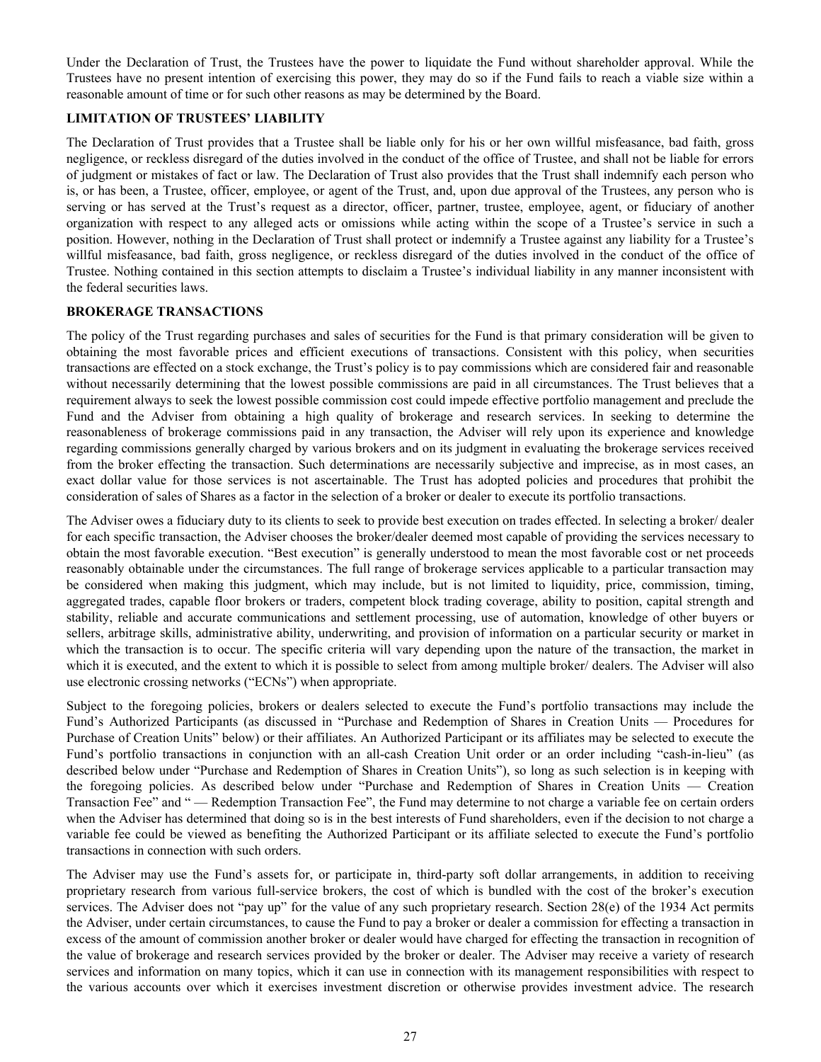Under the Declaration of Trust, the Trustees have the power to liquidate the Fund without shareholder approval. While the Trustees have no present intention of exercising this power, they may do so if the Fund fails to reach a viable size within a reasonable amount of time or for such other reasons as may be determined by the Board.

### LIMITATION OF TRUSTEES' LIABILITY

The Declaration of Trust provides that a Trustee shall be liable only for his or her own willful misfeasance, bad faith, gross negligence, or reckless disregard of the duties involved in the conduct of the office of Trustee, and shall not be liable for errors of judgment or mistakes of fact or law. The Declaration of Trust also provides that the Trust shall indemnify each person who is, or has been, a Trustee, officer, employee, or agent of the Trust, and, upon due approval of the Trustees, any person who is serving or has served at the Trust's request as a director, officer, partner, trustee, employee, agent, or fiduciary of another organization with respect to any alleged acts or omissions while acting within the scope of a Trustee's service in such a position. However, nothing in the Declaration of Trust shall protect or indemnify a Trustee against any liability for a Trustee's willful misfeasance, bad faith, gross negligence, or reckless disregard of the duties involved in the conduct of the office of Trustee. Nothing contained in this section attempts to disclaim a Trustee's individual liability in any manner inconsistent with the federal securities laws.

### BROKERAGE TRANSACTIONS

The policy of the Trust regarding purchases and sales of securities for the Fund is that primary consideration will be given to obtaining the most favorable prices and efficient executions of transactions. Consistent with this policy, when securities transactions are effected on a stock exchange, the Trust's policy is to pay commissions which are considered fair and reasonable without necessarily determining that the lowest possible commissions are paid in all circumstances. The Trust believes that a requirement always to seek the lowest possible commission cost could impede effective portfolio management and preclude the Fund and the Adviser from obtaining a high quality of brokerage and research services. In seeking to determine the reasonableness of brokerage commissions paid in any transaction, the Adviser will rely upon its experience and knowledge regarding commissions generally charged by various brokers and on its judgment in evaluating the brokerage services received from the broker effecting the transaction. Such determinations are necessarily subjective and imprecise, as in most cases, an exact dollar value for those services is not ascertainable. The Trust has adopted policies and procedures that prohibit the consideration of sales of Shares as a factor in the selection of a broker or dealer to execute its portfolio transactions.

The Adviser owes a fiduciary duty to its clients to seek to provide best execution on trades effected. In selecting a broker/ dealer for each specific transaction, the Adviser chooses the broker/dealer deemed most capable of providing the services necessary to obtain the most favorable execution. "Best execution" is generally understood to mean the most favorable cost or net proceeds reasonably obtainable under the circumstances. The full range of brokerage services applicable to a particular transaction may be considered when making this judgment, which may include, but is not limited to liquidity, price, commission, timing, aggregated trades, capable floor brokers or traders, competent block trading coverage, ability to position, capital strength and stability, reliable and accurate communications and settlement processing, use of automation, knowledge of other buyers or sellers, arbitrage skills, administrative ability, underwriting, and provision of information on a particular security or market in which the transaction is to occur. The specific criteria will vary depending upon the nature of the transaction, the market in which it is executed, and the extent to which it is possible to select from among multiple broker/ dealers. The Adviser will also use electronic crossing networks ("ECNs") when appropriate.

Subject to the foregoing policies, brokers or dealers selected to execute the Fund's portfolio transactions may include the Fund's Authorized Participants (as discussed in "Purchase and Redemption of Shares in Creation Units — Procedures for Purchase of Creation Units" below) or their affiliates. An Authorized Participant or its affiliates may be selected to execute the Fund's portfolio transactions in conjunction with an all-cash Creation Unit order or an order including "cash-in-lieu" (as described below under "Purchase and Redemption of Shares in Creation Units"), so long as such selection is in keeping with the foregoing policies. As described below under "Purchase and Redemption of Shares in Creation Units — Creation Transaction Fee" and " — Redemption Transaction Fee", the Fund may determine to not charge a variable fee on certain orders when the Adviser has determined that doing so is in the best interests of Fund shareholders, even if the decision to not charge a variable fee could be viewed as benefiting the Authorized Participant or its affiliate selected to execute the Fund's portfolio transactions in connection with such orders.

The Adviser may use the Fund's assets for, or participate in, third-party soft dollar arrangements, in addition to receiving proprietary research from various full-service brokers, the cost of which is bundled with the cost of the broker's execution services. The Adviser does not "pay up" for the value of any such proprietary research. Section 28(e) of the 1934 Act permits the Adviser, under certain circumstances, to cause the Fund to pay a broker or dealer a commission for effecting a transaction in excess of the amount of commission another broker or dealer would have charged for effecting the transaction in recognition of the value of brokerage and research services provided by the broker or dealer. The Adviser may receive a variety of research services and information on many topics, which it can use in connection with its management responsibilities with respect to the various accounts over which it exercises investment discretion or otherwise provides investment advice. The research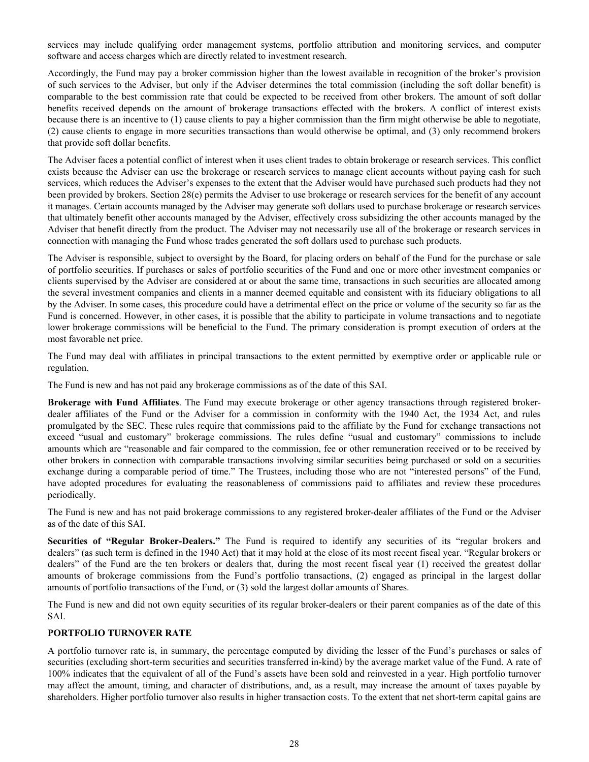services may include qualifying order management systems, portfolio attribution and monitoring services, and computer software and access charges which are directly related to investment research.

Accordingly, the Fund may pay a broker commission higher than the lowest available in recognition of the broker's provision of such services to the Adviser, but only if the Adviser determines the total commission (including the soft dollar benefit) is comparable to the best commission rate that could be expected to be received from other brokers. The amount of soft dollar benefits received depends on the amount of brokerage transactions effected with the brokers. A conflict of interest exists because there is an incentive to (1) cause clients to pay a higher commission than the firm might otherwise be able to negotiate, (2) cause clients to engage in more securities transactions than would otherwise be optimal, and (3) only recommend brokers that provide soft dollar benefits.

The Adviser faces a potential conflict of interest when it uses client trades to obtain brokerage or research services. This conflict exists because the Adviser can use the brokerage or research services to manage client accounts without paying cash for such services, which reduces the Adviser's expenses to the extent that the Adviser would have purchased such products had they not been provided by brokers. Section 28(e) permits the Adviser to use brokerage or research services for the benefit of any account it manages. Certain accounts managed by the Adviser may generate soft dollars used to purchase brokerage or research services that ultimately benefit other accounts managed by the Adviser, effectively cross subsidizing the other accounts managed by the Adviser that benefit directly from the product. The Adviser may not necessarily use all of the brokerage or research services in connection with managing the Fund whose trades generated the soft dollars used to purchase such products.

The Adviser is responsible, subject to oversight by the Board, for placing orders on behalf of the Fund for the purchase or sale of portfolio securities. If purchases or sales of portfolio securities of the Fund and one or more other investment companies or clients supervised by the Adviser are considered at or about the same time, transactions in such securities are allocated among the several investment companies and clients in a manner deemed equitable and consistent with its fiduciary obligations to all by the Adviser. In some cases, this procedure could have a detrimental effect on the price or volume of the security so far as the Fund is concerned. However, in other cases, it is possible that the ability to participate in volume transactions and to negotiate lower brokerage commissions will be beneficial to the Fund. The primary consideration is prompt execution of orders at the most favorable net price.

The Fund may deal with affiliates in principal transactions to the extent permitted by exemptive order or applicable rule or regulation.

The Fund is new and has not paid any brokerage commissions as of the date of this SAI.

**Brokerage with Fund Affiliates**. The Fund may execute brokerage or other agency transactions through registered broker-dealer affiliates of the Fund or the Adviser for a commission in conformity with the 1940 Act, the 1934 Act, and rules promulgated by the SEC. These rules require that commissions paid to the affiliate by the Fund for exchange transactions not exceed "usual and customary" brokerage commissions. The rules define "usual and customary" commissions to include amounts which are "reasonable and fair compared to the commission, fee or other remuneration received or to be received by other brokers in connection with comparable transactions involving similar securities being purchased or sold on a securities exchange during a comparable period of time." The Trustees, including those who are not "interested persons" of the Fund, have adopted procedures for evaluating the reasonableness of commissions paid to affiliates and review these procedures periodically.

The Fund is new and has not paid brokerage commissions to any registered broker-dealer affiliates of the Fund or the Adviser as of the date of this SAI.

**Securities of "Regular Broker-Dealers."** The Fund is required to identify any securities of its "regular brokers and dealers" (as such term is defined in the 1940 Act) that it may hold at the close of its most recent fiscal year. "Regular brokers or dealers" of the Fund are the ten brokers or dealers that, during the most recent fiscal year (1) received the greatest dollar amounts of brokerage commissions from the Fund's portfolio transactions, (2) engaged as principal in the largest dollar amounts of portfolio transactions of the Fund, or (3) sold the largest dollar amounts of Shares.

The Fund is new and did not own equity securities of its regular broker-dealers or their parent companies as of the date of this SAI.

**PORTFOLIO TURNOVER RATE**

A portfolio turnover rate is, in summary, the percentage computed by dividing the lesser of the Fund's purchases or sales of securities (excluding short-term securities and securities transferred in-kind) by the average market value of the Fund. A rate of 100% indicates that the equivalent of all of the Fund's assets have been sold and reinvested in a year. High portfolio turnover may affect the amount, timing, and character of distributions, and, as a result, may increase the amount of taxes payable by shareholders. Higher portfolio turnover also results in higher transaction costs. To the extent that net short-term capital gains are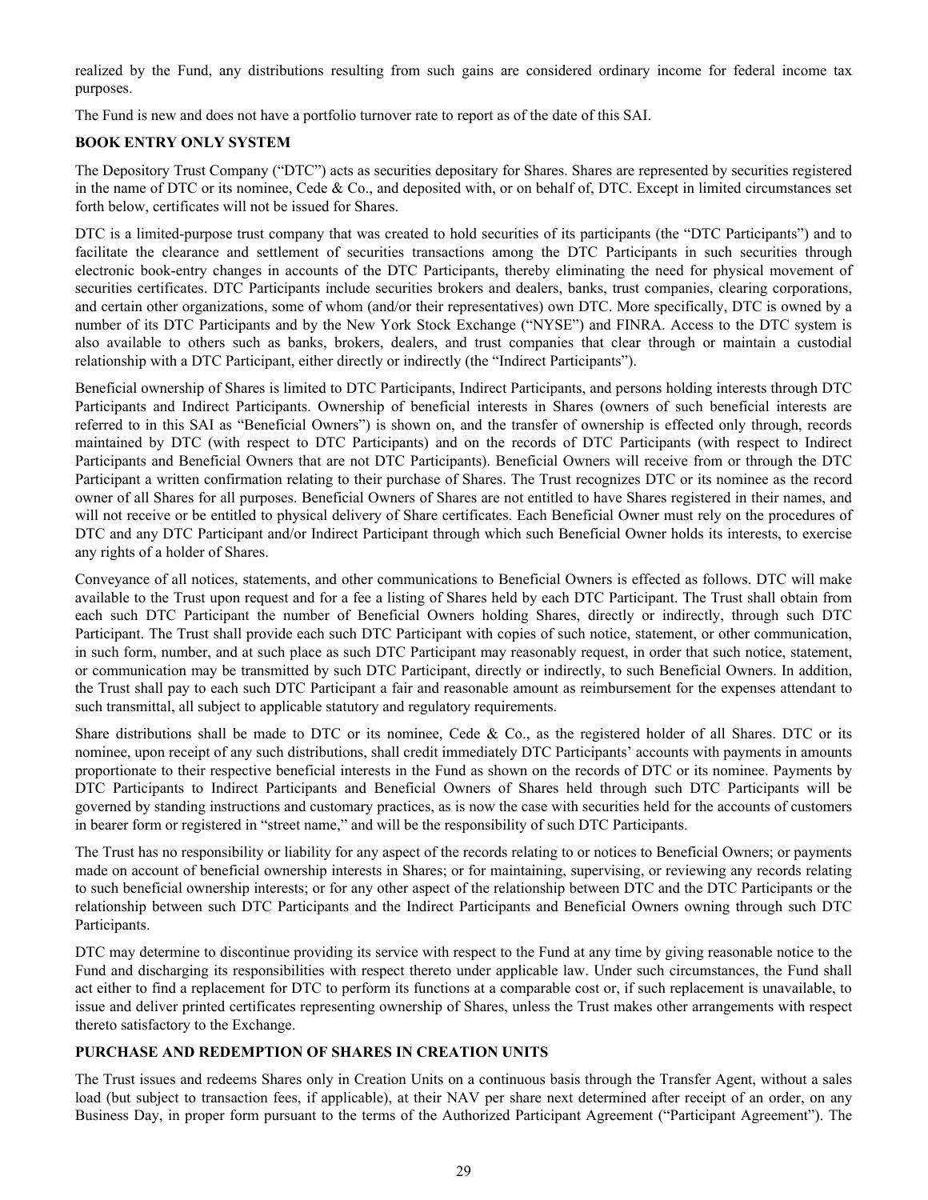realized by the Fund, any distributions resulting from such gains are considered ordinary income for federal income tax purposes.

The Fund is new and does not have a portfolio turnover rate to report as of the date of this SAI.

## BOOK ENTRY ONLY SYSTEM

The Depository Trust Company ("DTC") acts as securities depositary for Shares. Shares are represented by securities registered in the name of DTC or its nominee, Cede & Co., and deposited with, or on behalf of, DTC. Except in limited circumstances set forth below, certificates will not be issued for Shares.

DTC is a limited-purpose trust company that was created to hold securities of its participants (the "DTC Participants") and to facilitate the clearance and settlement of securities transactions among the DTC Participants in such securities through electronic book-entry changes in accounts of the DTC Participants, thereby eliminating the need for physical movement of securities certificates. DTC Participants include securities brokers and dealers, banks, trust companies, clearing corporations, and certain other organizations, some of whom (and/or their representatives) own DTC. More specifically, DTC is owned by a number of its DTC Participants and by the New York Stock Exchange ("NYSE") and FINRA. Access to the DTC system is also available to others such as banks, brokers, dealers, and trust companies that clear through or maintain a custodial relationship with a DTC Participant, either directly or indirectly (the "Indirect Participants").

Beneficial ownership of Shares is limited to DTC Participants, Indirect Participants, and persons holding interests through DTC Participants and Indirect Participants. Ownership of beneficial interests in Shares (owners of such beneficial interests are referred to in this SAI as "Beneficial Owners") is shown on, and the transfer of ownership is effected only through, records maintained by DTC (with respect to DTC Participants) and on the records of DTC Participants (with respect to Indirect Participants and Beneficial Owners that are not DTC Participants). Beneficial Owners will receive from or through the DTC Participant a written confirmation relating to their purchase of Shares. The Trust recognizes DTC or its nominee as the record owner of all Shares for all purposes. Beneficial Owners of Shares are not entitled to have Shares registered in their names, and will not receive or be entitled to physical delivery of Share certificates. Each Beneficial Owner must rely on the procedures of DTC and any DTC Participant and/or Indirect Participant through which such Beneficial Owner holds its interests, to exercise any rights of a holder of Shares.

Conveyance of all notices, statements, and other communications to Beneficial Owners is effected as follows. DTC will make available to the Trust upon request and for a fee a listing of Shares held by each DTC Participant. The Trust shall obtain from each such DTC Participant the number of Beneficial Owners holding Shares, directly or indirectly, through such DTC Participant. The Trust shall provide each such DTC Participant with copies of such notice, statement, or other communication, in such form, number, and at such place as such DTC Participant may reasonably request, in order that such notice, statement, or communication may be transmitted by such DTC Participant, directly or indirectly, to such Beneficial Owners. In addition, the Trust shall pay to each such DTC Participant a fair and reasonable amount as reimbursement for the expenses attendant to such transmittal, all subject to applicable statutory and regulatory requirements.

Share distributions shall be made to DTC or its nominee, Cede & Co., as the registered holder of all Shares. DTC or its nominee, upon receipt of any such distributions, shall credit immediately DTC Participants' accounts with payments in amounts proportionate to their respective beneficial interests in the Fund as shown on the records of DTC or its nominee. Payments by DTC Participants to Indirect Participants and Beneficial Owners of Shares held through such DTC Participants will be governed by standing instructions and customary practices, as is now the case with securities held for the accounts of customers in bearer form or registered in "street name," and will be the responsibility of such DTC Participants.

The Trust has no responsibility or liability for any aspect of the records relating to or notices to Beneficial Owners; or payments made on account of beneficial ownership interests in Shares; or for maintaining, supervising, or reviewing any records relating to such beneficial ownership interests; or for any other aspect of the relationship between DTC and the DTC Participants or the relationship between such DTC Participants and the Indirect Participants and Beneficial Owners owning through such DTC Participants.

DTC may determine to discontinue providing its service with respect to the Fund at any time by giving reasonable notice to the Fund and discharging its responsibilities with respect thereto under applicable law. Under such circumstances, the Fund shall act either to find a replacement for DTC to perform its functions at a comparable cost or, if such replacement is unavailable, to issue and deliver printed certificates representing ownership of Shares, unless the Trust makes other arrangements with respect thereto satisfactory to the Exchange.

## PURCHASE AND REDEMPTION OF SHARES IN CREATION UNITS

The Trust issues and redeems Shares only in Creation Units on a continuous basis through the Transfer Agent, without a sales load (but subject to transaction fees, if applicable), at their NAV per share next determined after receipt of an order, on any Business Day, in proper form pursuant to the terms of the Authorized Participant Agreement ("Participant Agreement"). The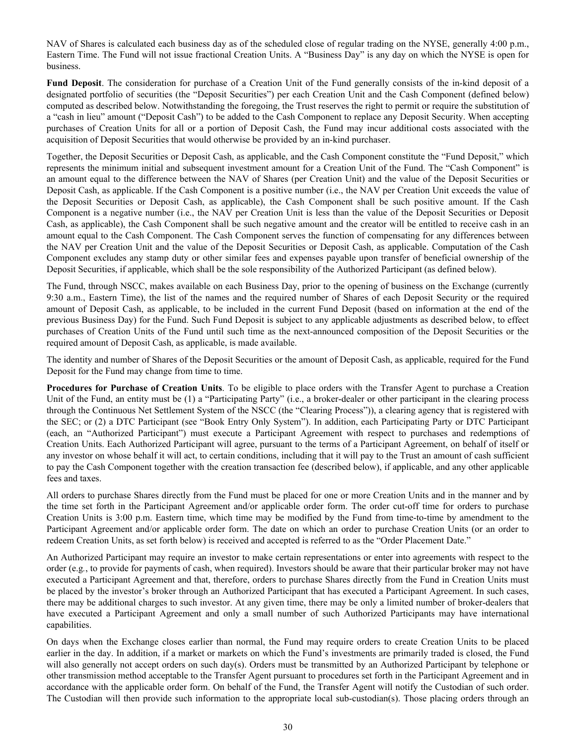NAV of Shares is calculated each business day as of the scheduled close of regular trading on the NYSE, generally 4:00 p.m., Eastern Time. The Fund will not issue fractional Creation Units. A "Business Day" is any day on which the NYSE is open for business.

**Fund Deposit**. The consideration for purchase of a Creation Unit of the Fund generally consists of the in-kind deposit of a designated portfolio of securities (the "Deposit Securities") per each Creation Unit and the Cash Component (defined below) computed as described below. Notwithstanding the foregoing, the Trust reserves the right to permit or require the substitution of a "cash in lieu" amount ("Deposit Cash") to be added to the Cash Component to replace any Deposit Security. When accepting purchases of Creation Units for all or a portion of Deposit Cash, the Fund may incur additional costs associated with the acquisition of Deposit Securities that would otherwise be provided by an in-kind purchaser.

Together, the Deposit Securities or Deposit Cash, as applicable, and the Cash Component constitute the "Fund Deposit," which represents the minimum initial and subsequent investment amount for a Creation Unit of the Fund. The "Cash Component" is an amount equal to the difference between the NAV of Shares (per Creation Unit) and the value of the Deposit Securities or Deposit Cash, as applicable. If the Cash Component is a positive number (i.e., the NAV per Creation Unit exceeds the value of the Deposit Securities or Deposit Cash, as applicable), the Cash Component shall be such positive amount. If the Cash Component is a negative number (i.e., the NAV per Creation Unit is less than the value of the Deposit Securities or Deposit Cash, as applicable), the Cash Component shall be such negative amount and the creator will be entitled to receive cash in an amount equal to the Cash Component. The Cash Component serves the function of compensating for any differences between the NAV per Creation Unit and the value of the Deposit Securities or Deposit Cash, as applicable. Computation of the Cash Component excludes any stamp duty or other similar fees and expenses payable upon transfer of beneficial ownership of the Deposit Securities, if applicable, which shall be the sole responsibility of the Authorized Participant (as defined below).

The Fund, through NSCC, makes available on each Business Day, prior to the opening of business on the Exchange (currently 9:30 a.m., Eastern Time), the list of the names and the required number of Shares of each Deposit Security or the required amount of Deposit Cash, as applicable, to be included in the current Fund Deposit (based on information at the end of the previous Business Day) for the Fund. Such Fund Deposit is subject to any applicable adjustments as described below, to effect purchases of Creation Units of the Fund until such time as the next-announced composition of the Deposit Securities or the required amount of Deposit Cash, as applicable, is made available.

The identity and number of Shares of the Deposit Securities or the amount of Deposit Cash, as applicable, required for the Fund Deposit for the Fund may change from time to time.

**Procedures for Purchase of Creation Units**. To be eligible to place orders with the Transfer Agent to purchase a Creation Unit of the Fund, an entity must be (1) a "Participating Party" (i.e., a broker-dealer or other participant in the clearing process through the Continuous Net Settlement System of the NSCC (the "Clearing Process")), a clearing agency that is registered with the SEC; or (2) a DTC Participant (see "Book Entry Only System"). In addition, each Participating Party or DTC Participant (each, an "Authorized Participant") must execute a Participant Agreement with respect to purchases and redemptions of Creation Units. Each Authorized Participant will agree, pursuant to the terms of a Participant Agreement, on behalf of itself or any investor on whose behalf it will act, to certain conditions, including that it will pay to the Trust an amount of cash sufficient to pay the Cash Component together with the creation transaction fee (described below), if applicable, and any other applicable fees and taxes.

All orders to purchase Shares directly from the Fund must be placed for one or more Creation Units and in the manner and by the time set forth in the Participant Agreement and/or applicable order form. The order cut-off time for orders to purchase Creation Units is 3:00 p.m. Eastern time, which time may be modified by the Fund from time-to-time by amendment to the Participant Agreement and/or applicable order form. The date on which an order to purchase Creation Units (or an order to redeem Creation Units, as set forth below) is received and accepted is referred to as the "Order Placement Date."

An Authorized Participant may require an investor to make certain representations or enter into agreements with respect to the order (e.g., to provide for payments of cash, when required). Investors should be aware that their particular broker may not have executed a Participant Agreement and that, therefore, orders to purchase Shares directly from the Fund in Creation Units must be placed by the investor's broker through an Authorized Participant that has executed a Participant Agreement. In such cases, there may be additional charges to such investor. At any given time, there may be only a limited number of broker-dealers that have executed a Participant Agreement and only a small number of such Authorized Participants may have international capabilities.

On days when the Exchange closes earlier than normal, the Fund may require orders to create Creation Units to be placed earlier in the day. In addition, if a market or markets on which the Fund's investments are primarily traded is closed, the Fund will also generally not accept orders on such day(s). Orders must be transmitted by an Authorized Participant by telephone or other transmission method acceptable to the Transfer Agent pursuant to procedures set forth in the Participant Agreement and in accordance with the applicable order form. On behalf of the Fund, the Transfer Agent will notify the Custodian of such order. The Custodian will then provide such information to the appropriate local sub-custodian(s). Those placing orders through an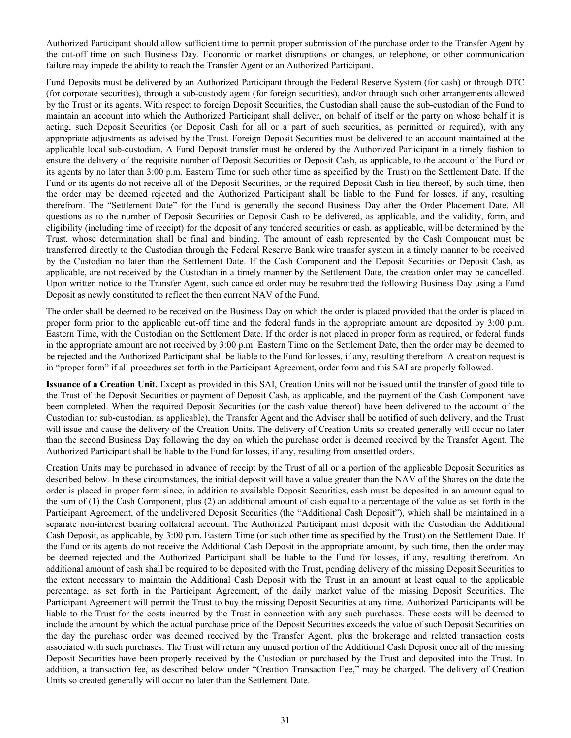Authorized Participant should allow sufficient time to permit proper submission of the purchase order to the Transfer Agent by the cut-off time on such Business Day. Economic or market disruptions or changes, or telephone, or other communication failure may impede the ability to reach the Transfer Agent or an Authorized Participant.

Fund Deposits must be delivered by an Authorized Participant through the Federal Reserve System (for cash) or through DTC (for corporate securities), through a sub-custody agent (for foreign securities), and/or through such other arrangements allowed by the Trust or its agents. With respect to foreign Deposit Securities, the Custodian shall cause the sub-custodian of the Fund to maintain an account into which the Authorized Participant shall deliver, on behalf of itself or the party on whose behalf it is acting, such Deposit Securities (or Deposit Cash for all or a part of such securities, as permitted or required), with any appropriate adjustments as advised by the Trust. Foreign Deposit Securities must be delivered to an account maintained at the applicable local sub-custodian. A Fund Deposit transfer must be ordered by the Authorized Participant in a timely fashion to ensure the delivery of the requisite number of Deposit Securities or Deposit Cash, as applicable, to the account of the Fund or its agents by no later than 3:00 p.m. Eastern Time (or such other time as specified by the Trust) on the Settlement Date. If the Fund or its agents do not receive all of the Deposit Securities, or the required Deposit Cash in lieu thereof, by such time, then the order may be deemed rejected and the Authorized Participant shall be liable to the Fund for losses, if any, resulting therefrom. The "Settlement Date" for the Fund is generally the second Business Day after the Order Placement Date. All questions as to the number of Deposit Securities or Deposit Cash to be delivered, as applicable, and the validity, form, and eligibility (including time of receipt) for the deposit of any tendered securities or cash, as applicable, will be determined by the Trust, whose determination shall be final and binding. The amount of cash represented by the Cash Component must be transferred directly to the Custodian through the Federal Reserve Bank wire transfer system in a timely manner to be received by the Custodian no later than the Settlement Date. If the Cash Component and the Deposit Securities or Deposit Cash, as applicable, are not received by the Custodian in a timely manner by the Settlement Date, the creation order may be cancelled. Upon written notice to the Transfer Agent, such canceled order may be resubmitted the following Business Day using a Fund Deposit as newly constituted to reflect the then current NAV of the Fund.

The order shall be deemed to be received on the Business Day on which the order is placed provided that the order is placed in proper form prior to the applicable cut-off time and the federal funds in the appropriate amount are deposited by 3:00 p.m. Eastern Time, with the Custodian on the Settlement Date. If the order is not placed in proper form as required, or federal funds in the appropriate amount are not received by 3:00 p.m. Eastern Time on the Settlement Date, then the order may be deemed to be rejected and the Authorized Participant shall be liable to the Fund for losses, if any, resulting therefrom. A creation request is in "proper form" if all procedures set forth in the Participant Agreement, order form and this SAI are properly followed.

**Issuance of a Creation Unit.** Except as provided in this SAI, Creation Units will not be issued until the transfer of good title to the Trust of the Deposit Securities or payment of Deposit Cash, as applicable, and the payment of the Cash Component have been completed. When the required Deposit Securities (or the cash value thereof) have been delivered to the account of the Custodian (or sub-custodian, as applicable), the Transfer Agent and the Adviser shall be notified of such delivery, and the Trust will issue and cause the delivery of the Creation Units. The delivery of Creation Units so created generally will occur no later than the second Business Day following the day on which the purchase order is deemed received by the Transfer Agent. The Authorized Participant shall be liable to the Fund for losses, if any, resulting from unsettled orders.

Creation Units may be purchased in advance of receipt by the Trust of all or a portion of the applicable Deposit Securities as described below. In these circumstances, the initial deposit will have a value greater than the NAV of the Shares on the date the order is placed in proper form since, in addition to available Deposit Securities, cash must be deposited in an amount equal to the sum of (1) the Cash Component, plus (2) an additional amount of cash equal to a percentage of the value as set forth in the Participant Agreement, of the undelivered Deposit Securities (the "Additional Cash Deposit"), which shall be maintained in a separate non-interest bearing collateral account. The Authorized Participant must deposit with the Custodian the Additional Cash Deposit, as applicable, by 3:00 p.m. Eastern Time (or such other time as specified by the Trust) on the Settlement Date. If the Fund or its agents do not receive the Additional Cash Deposit in the appropriate amount, by such time, then the order may be deemed rejected and the Authorized Participant shall be liable to the Fund for losses, if any, resulting therefrom. An additional amount of cash shall be required to be deposited with the Trust, pending delivery of the missing Deposit Securities to the extent necessary to maintain the Additional Cash Deposit with the Trust in an amount at least equal to the applicable percentage, as set forth in the Participant Agreement, of the daily market value of the missing Deposit Securities. The Participant Agreement will permit the Trust to buy the missing Deposit Securities at any time. Authorized Participants will be liable to the Trust for the costs incurred by the Trust in connection with any such purchases. These costs will be deemed to include the amount by which the actual purchase price of the Deposit Securities exceeds the value of such Deposit Securities on the day the purchase order was deemed received by the Transfer Agent, plus the brokerage and related transaction costs associated with such purchases. The Trust will return any unused portion of the Additional Cash Deposit once all of the missing Deposit Securities have been properly received by the Custodian or purchased by the Trust and deposited into the Trust. In addition, a transaction fee, as described below under "Creation Transaction Fee," may be charged. The delivery of Creation Units so created generally will occur no later than the Settlement Date.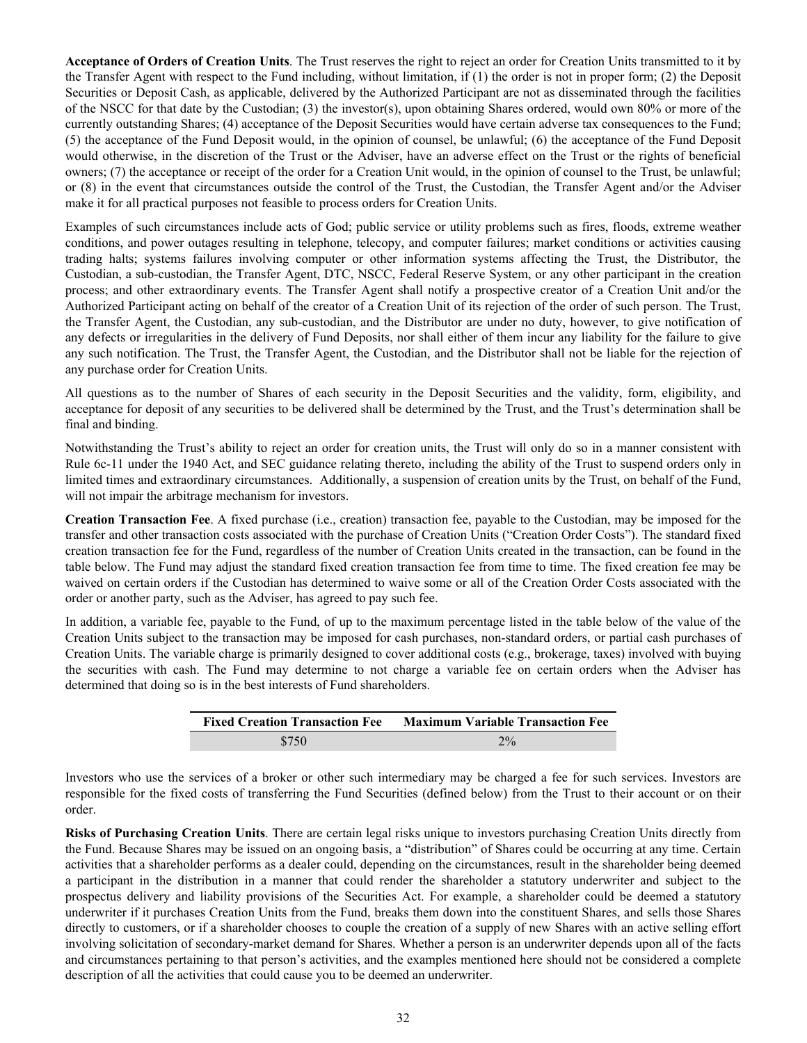**Acceptance of Orders of Creation Units**. The Trust reserves the right to reject an order for Creation Units transmitted to it by the Transfer Agent with respect to the Fund including, without limitation, if (1) the order is not in proper form; (2) the Deposit Securities or Deposit Cash, as applicable, delivered by the Authorized Participant are not as disseminated through the facilities of the NSCC for that date by the Custodian; (3) the investor(s), upon obtaining Shares ordered, would own 80% or more of the currently outstanding Shares; (4) acceptance of the Deposit Securities would have certain adverse tax consequences to the Fund; (5) the acceptance of the Fund Deposit would, in the opinion of counsel, be unlawful; (6) the acceptance of the Fund Deposit would otherwise, in the discretion of the Trust or the Adviser, have an adverse effect on the Trust or the rights of beneficial owners; (7) the acceptance or receipt of the order for a Creation Unit would, in the opinion of counsel to the Trust, be unlawful; or (8) in the event that circumstances outside the control of the Trust, the Custodian, the Transfer Agent and/or the Adviser make it for all practical purposes not feasible to process orders for Creation Units.

Examples of such circumstances include acts of God; public service or utility problems such as fires, floods, extreme weather conditions, and power outages resulting in telephone, telecopy, and computer failures; market conditions or activities causing trading halts; systems failures involving computer or other information systems affecting the Trust, the Distributor, the Custodian, a sub-custodian, the Transfer Agent, DTC, NSCC, Federal Reserve System, or any other participant in the creation process; and other extraordinary events. The Transfer Agent shall notify a prospective creator of a Creation Unit and/or the Authorized Participant acting on behalf of the creator of a Creation Unit of its rejection of the order of such person. The Trust, the Transfer Agent, the Custodian, any sub-custodian, and the Distributor are under no duty, however, to give notification of any defects or irregularities in the delivery of Fund Deposits, nor shall either of them incur any liability for the failure to give any such notification. The Trust, the Transfer Agent, the Custodian, and the Distributor shall not be liable for the rejection of any purchase order for Creation Units.

All questions as to the number of Shares of each security in the Deposit Securities and the validity, form, eligibility, and acceptance for deposit of any securities to be delivered shall be determined by the Trust, and the Trust's determination shall be final and binding.

Notwithstanding the Trust's ability to reject an order for creation units, the Trust will only do so in a manner consistent with Rule 6c-11 under the 1940 Act, and SEC guidance relating thereto, including the ability of the Trust to suspend orders only in limited times and extraordinary circumstances. Additionally, a suspension of creation units by the Trust, on behalf of the Fund, will not impair the arbitrage mechanism for investors.

**Creation Transaction Fee**. A fixed purchase (i.e., creation) transaction fee, payable to the Custodian, may be imposed for the transfer and other transaction costs associated with the purchase of Creation Units ("Creation Order Costs"). The standard fixed creation transaction fee for the Fund, regardless of the number of Creation Units created in the transaction, can be found in the table below. The Fund may adjust the standard fixed creation transaction fee from time to time. The fixed creation fee may be waived on certain orders if the Custodian has determined to waive some or all of the Creation Order Costs associated with the order or another party, such as the Adviser, has agreed to pay such fee.

In addition, a variable fee, payable to the Fund, of up to the maximum percentage listed in the table below of the value of the Creation Units subject to the transaction may be imposed for cash purchases, non-standard orders, or partial cash purchases of Creation Units. The variable charge is primarily designed to cover additional costs (e.g., brokerage, taxes) involved with buying the securities with cash. The Fund may determine to not charge a variable fee on certain orders when the Adviser has determined that doing so is in the best interests of Fund shareholders.

| Fixed Creation Transaction Fee | Maximum Variable Transaction Fee |
|---|---|
| $750 | 2% |

Investors who use the services of a broker or other such intermediary may be charged a fee for such services. Investors are responsible for the fixed costs of transferring the Fund Securities (defined below) from the Trust to their account or on their order.

**Risks of Purchasing Creation Units**. There are certain legal risks unique to investors purchasing Creation Units directly from the Fund. Because Shares may be issued on an ongoing basis, a "distribution" of Shares could be occurring at any time. Certain activities that a shareholder performs as a dealer could, depending on the circumstances, result in the shareholder being deemed a participant in the distribution in a manner that could render the shareholder a statutory underwriter and subject to the prospectus delivery and liability provisions of the Securities Act. For example, a shareholder could be deemed a statutory underwriter if it purchases Creation Units from the Fund, breaks them down into the constituent Shares, and sells those Shares directly to customers, or if a shareholder chooses to couple the creation of a supply of new Shares with an active selling effort involving solicitation of secondary-market demand for Shares. Whether a person is an underwriter depends upon all of the facts and circumstances pertaining to that person's activities, and the examples mentioned here should not be considered a complete description of all the activities that could cause you to be deemed an underwriter.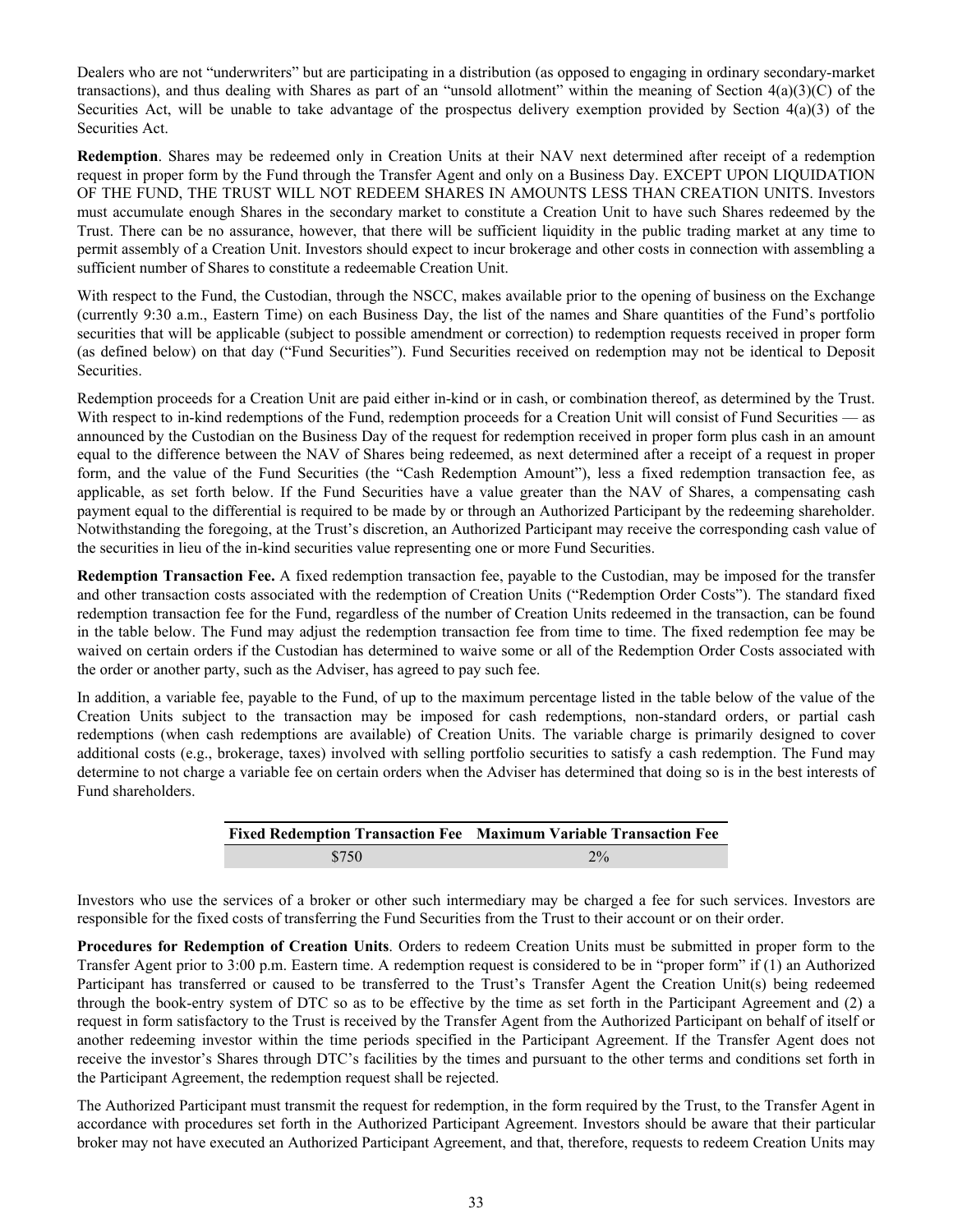Dealers who are not "underwriters" but are participating in a distribution (as opposed to engaging in ordinary secondary-market transactions), and thus dealing with Shares as part of an "unsold allotment" within the meaning of Section 4(a)(3)(C) of the Securities Act, will be unable to take advantage of the prospectus delivery exemption provided by Section 4(a)(3) of the Securities Act.

**Redemption**. Shares may be redeemed only in Creation Units at their NAV next determined after receipt of a redemption request in proper form by the Fund through the Transfer Agent and only on a Business Day. EXCEPT UPON LIQUIDATION OF THE FUND, THE TRUST WILL NOT REDEEM SHARES IN AMOUNTS LESS THAN CREATION UNITS. Investors must accumulate enough Shares in the secondary market to constitute a Creation Unit to have such Shares redeemed by the Trust. There can be no assurance, however, that there will be sufficient liquidity in the public trading market at any time to permit assembly of a Creation Unit. Investors should expect to incur brokerage and other costs in connection with assembling a sufficient number of Shares to constitute a redeemable Creation Unit.

With respect to the Fund, the Custodian, through the NSCC, makes available prior to the opening of business on the Exchange (currently 9:30 a.m., Eastern Time) on each Business Day, the list of the names and Share quantities of the Fund's portfolio securities that will be applicable (subject to possible amendment or correction) to redemption requests received in proper form (as defined below) on that day ("Fund Securities"). Fund Securities received on redemption may not be identical to Deposit Securities.

Redemption proceeds for a Creation Unit are paid either in-kind or in cash, or combination thereof, as determined by the Trust. With respect to in-kind redemptions of the Fund, redemption proceeds for a Creation Unit will consist of Fund Securities — as announced by the Custodian on the Business Day of the request for redemption received in proper form plus cash in an amount equal to the difference between the NAV of Shares being redeemed, as next determined after a receipt of a request in proper form, and the value of the Fund Securities (the "Cash Redemption Amount"), less a fixed redemption transaction fee, as applicable, as set forth below. If the Fund Securities have a value greater than the NAV of Shares, a compensating cash payment equal to the differential is required to be made by or through an Authorized Participant by the redeeming shareholder. Notwithstanding the foregoing, at the Trust's discretion, an Authorized Participant may receive the corresponding cash value of the securities in lieu of the in-kind securities value representing one or more Fund Securities.

**Redemption Transaction Fee.** A fixed redemption transaction fee, payable to the Custodian, may be imposed for the transfer and other transaction costs associated with the redemption of Creation Units ("Redemption Order Costs"). The standard fixed redemption transaction fee for the Fund, regardless of the number of Creation Units redeemed in the transaction, can be found in the table below. The Fund may adjust the redemption transaction fee from time to time. The fixed redemption fee may be waived on certain orders if the Custodian has determined to waive some or all of the Redemption Order Costs associated with the order or another party, such as the Adviser, has agreed to pay such fee.

In addition, a variable fee, payable to the Fund, of up to the maximum percentage listed in the table below of the value of the Creation Units subject to the transaction may be imposed for cash redemptions, non-standard orders, or partial cash redemptions (when cash redemptions are available) of Creation Units. The variable charge is primarily designed to cover additional costs (e.g., brokerage, taxes) involved with selling portfolio securities to satisfy a cash redemption. The Fund may determine to not charge a variable fee on certain orders when the Adviser has determined that doing so is in the best interests of Fund shareholders.

| Fixed Redemption Transaction Fee | Maximum Variable Transaction Fee |
|---|---|
| $750 | 2% |

Investors who use the services of a broker or other such intermediary may be charged a fee for such services. Investors are responsible for the fixed costs of transferring the Fund Securities from the Trust to their account or on their order.

**Procedures for Redemption of Creation Units**. Orders to redeem Creation Units must be submitted in proper form to the Transfer Agent prior to 3:00 p.m. Eastern time. A redemption request is considered to be in "proper form" if (1) an Authorized Participant has transferred or caused to be transferred to the Trust's Transfer Agent the Creation Unit(s) being redeemed through the book-entry system of DTC so as to be effective by the time as set forth in the Participant Agreement and (2) a request in form satisfactory to the Trust is received by the Transfer Agent from the Authorized Participant on behalf of itself or another redeeming investor within the time periods specified in the Participant Agreement. If the Transfer Agent does not receive the investor's Shares through DTC's facilities by the times and pursuant to the other terms and conditions set forth in the Participant Agreement, the redemption request shall be rejected.

The Authorized Participant must transmit the request for redemption, in the form required by the Trust, to the Transfer Agent in accordance with procedures set forth in the Authorized Participant Agreement. Investors should be aware that their particular broker may not have executed an Authorized Participant Agreement, and that, therefore, requests to redeem Creation Units may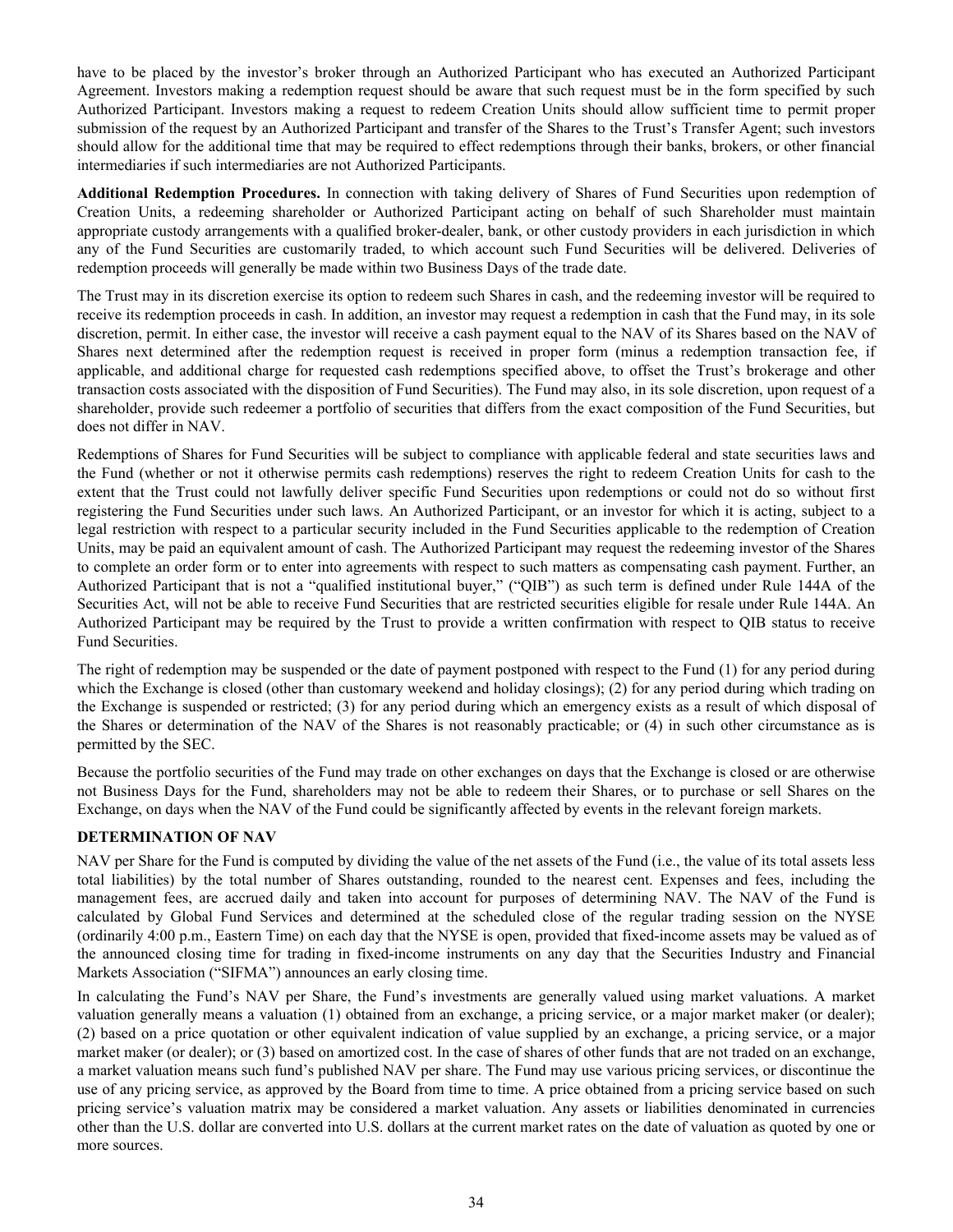have to be placed by the investor's broker through an Authorized Participant who has executed an Authorized Participant Agreement. Investors making a redemption request should be aware that such request must be in the form specified by such Authorized Participant. Investors making a request to redeem Creation Units should allow sufficient time to permit proper submission of the request by an Authorized Participant and transfer of the Shares to the Trust's Transfer Agent; such investors should allow for the additional time that may be required to effect redemptions through their banks, brokers, or other financial intermediaries if such intermediaries are not Authorized Participants.

**Additional Redemption Procedures.** In connection with taking delivery of Shares of Fund Securities upon redemption of Creation Units, a redeeming shareholder or Authorized Participant acting on behalf of such Shareholder must maintain appropriate custody arrangements with a qualified broker-dealer, bank, or other custody providers in each jurisdiction in which any of the Fund Securities are customarily traded, to which account such Fund Securities will be delivered. Deliveries of redemption proceeds will generally be made within two Business Days of the trade date.

The Trust may in its discretion exercise its option to redeem such Shares in cash, and the redeeming investor will be required to receive its redemption proceeds in cash. In addition, an investor may request a redemption in cash that the Fund may, in its sole discretion, permit. In either case, the investor will receive a cash payment equal to the NAV of its Shares based on the NAV of Shares next determined after the redemption request is received in proper form (minus a redemption transaction fee, if applicable, and additional charge for requested cash redemptions specified above, to offset the Trust's brokerage and other transaction costs associated with the disposition of Fund Securities). The Fund may also, in its sole discretion, upon request of a shareholder, provide such redeemer a portfolio of securities that differs from the exact composition of the Fund Securities, but does not differ in NAV.

Redemptions of Shares for Fund Securities will be subject to compliance with applicable federal and state securities laws and the Fund (whether or not it otherwise permits cash redemptions) reserves the right to redeem Creation Units for cash to the extent that the Trust could not lawfully deliver specific Fund Securities upon redemptions or could not do so without first registering the Fund Securities under such laws. An Authorized Participant, or an investor for which it is acting, subject to a legal restriction with respect to a particular security included in the Fund Securities applicable to the redemption of Creation Units, may be paid an equivalent amount of cash. The Authorized Participant may request the redeeming investor of the Shares to complete an order form or to enter into agreements with respect to such matters as compensating cash payment. Further, an Authorized Participant that is not a "qualified institutional buyer," ("QIB") as such term is defined under Rule 144A of the Securities Act, will not be able to receive Fund Securities that are restricted securities eligible for resale under Rule 144A. An Authorized Participant may be required by the Trust to provide a written confirmation with respect to QIB status to receive Fund Securities.

The right of redemption may be suspended or the date of payment postponed with respect to the Fund (1) for any period during which the Exchange is closed (other than customary weekend and holiday closings); (2) for any period during which trading on the Exchange is suspended or restricted; (3) for any period during which an emergency exists as a result of which disposal of the Shares or determination of the NAV of the Shares is not reasonably practicable; or (4) in such other circumstance as is permitted by the SEC.

Because the portfolio securities of the Fund may trade on other exchanges on days that the Exchange is closed or are otherwise not Business Days for the Fund, shareholders may not be able to redeem their Shares, or to purchase or sell Shares on the Exchange, on days when the NAV of the Fund could be significantly affected by events in the relevant foreign markets.

## DETERMINATION OF NAV

NAV per Share for the Fund is computed by dividing the value of the net assets of the Fund (i.e., the value of its total assets less total liabilities) by the total number of Shares outstanding, rounded to the nearest cent. Expenses and fees, including the management fees, are accrued daily and taken into account for purposes of determining NAV. The NAV of the Fund is calculated by Global Fund Services and determined at the scheduled close of the regular trading session on the NYSE (ordinarily 4:00 p.m., Eastern Time) on each day that the NYSE is open, provided that fixed-income assets may be valued as of the announced closing time for trading in fixed-income instruments on any day that the Securities Industry and Financial Markets Association ("SIFMA") announces an early closing time.

In calculating the Fund's NAV per Share, the Fund's investments are generally valued using market valuations. A market valuation generally means a valuation (1) obtained from an exchange, a pricing service, or a major market maker (or dealer); (2) based on a price quotation or other equivalent indication of value supplied by an exchange, a pricing service, or a major market maker (or dealer); or (3) based on amortized cost. In the case of shares of other funds that are not traded on an exchange, a market valuation means such fund's published NAV per share. The Fund may use various pricing services, or discontinue the use of any pricing service, as approved by the Board from time to time. A price obtained from a pricing service based on such pricing service's valuation matrix may be considered a market valuation. Any assets or liabilities denominated in currencies other than the U.S. dollar are converted into U.S. dollars at the current market rates on the date of valuation as quoted by one or more sources.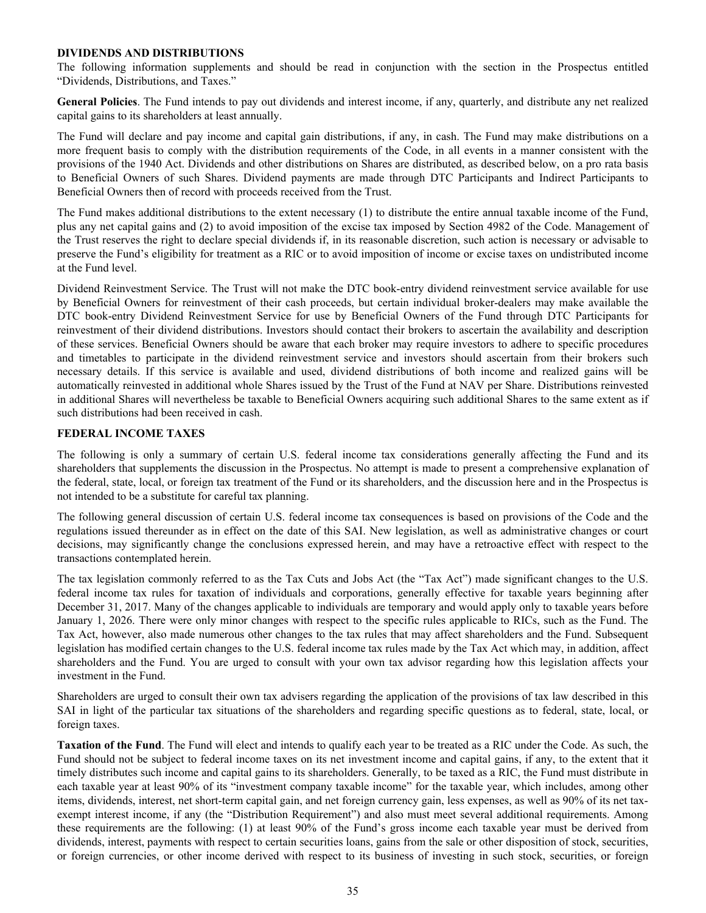## DIVIDENDS AND DISTRIBUTIONS

The following information supplements and should be read in conjunction with the section in the Prospectus entitled "Dividends, Distributions, and Taxes."

**General Policies**. The Fund intends to pay out dividends and interest income, if any, quarterly, and distribute any net realized capital gains to its shareholders at least annually.

The Fund will declare and pay income and capital gain distributions, if any, in cash. The Fund may make distributions on a more frequent basis to comply with the distribution requirements of the Code, in all events in a manner consistent with the provisions of the 1940 Act. Dividends and other distributions on Shares are distributed, as described below, on a pro rata basis to Beneficial Owners of such Shares. Dividend payments are made through DTC Participants and Indirect Participants to Beneficial Owners then of record with proceeds received from the Trust.

The Fund makes additional distributions to the extent necessary (1) to distribute the entire annual taxable income of the Fund, plus any net capital gains and (2) to avoid imposition of the excise tax imposed by Section 4982 of the Code. Management of the Trust reserves the right to declare special dividends if, in its reasonable discretion, such action is necessary or advisable to preserve the Fund's eligibility for treatment as a RIC or to avoid imposition of income or excise taxes on undistributed income at the Fund level.

Dividend Reinvestment Service. The Trust will not make the DTC book-entry dividend reinvestment service available for use by Beneficial Owners for reinvestment of their cash proceeds, but certain individual broker-dealers may make available the DTC book-entry Dividend Reinvestment Service for use by Beneficial Owners of the Fund through DTC Participants for reinvestment of their dividend distributions. Investors should contact their brokers to ascertain the availability and description of these services. Beneficial Owners should be aware that each broker may require investors to adhere to specific procedures and timetables to participate in the dividend reinvestment service and investors should ascertain from their brokers such necessary details. If this service is available and used, dividend distributions of both income and realized gains will be automatically reinvested in additional whole Shares issued by the Trust of the Fund at NAV per Share. Distributions reinvested in additional Shares will nevertheless be taxable to Beneficial Owners acquiring such additional Shares to the same extent as if such distributions had been received in cash.

## FEDERAL INCOME TAXES

The following is only a summary of certain U.S. federal income tax considerations generally affecting the Fund and its shareholders that supplements the discussion in the Prospectus. No attempt is made to present a comprehensive explanation of the federal, state, local, or foreign tax treatment of the Fund or its shareholders, and the discussion here and in the Prospectus is not intended to be a substitute for careful tax planning.

The following general discussion of certain U.S. federal income tax consequences is based on provisions of the Code and the regulations issued thereunder as in effect on the date of this SAI. New legislation, as well as administrative changes or court decisions, may significantly change the conclusions expressed herein, and may have a retroactive effect with respect to the transactions contemplated herein.

The tax legislation commonly referred to as the Tax Cuts and Jobs Act (the "Tax Act") made significant changes to the U.S. federal income tax rules for taxation of individuals and corporations, generally effective for taxable years beginning after December 31, 2017. Many of the changes applicable to individuals are temporary and would apply only to taxable years before January 1, 2026. There were only minor changes with respect to the specific rules applicable to RICs, such as the Fund. The Tax Act, however, also made numerous other changes to the tax rules that may affect shareholders and the Fund. Subsequent legislation has modified certain changes to the U.S. federal income tax rules made by the Tax Act which may, in addition, affect shareholders and the Fund. You are urged to consult with your own tax advisor regarding how this legislation affects your investment in the Fund.

Shareholders are urged to consult their own tax advisers regarding the application of the provisions of tax law described in this SAI in light of the particular tax situations of the shareholders and regarding specific questions as to federal, state, local, or foreign taxes.

**Taxation of the Fund**. The Fund will elect and intends to qualify each year to be treated as a RIC under the Code. As such, the Fund should not be subject to federal income taxes on its net investment income and capital gains, if any, to the extent that it timely distributes such income and capital gains to its shareholders. Generally, to be taxed as a RIC, the Fund must distribute in each taxable year at least 90% of its "investment company taxable income" for the taxable year, which includes, among other items, dividends, interest, net short-term capital gain, and net foreign currency gain, less expenses, as well as 90% of its net tax-exempt interest income, if any (the "Distribution Requirement") and also must meet several additional requirements. Among these requirements are the following: (1) at least 90% of the Fund's gross income each taxable year must be derived from dividends, interest, payments with respect to certain securities loans, gains from the sale or other disposition of stock, securities, or foreign currencies, or other income derived with respect to its business of investing in such stock, securities, or foreign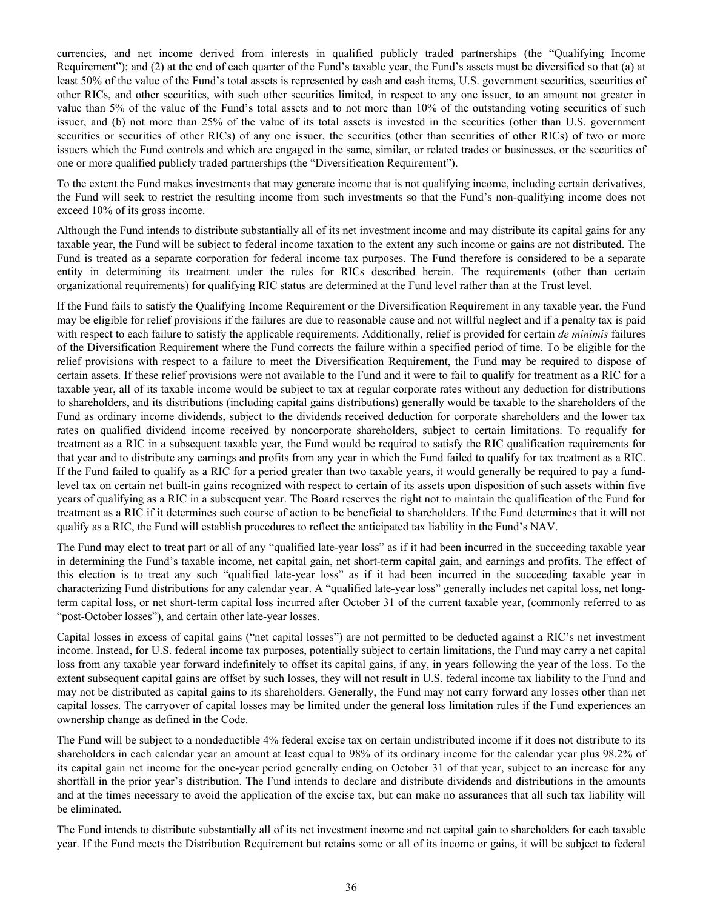currencies, and net income derived from interests in qualified publicly traded partnerships (the "Qualifying Income Requirement"); and (2) at the end of each quarter of the Fund's taxable year, the Fund's assets must be diversified so that (a) at least 50% of the value of the Fund's total assets is represented by cash and cash items, U.S. government securities, securities of other RICs, and other securities, with such other securities limited, in respect to any one issuer, to an amount not greater in value than 5% of the value of the Fund's total assets and to not more than 10% of the outstanding voting securities of such issuer, and (b) not more than 25% of the value of its total assets is invested in the securities (other than U.S. government securities or securities of other RICs) of any one issuer, the securities (other than securities of other RICs) of two or more issuers which the Fund controls and which are engaged in the same, similar, or related trades or businesses, or the securities of one or more qualified publicly traded partnerships (the "Diversification Requirement").

To the extent the Fund makes investments that may generate income that is not qualifying income, including certain derivatives, the Fund will seek to restrict the resulting income from such investments so that the Fund's non-qualifying income does not exceed 10% of its gross income.

Although the Fund intends to distribute substantially all of its net investment income and may distribute its capital gains for any taxable year, the Fund will be subject to federal income taxation to the extent any such income or gains are not distributed. The Fund is treated as a separate corporation for federal income tax purposes. The Fund therefore is considered to be a separate entity in determining its treatment under the rules for RICs described herein. The requirements (other than certain organizational requirements) for qualifying RIC status are determined at the Fund level rather than at the Trust level.

If the Fund fails to satisfy the Qualifying Income Requirement or the Diversification Requirement in any taxable year, the Fund may be eligible for relief provisions if the failures are due to reasonable cause and not willful neglect and if a penalty tax is paid with respect to each failure to satisfy the applicable requirements. Additionally, relief is provided for certain *de minimis* failures of the Diversification Requirement where the Fund corrects the failure within a specified period of time. To be eligible for the relief provisions with respect to a failure to meet the Diversification Requirement, the Fund may be required to dispose of certain assets. If these relief provisions were not available to the Fund and it were to fail to qualify for treatment as a RIC for a taxable year, all of its taxable income would be subject to tax at regular corporate rates without any deduction for distributions to shareholders, and its distributions (including capital gains distributions) generally would be taxable to the shareholders of the Fund as ordinary income dividends, subject to the dividends received deduction for corporate shareholders and the lower tax rates on qualified dividend income received by noncorporate shareholders, subject to certain limitations. To requalify for treatment as a RIC in a subsequent taxable year, the Fund would be required to satisfy the RIC qualification requirements for that year and to distribute any earnings and profits from any year in which the Fund failed to qualify for tax treatment as a RIC. If the Fund failed to qualify as a RIC for a period greater than two taxable years, it would generally be required to pay a fund-level tax on certain net built-in gains recognized with respect to certain of its assets upon disposition of such assets within five years of qualifying as a RIC in a subsequent year. The Board reserves the right not to maintain the qualification of the Fund for treatment as a RIC if it determines such course of action to be beneficial to shareholders. If the Fund determines that it will not qualify as a RIC, the Fund will establish procedures to reflect the anticipated tax liability in the Fund's NAV.

The Fund may elect to treat part or all of any "qualified late-year loss" as if it had been incurred in the succeeding taxable year in determining the Fund's taxable income, net capital gain, net short-term capital gain, and earnings and profits. The effect of this election is to treat any such "qualified late-year loss" as if it had been incurred in the succeeding taxable year in characterizing Fund distributions for any calendar year. A "qualified late-year loss" generally includes net capital loss, net long-term capital loss, or net short-term capital loss incurred after October 31 of the current taxable year, (commonly referred to as "post-October losses"), and certain other late-year losses.

Capital losses in excess of capital gains ("net capital losses") are not permitted to be deducted against a RIC's net investment income. Instead, for U.S. federal income tax purposes, potentially subject to certain limitations, the Fund may carry a net capital loss from any taxable year forward indefinitely to offset its capital gains, if any, in years following the year of the loss. To the extent subsequent capital gains are offset by such losses, they will not result in U.S. federal income tax liability to the Fund and may not be distributed as capital gains to its shareholders. Generally, the Fund may not carry forward any losses other than net capital losses. The carryover of capital losses may be limited under the general loss limitation rules if the Fund experiences an ownership change as defined in the Code.

The Fund will be subject to a nondeductible 4% federal excise tax on certain undistributed income if it does not distribute to its shareholders in each calendar year an amount at least equal to 98% of its ordinary income for the calendar year plus 98.2% of its capital gain net income for the one-year period generally ending on October 31 of that year, subject to an increase for any shortfall in the prior year's distribution. The Fund intends to declare and distribute dividends and distributions in the amounts and at the times necessary to avoid the application of the excise tax, but can make no assurances that all such tax liability will be eliminated.

The Fund intends to distribute substantially all of its net investment income and net capital gain to shareholders for each taxable year. If the Fund meets the Distribution Requirement but retains some or all of its income or gains, it will be subject to federal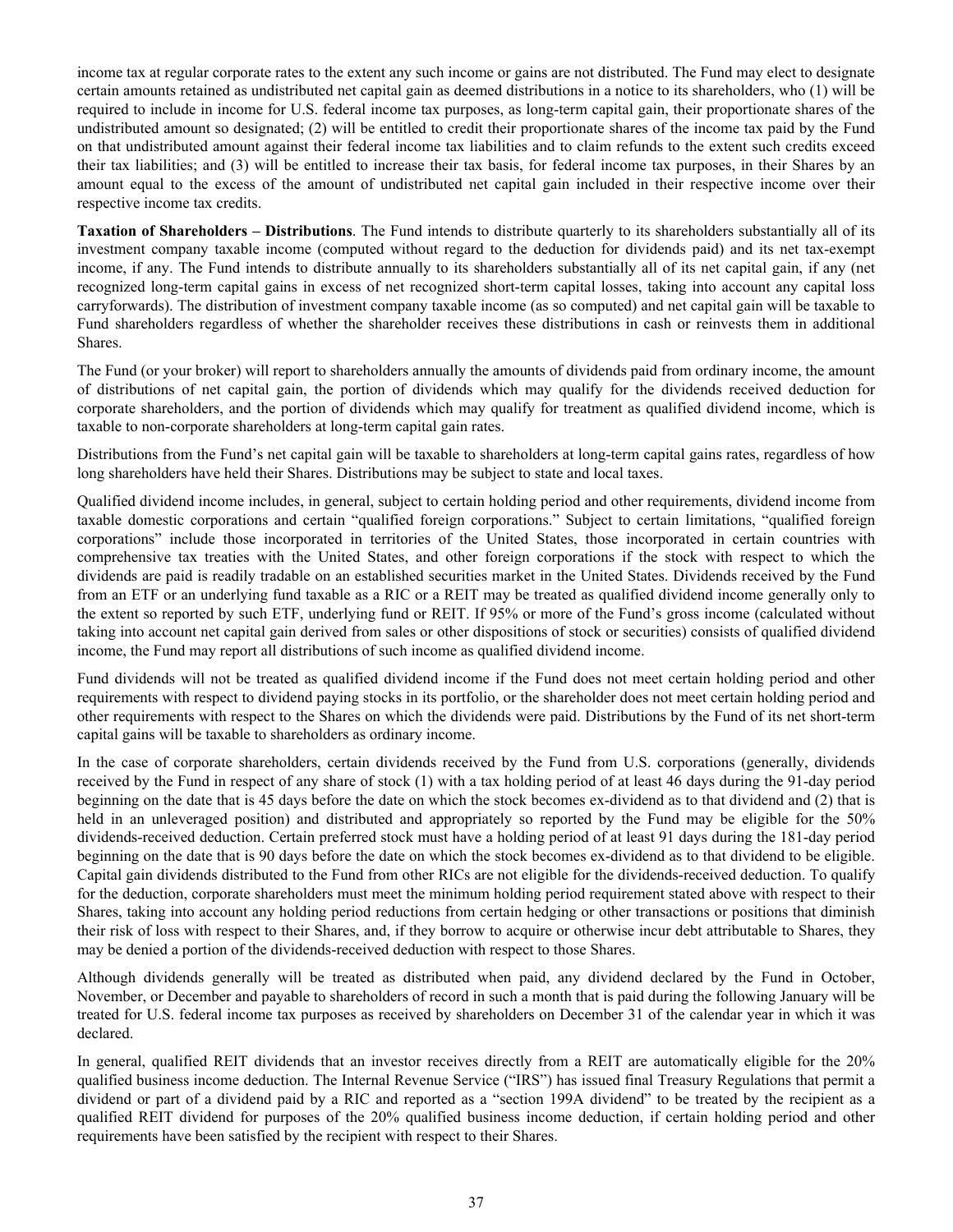income tax at regular corporate rates to the extent any such income or gains are not distributed. The Fund may elect to designate certain amounts retained as undistributed net capital gain as deemed distributions in a notice to its shareholders, who (1) will be required to include in income for U.S. federal income tax purposes, as long-term capital gain, their proportionate shares of the undistributed amount so designated; (2) will be entitled to credit their proportionate shares of the income tax paid by the Fund on that undistributed amount against their federal income tax liabilities and to claim refunds to the extent such credits exceed their tax liabilities; and (3) will be entitled to increase their tax basis, for federal income tax purposes, in their Shares by an amount equal to the excess of the amount of undistributed net capital gain included in their respective income over their respective income tax credits.

**Taxation of Shareholders – Distributions**. The Fund intends to distribute quarterly to its shareholders substantially all of its investment company taxable income (computed without regard to the deduction for dividends paid) and its net tax-exempt income, if any. The Fund intends to distribute annually to its shareholders substantially all of its net capital gain, if any (net recognized long-term capital gains in excess of net recognized short-term capital losses, taking into account any capital loss carryforwards). The distribution of investment company taxable income (as so computed) and net capital gain will be taxable to Fund shareholders regardless of whether the shareholder receives these distributions in cash or reinvests them in additional Shares.

The Fund (or your broker) will report to shareholders annually the amounts of dividends paid from ordinary income, the amount of distributions of net capital gain, the portion of dividends which may qualify for the dividends received deduction for corporate shareholders, and the portion of dividends which may qualify for treatment as qualified dividend income, which is taxable to non-corporate shareholders at long-term capital gain rates.

Distributions from the Fund's net capital gain will be taxable to shareholders at long-term capital gains rates, regardless of how long shareholders have held their Shares. Distributions may be subject to state and local taxes.

Qualified dividend income includes, in general, subject to certain holding period and other requirements, dividend income from taxable domestic corporations and certain "qualified foreign corporations." Subject to certain limitations, "qualified foreign corporations" include those incorporated in territories of the United States, those incorporated in certain countries with comprehensive tax treaties with the United States, and other foreign corporations if the stock with respect to which the dividends are paid is readily tradable on an established securities market in the United States. Dividends received by the Fund from an ETF or an underlying fund taxable as a RIC or a REIT may be treated as qualified dividend income generally only to the extent so reported by such ETF, underlying fund or REIT. If 95% or more of the Fund's gross income (calculated without taking into account net capital gain derived from sales or other dispositions of stock or securities) consists of qualified dividend income, the Fund may report all distributions of such income as qualified dividend income.

Fund dividends will not be treated as qualified dividend income if the Fund does not meet certain holding period and other requirements with respect to dividend paying stocks in its portfolio, or the shareholder does not meet certain holding period and other requirements with respect to the Shares on which the dividends were paid. Distributions by the Fund of its net short-term capital gains will be taxable to shareholders as ordinary income.

In the case of corporate shareholders, certain dividends received by the Fund from U.S. corporations (generally, dividends received by the Fund in respect of any share of stock (1) with a tax holding period of at least 46 days during the 91-day period beginning on the date that is 45 days before the date on which the stock becomes ex-dividend as to that dividend and (2) that is held in an unleveraged position) and distributed and appropriately so reported by the Fund may be eligible for the 50% dividends-received deduction. Certain preferred stock must have a holding period of at least 91 days during the 181-day period beginning on the date that is 90 days before the date on which the stock becomes ex-dividend as to that dividend to be eligible. Capital gain dividends distributed to the Fund from other RICs are not eligible for the dividends-received deduction. To qualify for the deduction, corporate shareholders must meet the minimum holding period requirement stated above with respect to their Shares, taking into account any holding period reductions from certain hedging or other transactions or positions that diminish their risk of loss with respect to their Shares, and, if they borrow to acquire or otherwise incur debt attributable to Shares, they may be denied a portion of the dividends-received deduction with respect to those Shares.

Although dividends generally will be treated as distributed when paid, any dividend declared by the Fund in October, November, or December and payable to shareholders of record in such a month that is paid during the following January will be treated for U.S. federal income tax purposes as received by shareholders on December 31 of the calendar year in which it was declared.

In general, qualified REIT dividends that an investor receives directly from a REIT are automatically eligible for the 20% qualified business income deduction. The Internal Revenue Service ("IRS") has issued final Treasury Regulations that permit a dividend or part of a dividend paid by a RIC and reported as a "section 199A dividend" to be treated by the recipient as a qualified REIT dividend for purposes of the 20% qualified business income deduction, if certain holding period and other requirements have been satisfied by the recipient with respect to their Shares.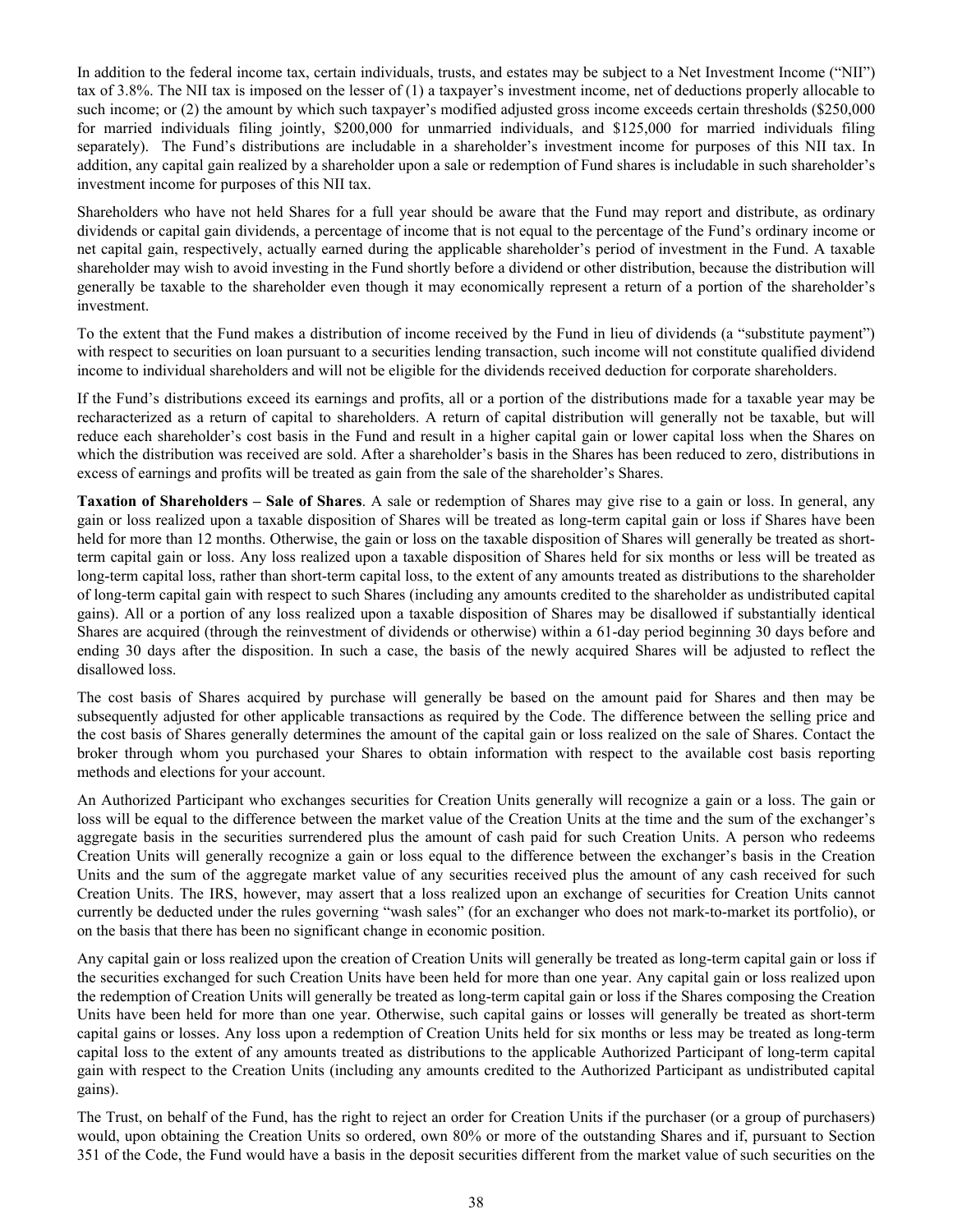In addition to the federal income tax, certain individuals, trusts, and estates may be subject to a Net Investment Income ("NII") tax of 3.8%. The NII tax is imposed on the lesser of (1) a taxpayer's investment income, net of deductions properly allocable to such income; or (2) the amount by which such taxpayer's modified adjusted gross income exceeds certain thresholds ($250,000 for married individuals filing jointly, $200,000 for unmarried individuals, and $125,000 for married individuals filing separately). The Fund's distributions are includable in a shareholder's investment income for purposes of this NII tax. In addition, any capital gain realized by a shareholder upon a sale or redemption of Fund shares is includable in such shareholder's investment income for purposes of this NII tax.

Shareholders who have not held Shares for a full year should be aware that the Fund may report and distribute, as ordinary dividends or capital gain dividends, a percentage of income that is not equal to the percentage of the Fund's ordinary income or net capital gain, respectively, actually earned during the applicable shareholder's period of investment in the Fund. A taxable shareholder may wish to avoid investing in the Fund shortly before a dividend or other distribution, because the distribution will generally be taxable to the shareholder even though it may economically represent a return of a portion of the shareholder's investment.

To the extent that the Fund makes a distribution of income received by the Fund in lieu of dividends (a "substitute payment") with respect to securities on loan pursuant to a securities lending transaction, such income will not constitute qualified dividend income to individual shareholders and will not be eligible for the dividends received deduction for corporate shareholders.

If the Fund's distributions exceed its earnings and profits, all or a portion of the distributions made for a taxable year may be recharacterized as a return of capital to shareholders. A return of capital distribution will generally not be taxable, but will reduce each shareholder's cost basis in the Fund and result in a higher capital gain or lower capital loss when the Shares on which the distribution was received are sold. After a shareholder's basis in the Shares has been reduced to zero, distributions in excess of earnings and profits will be treated as gain from the sale of the shareholder's Shares.

**Taxation of Shareholders – Sale of Shares**. A sale or redemption of Shares may give rise to a gain or loss. In general, any gain or loss realized upon a taxable disposition of Shares will be treated as long-term capital gain or loss if Shares have been held for more than 12 months. Otherwise, the gain or loss on the taxable disposition of Shares will generally be treated as short-term capital gain or loss. Any loss realized upon a taxable disposition of Shares held for six months or less will be treated as long-term capital loss, rather than short-term capital loss, to the extent of any amounts treated as distributions to the shareholder of long-term capital gain with respect to such Shares (including any amounts credited to the shareholder as undistributed capital gains). All or a portion of any loss realized upon a taxable disposition of Shares may be disallowed if substantially identical Shares are acquired (through the reinvestment of dividends or otherwise) within a 61-day period beginning 30 days before and ending 30 days after the disposition. In such a case, the basis of the newly acquired Shares will be adjusted to reflect the disallowed loss.

The cost basis of Shares acquired by purchase will generally be based on the amount paid for Shares and then may be subsequently adjusted for other applicable transactions as required by the Code. The difference between the selling price and the cost basis of Shares generally determines the amount of the capital gain or loss realized on the sale of Shares. Contact the broker through whom you purchased your Shares to obtain information with respect to the available cost basis reporting methods and elections for your account.

An Authorized Participant who exchanges securities for Creation Units generally will recognize a gain or a loss. The gain or loss will be equal to the difference between the market value of the Creation Units at the time and the sum of the exchanger's aggregate basis in the securities surrendered plus the amount of cash paid for such Creation Units. A person who redeems Creation Units will generally recognize a gain or loss equal to the difference between the exchanger's basis in the Creation Units and the sum of the aggregate market value of any securities received plus the amount of any cash received for such Creation Units. The IRS, however, may assert that a loss realized upon an exchange of securities for Creation Units cannot currently be deducted under the rules governing "wash sales" (for an exchanger who does not mark-to-market its portfolio), or on the basis that there has been no significant change in economic position.

Any capital gain or loss realized upon the creation of Creation Units will generally be treated as long-term capital gain or loss if the securities exchanged for such Creation Units have been held for more than one year. Any capital gain or loss realized upon the redemption of Creation Units will generally be treated as long-term capital gain or loss if the Shares composing the Creation Units have been held for more than one year. Otherwise, such capital gains or losses will generally be treated as short-term capital gains or losses. Any loss upon a redemption of Creation Units held for six months or less may be treated as long-term capital loss to the extent of any amounts treated as distributions to the applicable Authorized Participant of long-term capital gain with respect to the Creation Units (including any amounts credited to the Authorized Participant as undistributed capital gains).

The Trust, on behalf of the Fund, has the right to reject an order for Creation Units if the purchaser (or a group of purchasers) would, upon obtaining the Creation Units so ordered, own 80% or more of the outstanding Shares and if, pursuant to Section 351 of the Code, the Fund would have a basis in the deposit securities different from the market value of such securities on the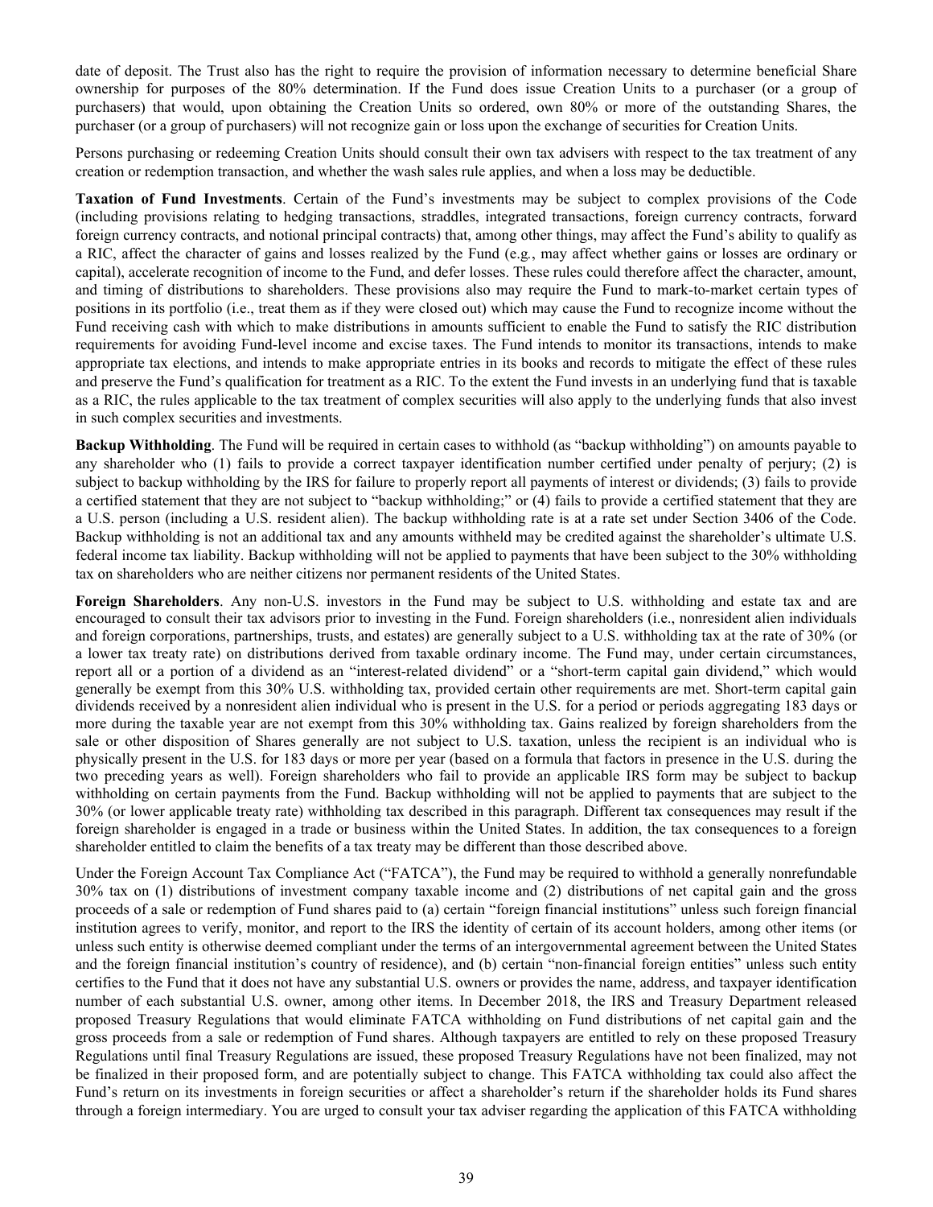date of deposit. The Trust also has the right to require the provision of information necessary to determine beneficial Share ownership for purposes of the 80% determination. If the Fund does issue Creation Units to a purchaser (or a group of purchasers) that would, upon obtaining the Creation Units so ordered, own 80% or more of the outstanding Shares, the purchaser (or a group of purchasers) will not recognize gain or loss upon the exchange of securities for Creation Units.

Persons purchasing or redeeming Creation Units should consult their own tax advisers with respect to the tax treatment of any creation or redemption transaction, and whether the wash sales rule applies, and when a loss may be deductible.

**Taxation of Fund Investments**. Certain of the Fund's investments may be subject to complex provisions of the Code (including provisions relating to hedging transactions, straddles, integrated transactions, foreign currency contracts, forward foreign currency contracts, and notional principal contracts) that, among other things, may affect the Fund's ability to qualify as a RIC, affect the character of gains and losses realized by the Fund (e.g*.*, may affect whether gains or losses are ordinary or capital), accelerate recognition of income to the Fund, and defer losses. These rules could therefore affect the character, amount, and timing of distributions to shareholders. These provisions also may require the Fund to mark-to-market certain types of positions in its portfolio (i.e., treat them as if they were closed out) which may cause the Fund to recognize income without the Fund receiving cash with which to make distributions in amounts sufficient to enable the Fund to satisfy the RIC distribution requirements for avoiding Fund-level income and excise taxes. The Fund intends to monitor its transactions, intends to make appropriate tax elections, and intends to make appropriate entries in its books and records to mitigate the effect of these rules and preserve the Fund's qualification for treatment as a RIC. To the extent the Fund invests in an underlying fund that is taxable as a RIC, the rules applicable to the tax treatment of complex securities will also apply to the underlying funds that also invest in such complex securities and investments.

**Backup Withholding**. The Fund will be required in certain cases to withhold (as "backup withholding") on amounts payable to any shareholder who (1) fails to provide a correct taxpayer identification number certified under penalty of perjury; (2) is subject to backup withholding by the IRS for failure to properly report all payments of interest or dividends; (3) fails to provide a certified statement that they are not subject to "backup withholding;" or (4) fails to provide a certified statement that they are a U.S. person (including a U.S. resident alien). The backup withholding rate is at a rate set under Section 3406 of the Code. Backup withholding is not an additional tax and any amounts withheld may be credited against the shareholder's ultimate U.S. federal income tax liability. Backup withholding will not be applied to payments that have been subject to the 30% withholding tax on shareholders who are neither citizens nor permanent residents of the United States.

**Foreign Shareholders**. Any non-U.S. investors in the Fund may be subject to U.S. withholding and estate tax and are encouraged to consult their tax advisors prior to investing in the Fund. Foreign shareholders (i.e., nonresident alien individuals and foreign corporations, partnerships, trusts, and estates) are generally subject to a U.S. withholding tax at the rate of 30% (or a lower tax treaty rate) on distributions derived from taxable ordinary income. The Fund may, under certain circumstances, report all or a portion of a dividend as an "interest-related dividend" or a "short-term capital gain dividend," which would generally be exempt from this 30% U.S. withholding tax, provided certain other requirements are met. Short-term capital gain dividends received by a nonresident alien individual who is present in the U.S. for a period or periods aggregating 183 days or more during the taxable year are not exempt from this 30% withholding tax. Gains realized by foreign shareholders from the sale or other disposition of Shares generally are not subject to U.S. taxation, unless the recipient is an individual who is physically present in the U.S. for 183 days or more per year (based on a formula that factors in presence in the U.S. during the two preceding years as well). Foreign shareholders who fail to provide an applicable IRS form may be subject to backup withholding on certain payments from the Fund. Backup withholding will not be applied to payments that are subject to the 30% (or lower applicable treaty rate) withholding tax described in this paragraph. Different tax consequences may result if the foreign shareholder is engaged in a trade or business within the United States. In addition, the tax consequences to a foreign shareholder entitled to claim the benefits of a tax treaty may be different than those described above.

Under the Foreign Account Tax Compliance Act ("FATCA"), the Fund may be required to withhold a generally nonrefundable 30% tax on (1) distributions of investment company taxable income and (2) distributions of net capital gain and the gross proceeds of a sale or redemption of Fund shares paid to (a) certain "foreign financial institutions" unless such foreign financial institution agrees to verify, monitor, and report to the IRS the identity of certain of its account holders, among other items (or unless such entity is otherwise deemed compliant under the terms of an intergovernmental agreement between the United States and the foreign financial institution's country of residence), and (b) certain "non-financial foreign entities" unless such entity certifies to the Fund that it does not have any substantial U.S. owners or provides the name, address, and taxpayer identification number of each substantial U.S. owner, among other items. In December 2018, the IRS and Treasury Department released proposed Treasury Regulations that would eliminate FATCA withholding on Fund distributions of net capital gain and the gross proceeds from a sale or redemption of Fund shares. Although taxpayers are entitled to rely on these proposed Treasury Regulations until final Treasury Regulations are issued, these proposed Treasury Regulations have not been finalized, may not be finalized in their proposed form, and are potentially subject to change. This FATCA withholding tax could also affect the Fund's return on its investments in foreign securities or affect a shareholder's return if the shareholder holds its Fund shares through a foreign intermediary. You are urged to consult your tax adviser regarding the application of this FATCA withholding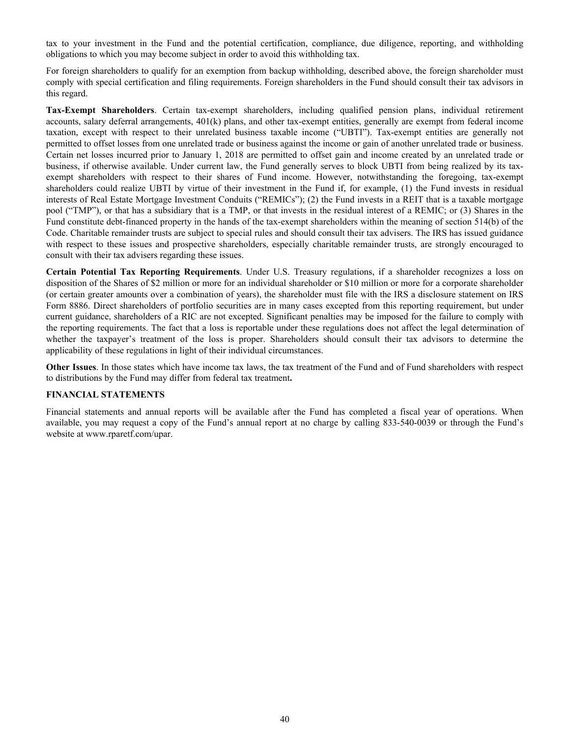tax to your investment in the Fund and the potential certification, compliance, due diligence, reporting, and withholding obligations to which you may become subject in order to avoid this withholding tax.

For foreign shareholders to qualify for an exemption from backup withholding, described above, the foreign shareholder must comply with special certification and filing requirements. Foreign shareholders in the Fund should consult their tax advisors in this regard.

**Tax-Exempt Shareholders**. Certain tax-exempt shareholders, including qualified pension plans, individual retirement accounts, salary deferral arrangements, 401(k) plans, and other tax-exempt entities, generally are exempt from federal income taxation, except with respect to their unrelated business taxable income ("UBTI"). Tax-exempt entities are generally not permitted to offset losses from one unrelated trade or business against the income or gain of another unrelated trade or business. Certain net losses incurred prior to January 1, 2018 are permitted to offset gain and income created by an unrelated trade or business, if otherwise available. Under current law, the Fund generally serves to block UBTI from being realized by its tax-exempt shareholders with respect to their shares of Fund income. However, notwithstanding the foregoing, tax-exempt shareholders could realize UBTI by virtue of their investment in the Fund if, for example, (1) the Fund invests in residual interests of Real Estate Mortgage Investment Conduits ("REMICs"); (2) the Fund invests in a REIT that is a taxable mortgage pool ("TMP"), or that has a subsidiary that is a TMP, or that invests in the residual interest of a REMIC; or (3) Shares in the Fund constitute debt-financed property in the hands of the tax-exempt shareholders within the meaning of section 514(b) of the Code. Charitable remainder trusts are subject to special rules and should consult their tax advisers. The IRS has issued guidance with respect to these issues and prospective shareholders, especially charitable remainder trusts, are strongly encouraged to consult with their tax advisers regarding these issues.

**Certain Potential Tax Reporting Requirements**. Under U.S. Treasury regulations, if a shareholder recognizes a loss on disposition of the Shares of $2 million or more for an individual shareholder or $10 million or more for a corporate shareholder (or certain greater amounts over a combination of years), the shareholder must file with the IRS a disclosure statement on IRS Form 8886. Direct shareholders of portfolio securities are in many cases excepted from this reporting requirement, but under current guidance, shareholders of a RIC are not excepted. Significant penalties may be imposed for the failure to comply with the reporting requirements. The fact that a loss is reportable under these regulations does not affect the legal determination of whether the taxpayer's treatment of the loss is proper. Shareholders should consult their tax advisors to determine the applicability of these regulations in light of their individual circumstances.

**Other Issues**. In those states which have income tax laws, the tax treatment of the Fund and of Fund shareholders with respect to distributions by the Fund may differ from federal tax treatment**.**

**FINANCIAL STATEMENTS**

Financial statements and annual reports will be available after the Fund has completed a fiscal year of operations. When available, you may request a copy of the Fund's annual report at no charge by calling 833-540-0039 or through the Fund's website at www.rparetf.com/upar.